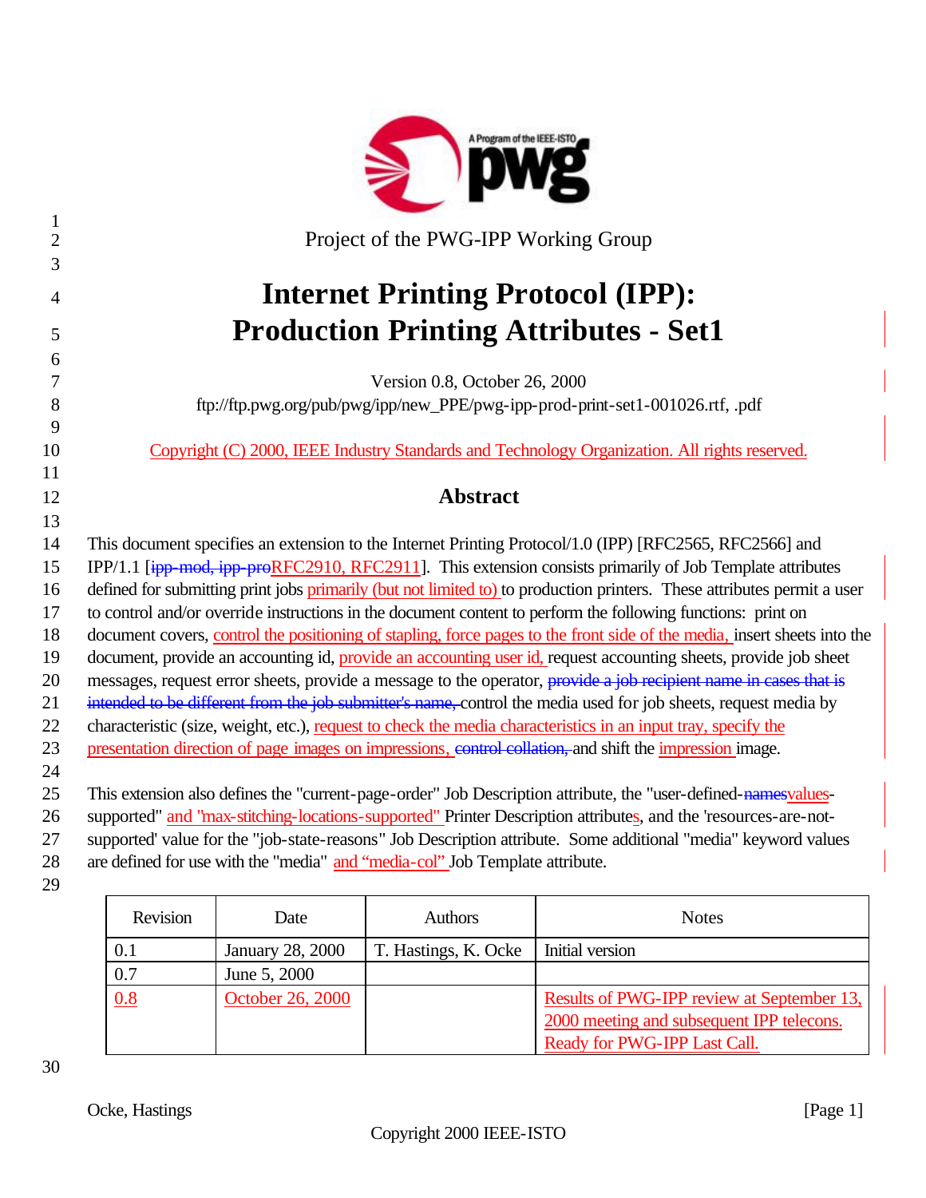Project of the PWG-IPP Working Group

# Internet Printing Protocol (IPP): Production Printing Attributes - Set1

Version 0.8, October 26, 2000

ftp://ftp.pwg.org/pub/pwg/ipp/new_PPE/pwg-ipp-prod-print-set1-001026.rtf, .pdf

Copyright (C) 2000, IEEE Industry Standards and Technology Organization. All rights reserved.

## Abstract

This document specifies an extension to the Internet Printing Protocol/1.0 (IPP) [RFC2565, RFC2566] and IPP/1.1 [~~ipp-mod, ipp-pro~~RFC2910, RFC2911]. This extension consists primarily of Job Template attributes defined for submitting print jobs primarily (but not limited to) to production printers. These attributes permit a user to control and/or override instructions in the document content to perform the following functions: print on document covers, control the positioning of stapling, force pages to the front side of the media, insert sheets into the document, provide an accounting id, provide an accounting user id, request accounting sheets, provide job sheet messages, request error sheets, provide a message to the operator, ~~provide a job recipient name in cases that is intended to be different from the job submitter's name,~~ control the media used for job sheets, request media by characteristic (size, weight, etc.), request to check the media characteristics in an input tray, specify the presentation direction of page images on impressions, ~~control collation,~~ and shift the impression image.

This extension also defines the "current-page-order" Job Description attribute, the "user-defined-~~names~~values-supported" and "max-stitching-locations-supported" Printer Description attributes, and the 'resources-are-not-supported' value for the "job-state-reasons" Job Description attribute. Some additional "media" keyword values are defined for use with the "media" and "media-col" Job Template attribute.

| Revision | Date | Authors | Notes |
|---|---|---|---|
| 0.1 | January 28, 2000 | T. Hastings, K. Ocke | Initial version |
| 0.7 | June 5, 2000 | | |
| 0.8 | October 26, 2000 | | Results of PWG-IPP review at September 13, 2000 meeting and subsequent IPP telecons. Ready for PWG-IPP Last Call. |

Copyright 2000 IEEE-ISTO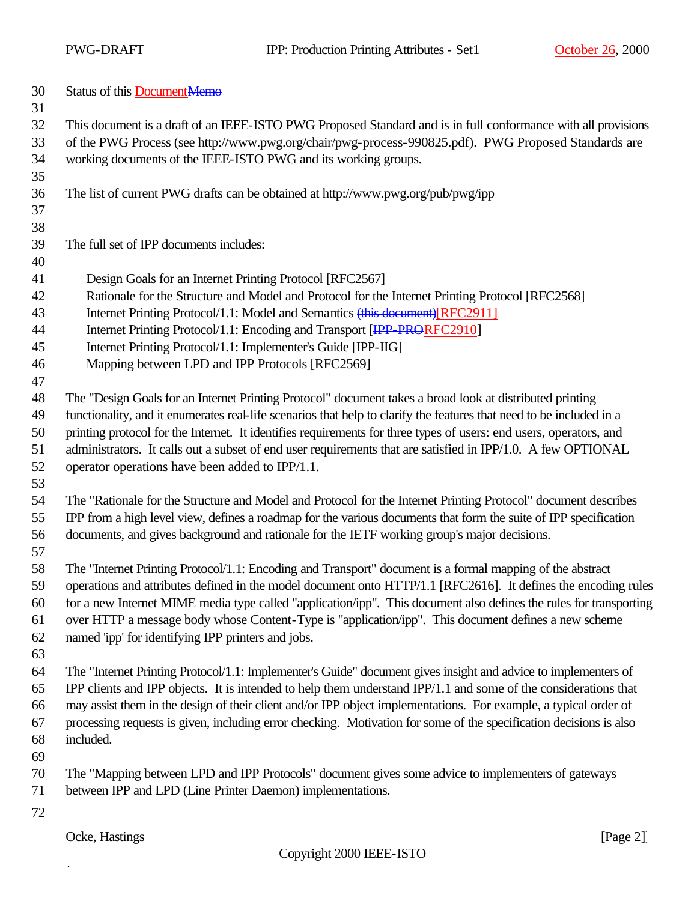Status of this DocumentMemo

This document is a draft of an IEEE-ISTO PWG Proposed Standard and is in full conformance with all provisions of the PWG Process (see http://www.pwg.org/chair/pwg-process-990825.pdf). PWG Proposed Standards are working documents of the IEEE-ISTO PWG and its working groups.

The list of current PWG drafts can be obtained at http://www.pwg.org/pub/pwg/ipp

The full set of IPP documents includes:

- Design Goals for an Internet Printing Protocol [RFC2567]
- Rationale for the Structure and Model and Protocol for the Internet Printing Protocol [RFC2568]
- Internet Printing Protocol/1.1: Model and Semantics (this document)[RFC2911]
- Internet Printing Protocol/1.1: Encoding and Transport [IPP-PRORFC2910]
- Internet Printing Protocol/1.1: Implementer's Guide [IPP-IIG]
- Mapping between LPD and IPP Protocols [RFC2569]

The "Design Goals for an Internet Printing Protocol" document takes a broad look at distributed printing functionality, and it enumerates real-life scenarios that help to clarify the features that need to be included in a printing protocol for the Internet. It identifies requirements for three types of users: end users, operators, and administrators. It calls out a subset of end user requirements that are satisfied in IPP/1.0. A few OPTIONAL operator operations have been added to IPP/1.1.

The "Rationale for the Structure and Model and Protocol for the Internet Printing Protocol" document describes IPP from a high level view, defines a roadmap for the various documents that form the suite of IPP specification documents, and gives background and rationale for the IETF working group's major decisions.

The "Internet Printing Protocol/1.1: Encoding and Transport" document is a formal mapping of the abstract operations and attributes defined in the model document onto HTTP/1.1 [RFC2616]. It defines the encoding rules for a new Internet MIME media type called "application/ipp". This document also defines the rules for transporting over HTTP a message body whose Content-Type is "application/ipp". This document defines a new scheme named 'ipp' for identifying IPP printers and jobs.

The "Internet Printing Protocol/1.1: Implementer's Guide" document gives insight and advice to implementers of IPP clients and IPP objects. It is intended to help them understand IPP/1.1 and some of the considerations that may assist them in the design of their client and/or IPP object implementations. For example, a typical order of processing requests is given, including error checking. Motivation for some of the specification decisions is also included.

The "Mapping between LPD and IPP Protocols" document gives some advice to implementers of gateways between IPP and LPD (Line Printer Daemon) implementations.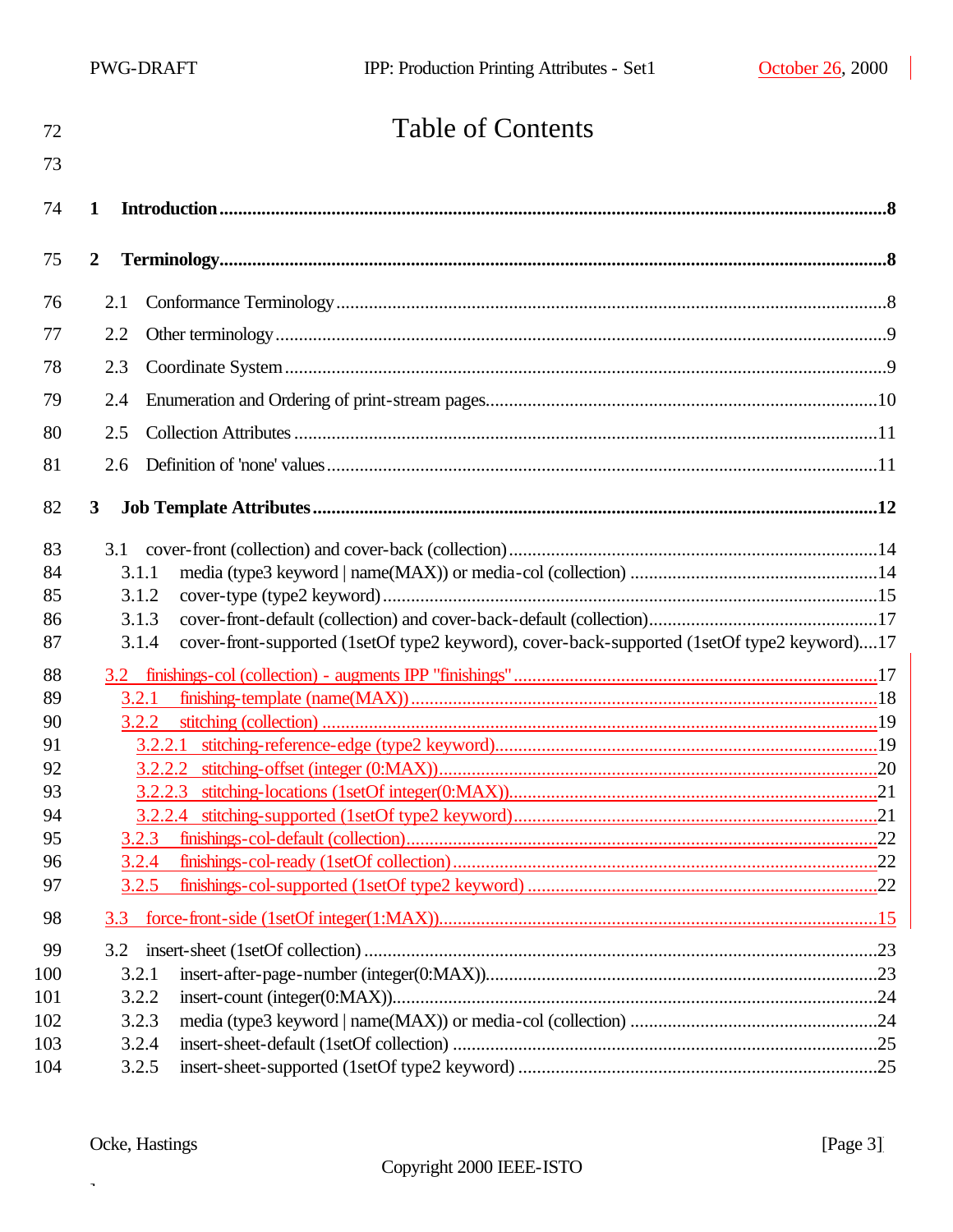# Table of Contents

**1 Introduction** ........................................ **8**

**2 Terminology** ........................................ **8**

2.1 Conformance Terminology ........................................ 8

2.2 Other terminology ........................................ 9

2.3 Coordinate System ........................................ 9

2.4 Enumeration and Ordering of print-stream pages ........................................ 10

2.5 Collection Attributes ........................................ 11

2.6 Definition of 'none' values ........................................ 11

**3 Job Template Attributes** ........................................ **12**

3.1 cover-front (collection) and cover-back (collection) ........................................ 14

 3.1.1 media (type3 keyword | name(MAX)) or media-col (collection) ........................................ 14

 3.1.2 cover-type (type2 keyword) ........................................ 15

 3.1.3 cover-front-default (collection) and cover-back-default (collection) ........................................ 17

 3.1.4 cover-front-supported (1setOf type2 keyword), cover-back-supported (1setOf type2 keyword) .... 17

3.2 finishings-col (collection) - augments IPP "finishings" ........................................ 17

 3.2.1 finishing-template (name(MAX)) ........................................ 18

 3.2.2 stitching (collection) ........................................ 19

  3.2.2.1 stitching-reference-edge (type2 keyword) ........................................ 19

  3.2.2.2 stitching-offset (integer (0:MAX)) ........................................ 20

  3.2.2.3 stitching-locations (1setOf integer(0:MAX)) ........................................ 21

  3.2.2.4 stitching-supported (1setOf type2 keyword) ........................................ 21

 3.2.3 finishings-col-default (collection) ........................................ 22

 3.2.4 finishings-col-ready (1setOf collection) ........................................ 22

 3.2.5 finishings-col-supported (1setOf type2 keyword) ........................................ 22

3.3 force-front-side (1setOf integer(1:MAX)) ........................................ 15

3.2 insert-sheet (1setOf collection) ........................................ 23

 3.2.1 insert-after-page-number (integer(0:MAX)) ........................................ 23

 3.2.2 insert-count (integer(0:MAX)) ........................................ 24

 3.2.3 media (type3 keyword | name(MAX)) or media-col (collection) ........................................ 24

 3.2.4 insert-sheet-default (1setOf collection) ........................................ 25

 3.2.5 insert-sheet-supported (1setOf type2 keyword) ........................................ 25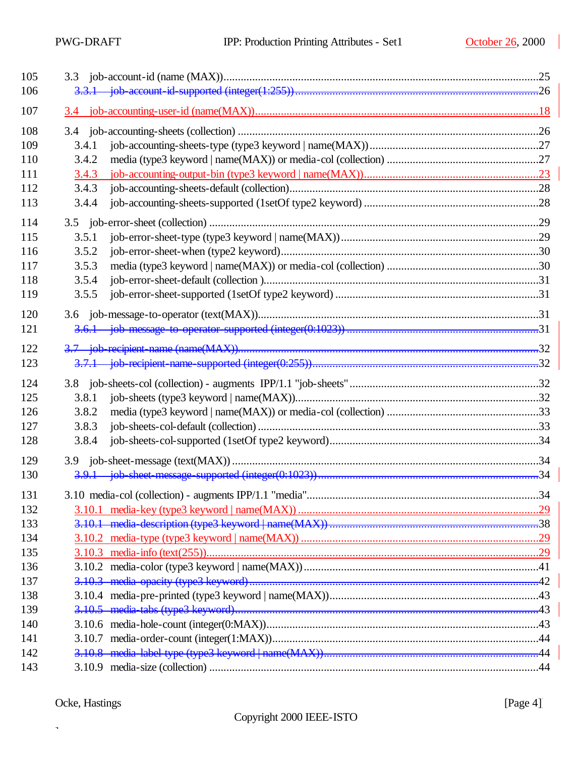105 3.3 job-account-id (name (MAX))........................................................................................25
106 ~~3.3.1 job-account-id-supported (integer(1:255))...........................................................26~~

107 3.4 job-accounting-user-id (name(MAX))...........................................................................18

108 3.4 job-accounting-sheets (collection) ................................................................................26
109 3.4.1 job-accounting-sheets-type (type3 keyword | name(MAX))................................................27
110 3.4.2 media (type3 keyword | name(MAX)) or media-col (collection) .........................................27
111 3.4.3 job-accounting-output-bin (type3 keyword | name(MAX))...................................................23
112 3.4.3 job-accounting-sheets-default (collection)....................................................................28
113 3.4.4 job-accounting-sheets-supported (1setOf type2 keyword) ................................................28

114 3.5 job-error-sheet (collection) ..........................................................................................29
115 3.5.1 job-error-sheet-type (type3 keyword | name(MAX))...........................................................29
116 3.5.2 job-error-sheet-when (type2 keyword).............................................................................30
117 3.5.3 media (type3 keyword | name(MAX)) or media-col (collection) .........................................30
118 3.5.4 job-error-sheet-default (collection )...............................................................................31
119 3.5.5 job-error-sheet-supported (1setOf type2 keyword) ..........................................................31

120 3.6 job-message-to-operator (text(MAX))..............................................................................31
121 ~~3.6.1 job-message-to-operator-supported (integer(0:1023)) ......................................................31~~

122 ~~3.7 job-recipient-name (name(MAX))......................................................................................32~~
123 ~~3.7.1 job-recipient-name-supported (integer(0:255))...............................................................32~~

124 3.8 job-sheets-col (collection) - augments IPP/1.1 "job-sheets".......................................................32
125 3.8.1 job-sheets (type3 keyword | name(MAX)).........................................................................32
126 3.8.2 media (type3 keyword | name(MAX)) or media-col (collection) .........................................33
127 3.8.3 job-sheets-col-default (collection) .................................................................................33
128 3.8.4 job-sheets-col-supported (1setOf type2 keyword)............................................................34

129 3.9 job-sheet-message (text(MAX)) .....................................................................................34
130 ~~3.9.1 job-sheet-message-supported (integer(0:1023))..............................................................34~~

131 3.10 media-col (collection) - augments IPP/1.1 "media"..........................................................34
132 3.10.1 media-key (type3 keyword | name(MAX)) .......................................................................29
133 ~~3.10.1 media-description (type3 keyword | name(MAX)) ...........................................................38~~
134 3.10.2 media-type (type3 keyword | name(MAX)) .....................................................................29
135 3.10.3 media-info (text(255))...................................................................................................29
136 3.10.2 media-color (type3 keyword | name(MAX))......................................................................41
137 ~~3.10.3 media-opacity (type3 keyword).....................................................................................42~~
138 3.10.4 media-pre-printed (type3 keyword | name(MAX))..............................................................43
139 ~~3.10.5 media-tabs (type3 keyword)..........................................................................................43~~
140 3.10.6 media-hole-count (integer(0:MAX))................................................................................43
141 3.10.7 media-order-count (integer(1:MAX))...............................................................................44
142 ~~3.10.8 media-label-type (type3 keyword | name(MAX))...............................................................44~~
143 3.10.9 media-size (collection) ...............................................................................................44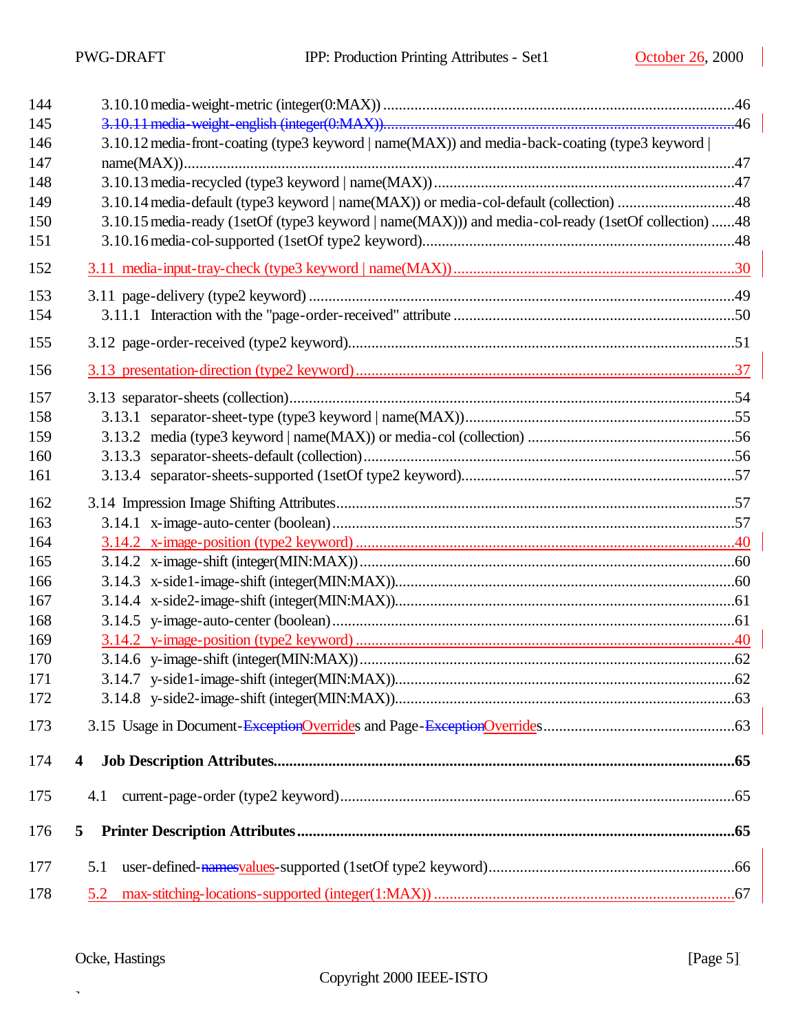144 3.10.10 media-weight-metric (integer(0:MAX)) ....................................................................................46
145 ~~3.10.11 media-weight-english (integer(0:MAX))....................................................................................46~~
146 3.10.12 media-front-coating (type3 keyword | name(MAX)) and media-back-coating (type3 keyword |
147 name(MAX))...............................................................................................................................47
148 3.10.13 media-recycled (type3 keyword | name(MAX)) .......................................................................47
149 3.10.14 media-default (type3 keyword | name(MAX)) or media-col-default (collection) ...........................48
150 3.10.15 media-ready (1setOf (type3 keyword | name(MAX))) and media-col-ready (1setOf collection) ......48
151 3.10.16 media-col-supported (1setOf type2 keyword)..............................................................................48

152 3.11 media-input-tray-check (type3 keyword | name(MAX)) .......................................................................30

153 3.11 page-delivery (type2 keyword) ...................................................................................................49
154 3.11.1 Interaction with the "page-order-received" attribute .......................................................................50

155 3.12 page-order-received (type2 keyword).........................................................................................51

156 3.13 presentation-direction (type2 keyword) .......................................................................................37

157 3.13 separator-sheets (collection)........................................................................................................54
158 3.13.1 separator-sheet-type (type3 keyword | name(MAX))....................................................................55
159 3.13.2 media (type3 keyword | name(MAX)) or media-col (collection) ....................................................56
160 3.13.3 separator-sheets-default (collection)..........................................................................................56
161 3.13.4 separator-sheets-supported (1setOf type2 keyword).....................................................................57

162 3.14 Impression Image Shifting Attributes.............................................................................................57
163 3.14.1 x-image-auto-center (boolean).....................................................................................................57
164 3.14.2 x-image-position (type2 keyword) ...............................................................................................40
165 3.14.2 x-image-shift (integer(MIN:MAX))...............................................................................................60
166 3.14.3 x-side1-image-shift (integer(MIN:MAX)).......................................................................................60
167 3.14.4 x-side2-image-shift (integer(MIN:MAX)).......................................................................................61
168 3.14.5 y-image-auto-center (boolean).....................................................................................................61
169 3.14.2 y-image-position (type2 keyword) ...............................................................................................40
170 3.14.6 y-image-shift (integer(MIN:MAX))...............................................................................................62
171 3.14.7 y-side1-image-shift (integer(MIN:MAX)).......................................................................................62
172 3.14.8 y-side2-image-shift (integer(MIN:MAX)).......................................................................................63

173 3.15 Usage in Document-~~Exception~~Overrides and Page-~~Exception~~Overrides.................................................63

174 **4 Job Description Attributes..........................................................................................................65**

175 4.1 current-page-order (type2 keyword).....................................................................................65

176 **5 Printer Description Attributes ..................................................................................................65**

177 5.1 user-defined-~~names~~values-supported (1setOf type2 keyword)...............................................................66

178 5.2 max-stitching-locations-supported (integer(1:MAX)) .................................................................67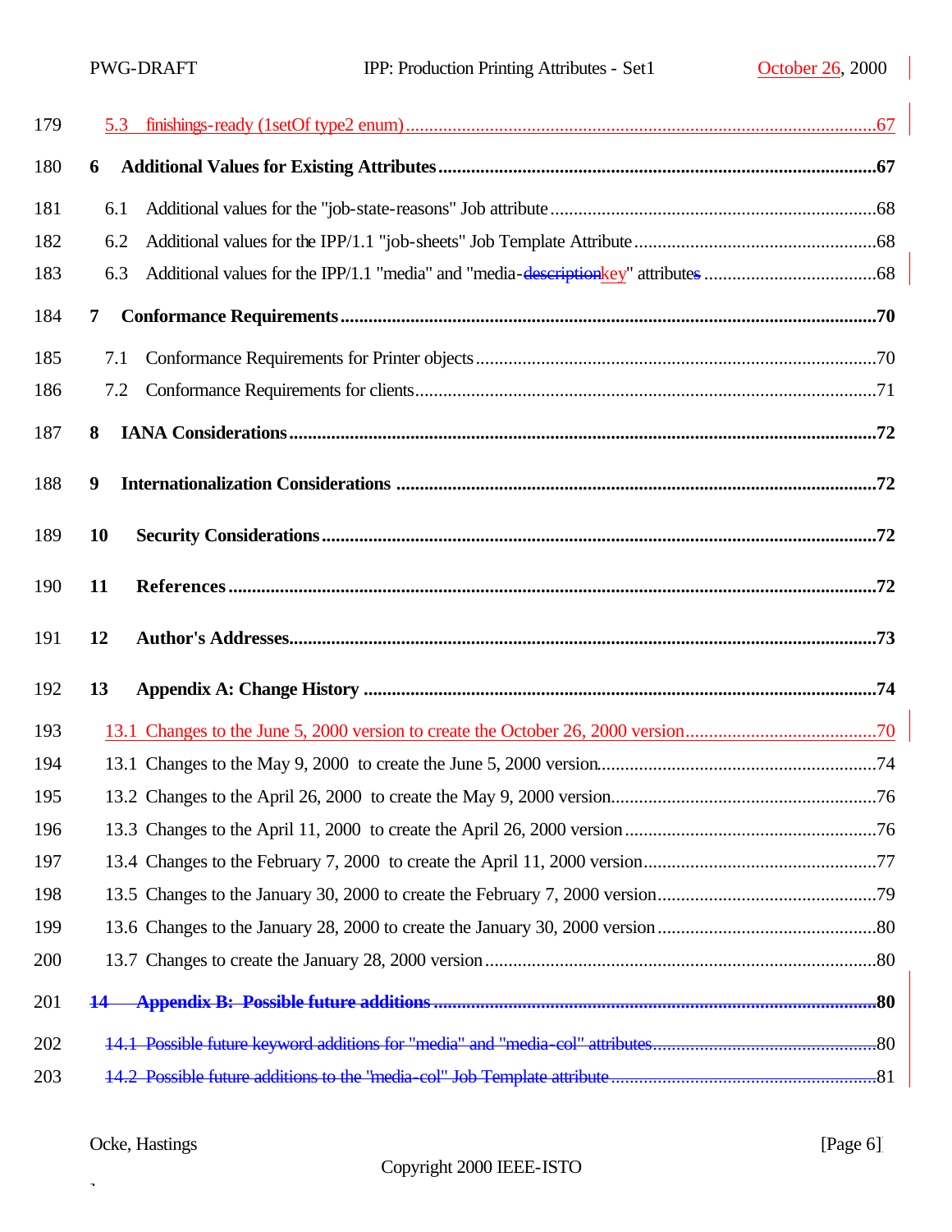179 5.3 finishings-ready (1setOf type2 enum) ....67

180 **6 Additional Values for Existing Attributes ....67**

181 6.1 Additional values for the "job-state-reasons" Job attribute ....68

182 6.2 Additional values for the IPP/1.1 "job-sheets" Job Template Attribute ....68

183 6.3 Additional values for the IPP/1.1 "media" and "media-~~description~~key" attribute~~s~~ ....68

184 **7 Conformance Requirements ....70**

185 7.1 Conformance Requirements for Printer objects ....70

186 7.2 Conformance Requirements for clients ....71

187 **8 IANA Considerations ....72**

188 **9 Internationalization Considerations ....72**

189 **10 Security Considerations ....72**

190 **11 References ....72**

191 **12 Author's Addresses ....73**

192 **13 Appendix A: Change History ....74**

193 13.1 Changes to the June 5, 2000 version to create the October 26, 2000 version ....70

194 13.1 Changes to the May 9, 2000 to create the June 5, 2000 version ....74

195 13.2 Changes to the April 26, 2000 to create the May 9, 2000 version ....76

196 13.3 Changes to the April 11, 2000 to create the April 26, 2000 version ....76

197 13.4 Changes to the February 7, 2000 to create the April 11, 2000 version ....77

198 13.5 Changes to the January 30, 2000 to create the February 7, 2000 version ....79

199 13.6 Changes to the January 28, 2000 to create the January 30, 2000 version ....80

200 13.7 Changes to create the January 28, 2000 version ....80

201 ~~**14 Appendix B: Possible future additions ....80**~~

202 ~~14.1 Possible future keyword additions for "media" and "media-col" attributes ....80~~

203 ~~14.2 Possible future additions to the "media-col" Job Template attribute ....81~~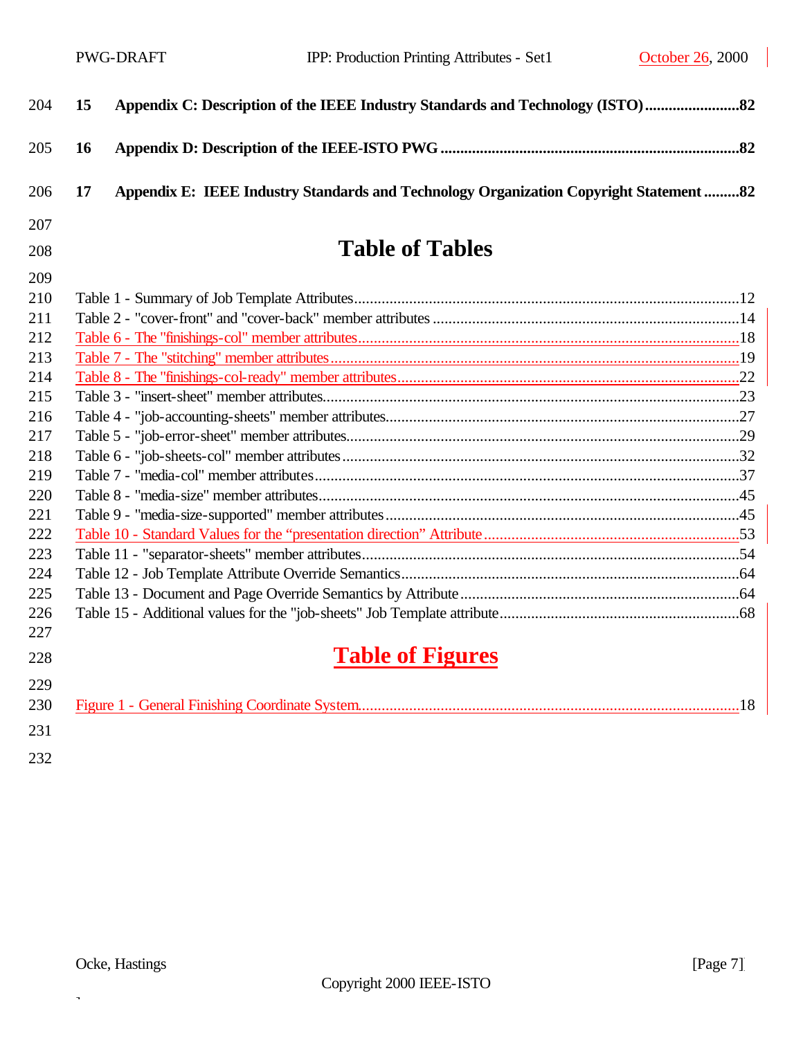15 **Appendix C: Description of the IEEE Industry Standards and Technology (ISTO)**........................82

16 **Appendix D: Description of the IEEE-ISTO PWG**...........................................................................82

17 **Appendix E: IEEE Industry Standards and Technology Organization Copyright Statement**.........82

# Table of Tables

Table 1 - Summary of Job Template Attributes.................................................................................................12
Table 2 - "cover-front" and "cover-back" member attributes .............................................................................14
Table 6 - The "finishings-col" member attributes................................................................................................18
Table 7 - The "stitching" member attributes.......................................................................................................19
Table 8 - The "finishings-col-ready" member attributes......................................................................................22
Table 3 - "insert-sheet" member attributes.........................................................................................................23
Table 4 - "job-accounting-sheets" member attributes.........................................................................................27
Table 5 - "job-error-sheet" member attributes....................................................................................................29
Table 6 - "job-sheets-col" member attributes ....................................................................................................32
Table 7 - "media-col" member attributes ...........................................................................................................37
Table 8 - "media-size" member attributes..........................................................................................................45
Table 9 - "media-size-supported" member attributes .........................................................................................45
Table 10 - Standard Values for the "presentation direction" Attribute ................................................................53
Table 11 - "separator-sheets" member attributes...............................................................................................54
Table 12 - Job Template Attribute Override Semantics.....................................................................................64
Table 13 - Document and Page Override Semantics by Attribute ......................................................................64
Table 15 - Additional values for the "job-sheets" Job Template attribute............................................................68

# Table of Figures

Figure 1 - General Finishing Coordinate System................................................................................................18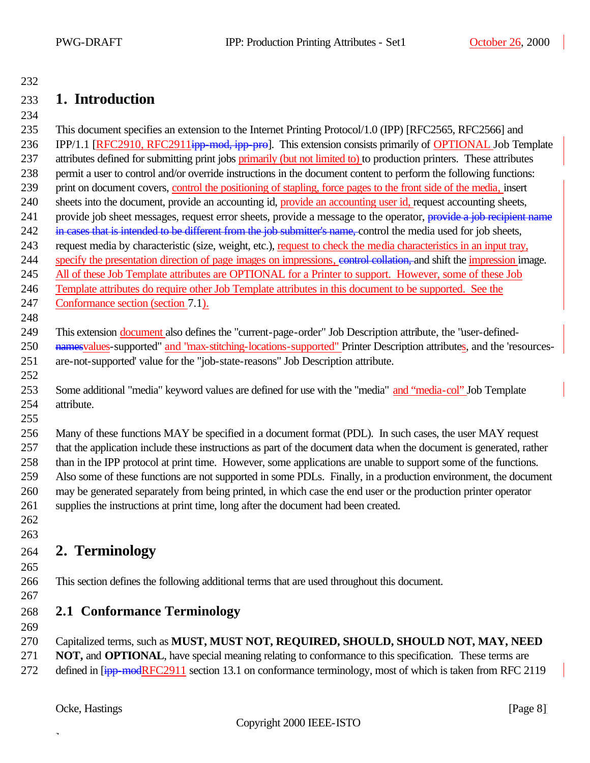# 1. Introduction

This document specifies an extension to the Internet Printing Protocol/1.0 (IPP) [RFC2565, RFC2566] and IPP/1.1 [RFC2910, RFC2911~~ipp-mod, ipp-pro~~]. This extension consists primarily of OPTIONAL Job Template attributes defined for submitting print jobs primarily (but not limited to) to production printers. These attributes permit a user to control and/or override instructions in the document content to perform the following functions: print on document covers, control the positioning of stapling, force pages to the front side of the media, insert sheets into the document, provide an accounting id, provide an accounting user id, request accounting sheets, provide job sheet messages, request error sheets, provide a message to the operator, ~~provide a job recipient name in cases that is intended to be different from the job submitter's name,~~ control the media used for job sheets, request media by characteristic (size, weight, etc.), request to check the media characteristics in an input tray, specify the presentation direction of page images on impressions, ~~control collation,~~ and shift the impression image. All of these Job Template attributes are OPTIONAL for a Printer to support. However, some of these Job Template attributes do require other Job Template attributes in this document to be supported. See the Conformance section (section 7.1).

This extension document also defines the "current-page-order" Job Description attribute, the "user-defined-~~names~~values-supported" and "max-stitching-locations-supported" Printer Description attributes, and the 'resources-are-not-supported' value for the "job-state-reasons" Job Description attribute.

Some additional "media" keyword values are defined for use with the "media" and "media-col" Job Template attribute.

Many of these functions MAY be specified in a document format (PDL). In such cases, the user MAY request that the application include these instructions as part of the document data when the document is generated, rather than in the IPP protocol at print time. However, some applications are unable to support some of the functions. Also some of these functions are not supported in some PDLs. Finally, in a production environment, the document may be generated separately from being printed, in which case the end user or the production printer operator supplies the instructions at print time, long after the document had been created.

# 2. Terminology

This section defines the following additional terms that are used throughout this document.

## 2.1 Conformance Terminology

Capitalized terms, such as **MUST, MUST NOT, REQUIRED, SHOULD, SHOULD NOT, MAY, NEED NOT,** and **OPTIONAL**, have special meaning relating to conformance to this specification. These terms are defined in [~~ipp-mod~~RFC2911 section 13.1 on conformance terminology, most of which is taken from RFC 2119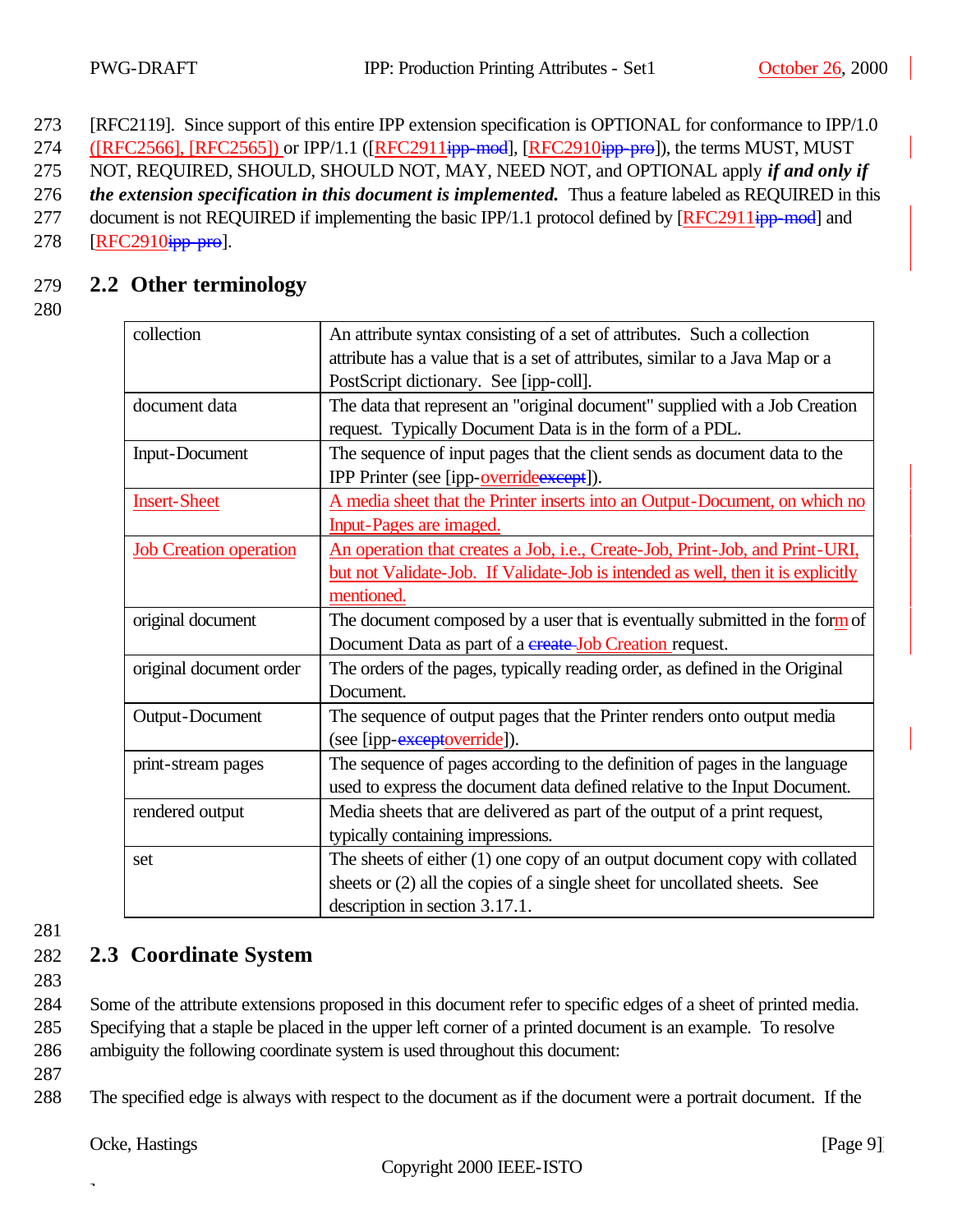[RFC2119]. Since support of this entire IPP extension specification is OPTIONAL for conformance to IPP/1.0 ([RFC2566], [RFC2565]) or IPP/1.1 ([RFC2911ipp-mod], [RFC2910ipp-pro]), the terms MUST, MUST NOT, REQUIRED, SHOULD, SHOULD NOT, MAY, NEED NOT, and OPTIONAL apply ***if and only if the extension specification in this document is implemented.*** Thus a feature labeled as REQUIRED in this document is not REQUIRED if implementing the basic IPP/1.1 protocol defined by [RFC2911ipp-mod] and [RFC2910ipp-pro].

## 2.2 Other terminology

| | |
|---|---|
| collection | An attribute syntax consisting of a set of attributes. Such a collection attribute has a value that is a set of attributes, similar to a Java Map or a PostScript dictionary. See [ipp-coll]. |
| document data | The data that represent an "original document" supplied with a Job Creation request. Typically Document Data is in the form of a PDL. |
| Input-Document | The sequence of input pages that the client sends as document data to the IPP Printer (see [ipp-overrideexcept]). |
| Insert-Sheet | A media sheet that the Printer inserts into an Output-Document, on which no Input-Pages are imaged. |
| Job Creation operation | An operation that creates a Job, i.e., Create-Job, Print-Job, and Print-URI, but not Validate-Job. If Validate-Job is intended as well, then it is explicitly mentioned. |
| original document | The document composed by a user that is eventually submitted in the form of Document Data as part of a create Job Creation request. |
| original document order | The orders of the pages, typically reading order, as defined in the Original Document. |
| Output-Document | The sequence of output pages that the Printer renders onto output media (see [ipp-exceptoverride]). |
| print-stream pages | The sequence of pages according to the definition of pages in the language used to express the document data defined relative to the Input Document. |
| rendered output | Media sheets that are delivered as part of the output of a print request, typically containing impressions. |
| set | The sheets of either (1) one copy of an output document copy with collated sheets or (2) all the copies of a single sheet for uncollated sheets. See description in section 3.17.1. |

## 2.3 Coordinate System

Some of the attribute extensions proposed in this document refer to specific edges of a sheet of printed media. Specifying that a staple be placed in the upper left corner of a printed document is an example. To resolve ambiguity the following coordinate system is used throughout this document:

The specified edge is always with respect to the document as if the document were a portrait document. If the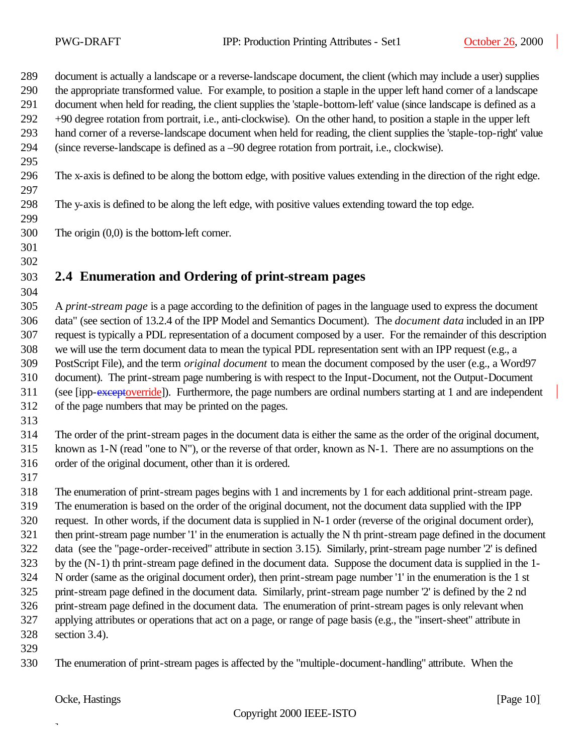document is actually a landscape or a reverse-landscape document, the client (which may include a user) supplies the appropriate transformed value. For example, to position a staple in the upper left hand corner of a landscape document when held for reading, the client supplies the 'staple-bottom-left' value (since landscape is defined as a +90 degree rotation from portrait, i.e., anti-clockwise). On the other hand, to position a staple in the upper left hand corner of a reverse-landscape document when held for reading, the client supplies the 'staple-top-right' value (since reverse-landscape is defined as a –90 degree rotation from portrait, i.e., clockwise).

The x-axis is defined to be along the bottom edge, with positive values extending in the direction of the right edge.

The y-axis is defined to be along the left edge, with positive values extending toward the top edge.

The origin (0,0) is the bottom-left corner.

## 2.4 Enumeration and Ordering of print-stream pages

A *print-stream page* is a page according to the definition of pages in the language used to express the document data" (see section of 13.2.4 of the IPP Model and Semantics Document). The *document data* included in an IPP request is typically a PDL representation of a document composed by a user. For the remainder of this description we will use the term document data to mean the typical PDL representation sent with an IPP request (e.g., a PostScript File), and the term *original document* to mean the document composed by the user (e.g., a Word97 document). The print-stream page numbering is with respect to the Input-Document, not the Output-Document (see [ipp-~~except~~override]). Furthermore, the page numbers are ordinal numbers starting at 1 and are independent of the page numbers that may be printed on the pages.

The order of the print-stream pages in the document data is either the same as the order of the original document, known as 1-N (read "one to N"), or the reverse of that order, known as N-1. There are no assumptions on the order of the original document, other than it is ordered.

The enumeration of print-stream pages begins with 1 and increments by 1 for each additional print-stream page. The enumeration is based on the order of the original document, not the document data supplied with the IPP request. In other words, if the document data is supplied in N-1 order (reverse of the original document order), then print-stream page number '1' in the enumeration is actually the N th print-stream page defined in the document data (see the "page-order-received" attribute in section 3.15). Similarly, print-stream page number '2' is defined by the (N-1) th print-stream page defined in the document data. Suppose the document data is supplied in the 1-N order (same as the original document order), then print-stream page number '1' in the enumeration is the 1 st print-stream page defined in the document data. Similarly, print-stream page number '2' is defined by the 2 nd print-stream page defined in the document data. The enumeration of print-stream pages is only relevant when applying attributes or operations that act on a page, or range of page basis (e.g., the "insert-sheet" attribute in section 3.4).

The enumeration of print-stream pages is affected by the "multiple-document-handling" attribute. When the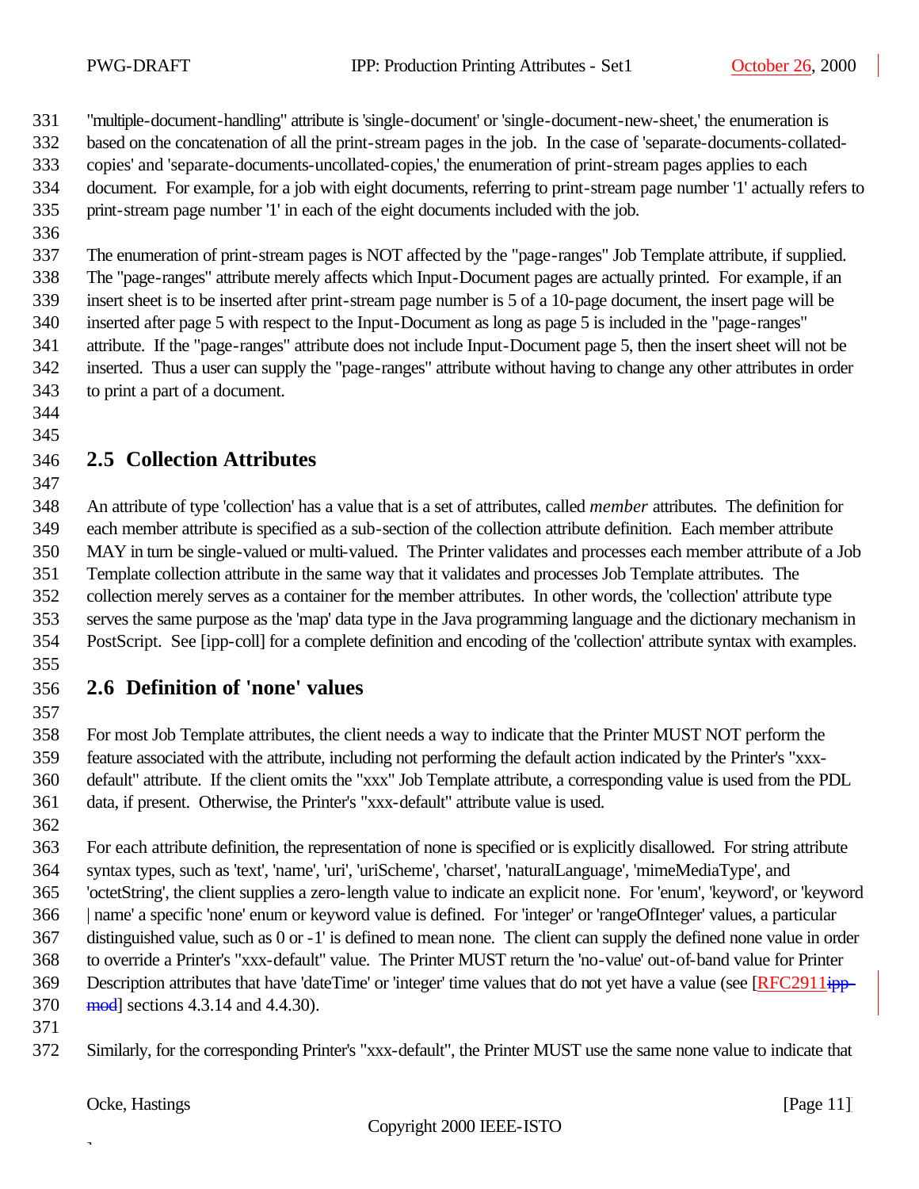"multiple-document-handling" attribute is 'single-document' or 'single-document-new-sheet,' the enumeration is based on the concatenation of all the print-stream pages in the job. In the case of 'separate-documents-collated-copies' and 'separate-documents-uncollated-copies,' the enumeration of print-stream pages applies to each document. For example, for a job with eight documents, referring to print-stream page number '1' actually refers to print-stream page number '1' in each of the eight documents included with the job.

The enumeration of print-stream pages is NOT affected by the "page-ranges" Job Template attribute, if supplied. The "page-ranges" attribute merely affects which Input-Document pages are actually printed. For example, if an insert sheet is to be inserted after print-stream page number is 5 of a 10-page document, the insert page will be inserted after page 5 with respect to the Input-Document as long as page 5 is included in the "page-ranges" attribute. If the "page-ranges" attribute does not include Input-Document page 5, then the insert sheet will not be inserted. Thus a user can supply the "page-ranges" attribute without having to change any other attributes in order to print a part of a document.

## 2.5 Collection Attributes

An attribute of type 'collection' has a value that is a set of attributes, called *member* attributes. The definition for each member attribute is specified as a sub-section of the collection attribute definition. Each member attribute MAY in turn be single-valued or multi-valued. The Printer validates and processes each member attribute of a Job Template collection attribute in the same way that it validates and processes Job Template attributes. The collection merely serves as a container for the member attributes. In other words, the 'collection' attribute type serves the same purpose as the 'map' data type in the Java programming language and the dictionary mechanism in PostScript. See [ipp-coll] for a complete definition and encoding of the 'collection' attribute syntax with examples.

## 2.6 Definition of 'none' values

For most Job Template attributes, the client needs a way to indicate that the Printer MUST NOT perform the feature associated with the attribute, including not performing the default action indicated by the Printer's "xxx-default" attribute. If the client omits the "xxx" Job Template attribute, a corresponding value is used from the PDL data, if present. Otherwise, the Printer's "xxx-default" attribute value is used.

For each attribute definition, the representation of none is specified or is explicitly disallowed. For string attribute syntax types, such as 'text', 'name', 'uri', 'uriScheme', 'charset', 'naturalLanguage', 'mimeMediaType', and 'octetString', the client supplies a zero-length value to indicate an explicit none. For 'enum', 'keyword', or 'keyword | name' a specific 'none' enum or keyword value is defined. For 'integer' or 'rangeOfInteger' values, a particular distinguished value, such as 0 or -1' is defined to mean none. The client can supply the defined none value in order to override a Printer's "xxx-default" value. The Printer MUST return the 'no-value' out-of-band value for Printer Description attributes that have 'dateTime' or 'integer' time values that do not yet have a value (see [RFC2911ipp-mod] sections 4.3.14 and 4.4.30).

Similarly, for the corresponding Printer's "xxx-default", the Printer MUST use the same none value to indicate that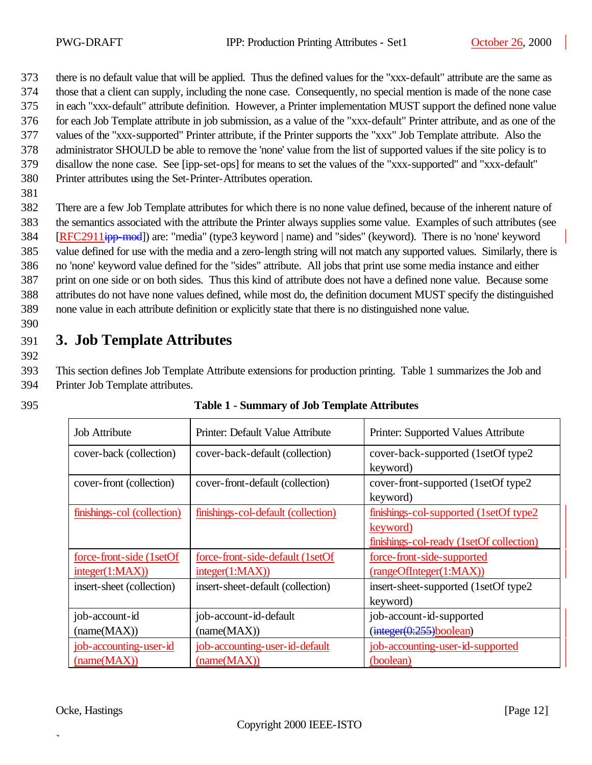there is no default value that will be applied. Thus the defined values for the "xxx-default" attribute are the same as those that a client can supply, including the none case. Consequently, no special mention is made of the none case in each "xxx-default" attribute definition. However, a Printer implementation MUST support the defined none value for each Job Template attribute in job submission, as a value of the "xxx-default" Printer attribute, and as one of the values of the "xxx-supported" Printer attribute, if the Printer supports the "xxx" Job Template attribute. Also the administrator SHOULD be able to remove the 'none' value from the list of supported values if the site policy is to disallow the none case. See [ipp-set-ops] for means to set the values of the "xxx-supported" and "xxx-default" Printer attributes using the Set-Printer-Attributes operation.

There are a few Job Template attributes for which there is no none value defined, because of the inherent nature of the semantics associated with the attribute the Printer always supplies some value. Examples of such attributes (see [RFC2911~~ipp-mod~~]) are: "media" (type3 keyword | name) and "sides" (keyword). There is no 'none' keyword value defined for use with the media and a zero-length string will not match any supported values. Similarly, there is no 'none' keyword value defined for the "sides" attribute. All jobs that print use some media instance and either print on one side or on both sides. Thus this kind of attribute does not have a defined none value. Because some attributes do not have none values defined, while most do, the definition document MUST specify the distinguished none value in each attribute definition or explicitly state that there is no distinguished none value.

# 3. Job Template Attributes

This section defines Job Template Attribute extensions for production printing. Table 1 summarizes the Job and Printer Job Template attributes.

**Table 1 - Summary of Job Template Attributes**

| Job Attribute | Printer: Default Value Attribute | Printer: Supported Values Attribute |
|---|---|---|
| cover-back (collection) | cover-back-default (collection) | cover-back-supported (1setOf type2 keyword) |
| cover-front (collection) | cover-front-default (collection) | cover-front-supported (1setOf type2 keyword) |
| finishings-col (collection) | finishings-col-default (collection) | finishings-col-supported (1setOf type2 keyword)<br>finishings-col-ready (1setOf collection) |
| force-front-side (1setOf integer(1:MAX)) | force-front-side-default (1setOf integer(1:MAX)) | force-front-side-supported (rangeOfInteger(1:MAX)) |
| insert-sheet (collection) | insert-sheet-default (collection) | insert-sheet-supported (1setOf type2 keyword) |
| job-account-id (name(MAX)) | job-account-id-default (name(MAX)) | job-account-id-supported (~~integer(0:255)~~boolean) |
| job-accounting-user-id (name(MAX)) | job-accounting-user-id-default (name(MAX)) | job-accounting-user-id-supported (boolean) |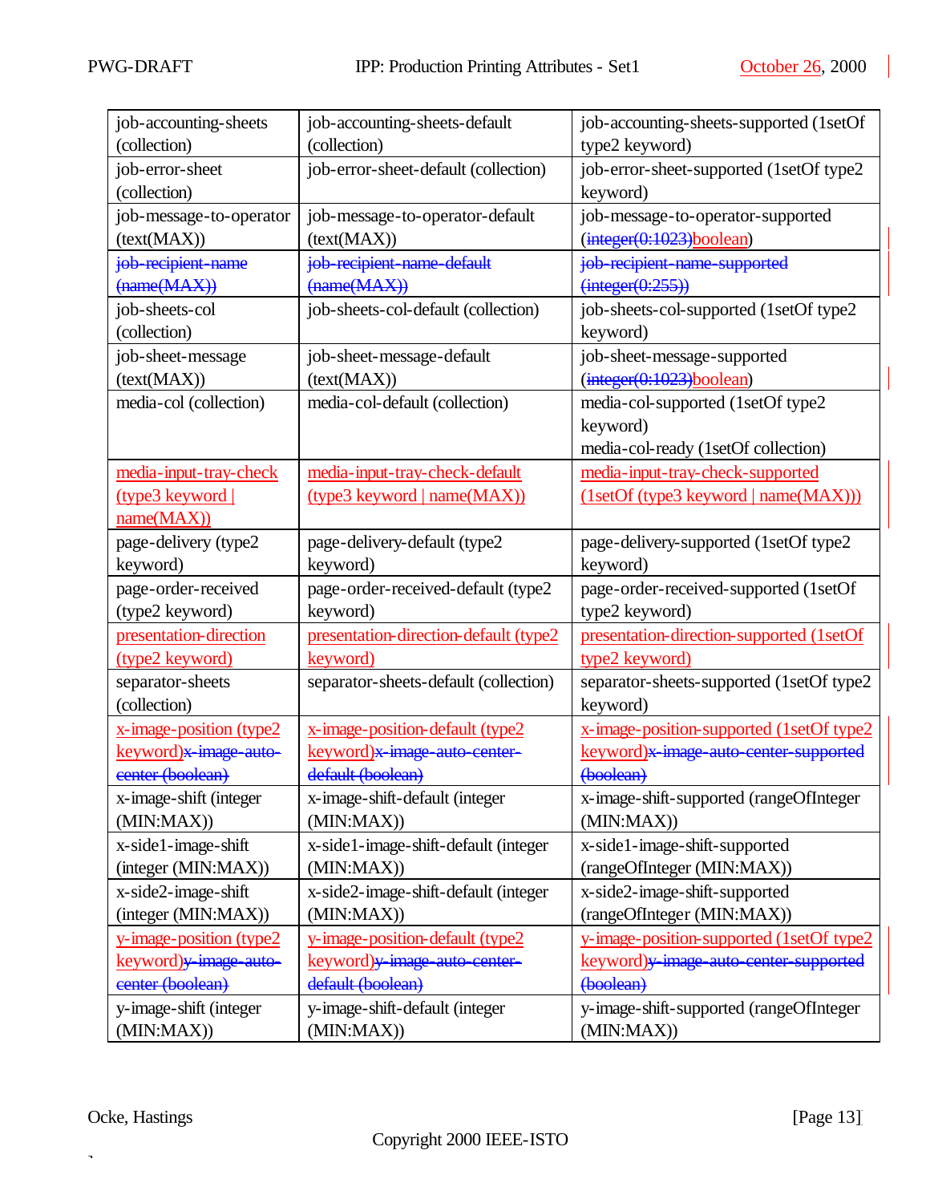| job-accounting-sheets (collection) | job-accounting-sheets-default (collection) | job-accounting-sheets-supported (1setOf type2 keyword) |
|---|---|---|
| job-error-sheet (collection) | job-error-sheet-default (collection) | job-error-sheet-supported (1setOf type2 keyword) |
| job-message-to-operator (text(MAX)) | job-message-to-operator-default (text(MAX)) | job-message-to-operator-supported (~~integer(0:1023)~~boolean) |
| ~~job-recipient-name (name(MAX))~~ | ~~job-recipient-name-default (name(MAX))~~ | ~~job-recipient-name-supported (integer(0:255))~~ |
| job-sheets-col (collection) | job-sheets-col-default (collection) | job-sheets-col-supported (1setOf type2 keyword) |
| job-sheet-message (text(MAX)) | job-sheet-message-default (text(MAX)) | job-sheet-message-supported (~~integer(0:1023)~~boolean) |
| media-col (collection) | media-col-default (collection) | media-col-supported (1setOf type2 keyword)<br>media-col-ready (1setOf collection) |
| media-input-tray-check (type3 keyword \| name(MAX)) | media-input-tray-check-default (type3 keyword \| name(MAX)) | media-input-tray-check-supported (1setOf (type3 keyword \| name(MAX))) |
| page-delivery (type2 keyword) | page-delivery-default (type2 keyword) | page-delivery-supported (1setOf type2 keyword) |
| page-order-received (type2 keyword) | page-order-received-default (type2 keyword) | page-order-received-supported (1setOf type2 keyword) |
| presentation-direction (type2 keyword) | presentation-direction-default (type2 keyword) | presentation-direction-supported (1setOf type2 keyword) |
| separator-sheets (collection) | separator-sheets-default (collection) | separator-sheets-supported (1setOf type2 keyword) |
| x-image-position (type2 keyword)~~x-image-auto-center (boolean)~~ | x-image-position-default (type2 keyword)~~x-image-auto-center-default (boolean)~~ | x-image-position-supported (1setOf type2 keyword)~~x-image-auto-center-supported (boolean)~~ |
| x-image-shift (integer (MIN:MAX)) | x-image-shift-default (integer (MIN:MAX)) | x-image-shift-supported (rangeOfInteger (MIN:MAX)) |
| x-side1-image-shift (integer (MIN:MAX)) | x-side1-image-shift-default (integer (MIN:MAX)) | x-side1-image-shift-supported (rangeOfInteger (MIN:MAX)) |
| x-side2-image-shift (integer (MIN:MAX)) | x-side2-image-shift-default (integer (MIN:MAX)) | x-side2-image-shift-supported (rangeOfInteger (MIN:MAX)) |
| y-image-position (type2 keyword)~~y-image-auto-center (boolean)~~ | y-image-position-default (type2 keyword)~~y-image-auto-center-default (boolean)~~ | y-image-position-supported (1setOf type2 keyword)~~y-image-auto-center-supported (boolean)~~ |
| y-image-shift (integer (MIN:MAX)) | y-image-shift-default (integer (MIN:MAX)) | y-image-shift-supported (rangeOfInteger (MIN:MAX)) |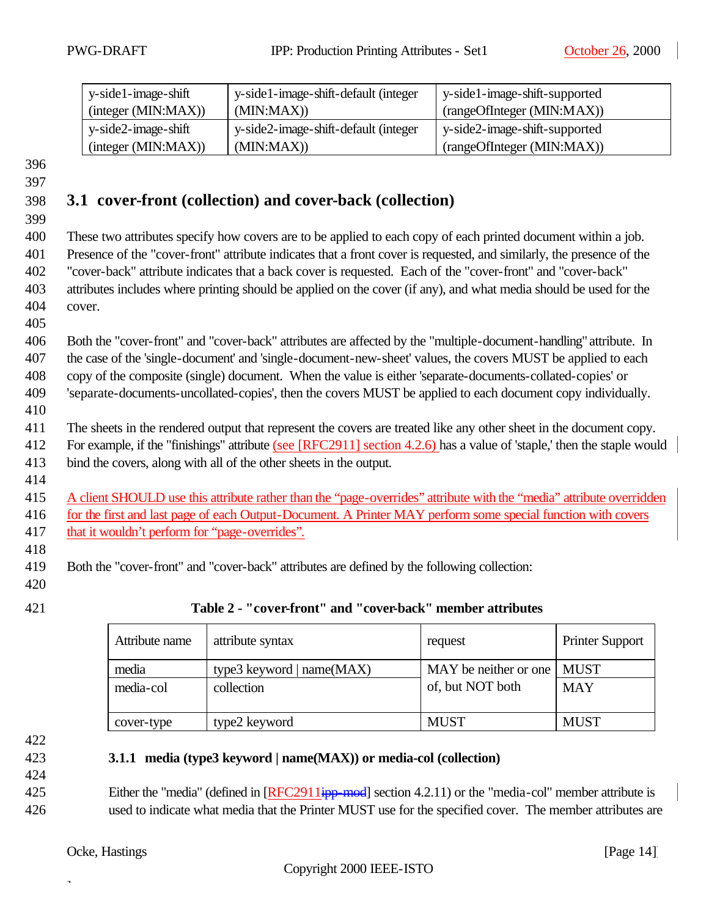| y-side1-image-shift (integer (MIN:MAX)) | y-side1-image-shift-default (integer (MIN:MAX)) | y-side1-image-shift-supported (rangeOfInteger (MIN:MAX)) |
|---|---|---|
| y-side2-image-shift (integer (MIN:MAX)) | y-side2-image-shift-default (integer (MIN:MAX)) | y-side2-image-shift-supported (rangeOfInteger (MIN:MAX)) |

## 3.1 cover-front (collection) and cover-back (collection)

These two attributes specify how covers are to be applied to each copy of each printed document within a job. Presence of the "cover-front" attribute indicates that a front cover is requested, and similarly, the presence of the "cover-back" attribute indicates that a back cover is requested. Each of the "cover-front" and "cover-back" attributes includes where printing should be applied on the cover (if any), and what media should be used for the cover.

Both the "cover-front" and "cover-back" attributes are affected by the "multiple-document-handling" attribute. In the case of the 'single-document' and 'single-document-new-sheet' values, the covers MUST be applied to each copy of the composite (single) document. When the value is either 'separate-documents-collated-copies' or 'separate-documents-uncollated-copies', then the covers MUST be applied to each document copy individually.

The sheets in the rendered output that represent the covers are treated like any other sheet in the document copy. For example, if the "finishings" attribute (see [RFC2911] section 4.2.6) has a value of 'staple,' then the staple would bind the covers, along with all of the other sheets in the output.

A client SHOULD use this attribute rather than the "page-overrides" attribute with the "media" attribute overridden for the first and last page of each Output-Document. A Printer MAY perform some special function with covers that it wouldn't perform for "page-overrides".

Both the "cover-front" and "cover-back" attributes are defined by the following collection:

**Table 2 - "cover-front" and "cover-back" member attributes**

| Attribute name | attribute syntax | request | Printer Support |
|---|---|---|---|
| media | type3 keyword \| name(MAX) | MAY be neither or one of, but NOT both | MUST |
| media-col | collection | | MAY |
| cover-type | type2 keyword | MUST | MUST |

### 3.1.1 media (type3 keyword | name(MAX)) or media-col (collection)

Either the "media" (defined in [RFC2911~~ipp-mod~~] section 4.2.11) or the "media-col" member attribute is used to indicate what media that the Printer MUST use for the specified cover. The member attributes are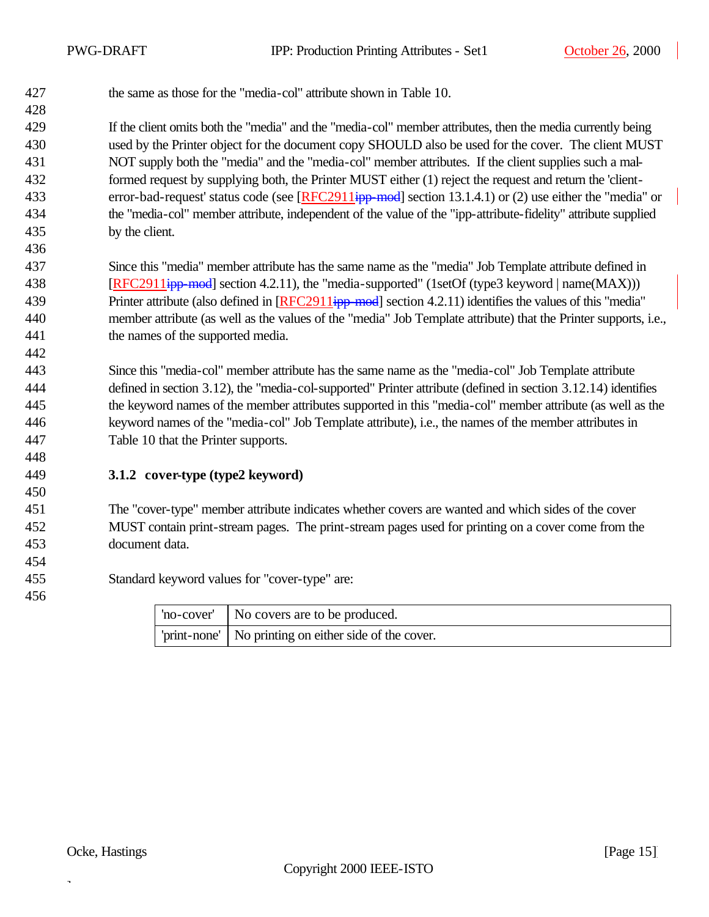the same as those for the "media-col" attribute shown in Table 10.

If the client omits both the "media" and the "media-col" member attributes, then the media currently being used by the Printer object for the document copy SHOULD also be used for the cover. The client MUST NOT supply both the "media" and the "media-col" member attributes. If the client supplies such a mal-formed request by supplying both, the Printer MUST either (1) reject the request and return the 'client-error-bad-request' status code (see [RFC2911~~ipp-mod~~] section 13.1.4.1) or (2) use either the "media" or the "media-col" member attribute, independent of the value of the "ipp-attribute-fidelity" attribute supplied by the client.

Since this "media" member attribute has the same name as the "media" Job Template attribute defined in [RFC2911~~ipp-mod~~] section 4.2.11), the "media-supported" (1setOf (type3 keyword | name(MAX))) Printer attribute (also defined in [RFC2911~~ipp-mod~~] section 4.2.11) identifies the values of this "media" member attribute (as well as the values of the "media" Job Template attribute) that the Printer supports, i.e., the names of the supported media.

Since this "media-col" member attribute has the same name as the "media-col" Job Template attribute defined in section 3.12), the "media-col-supported" Printer attribute (defined in section 3.12.14) identifies the keyword names of the member attributes supported in this "media-col" member attribute (as well as the keyword names of the "media-col" Job Template attribute), i.e., the names of the member attributes in Table 10 that the Printer supports.

### 3.1.2 cover-type (type2 keyword)

The "cover-type" member attribute indicates whether covers are wanted and which sides of the cover MUST contain print-stream pages. The print-stream pages used for printing on a cover come from the document data.

Standard keyword values for "cover-type" are:

| | |
|---|---|
| 'no-cover' | No covers are to be produced. |
| 'print-none' | No printing on either side of the cover. |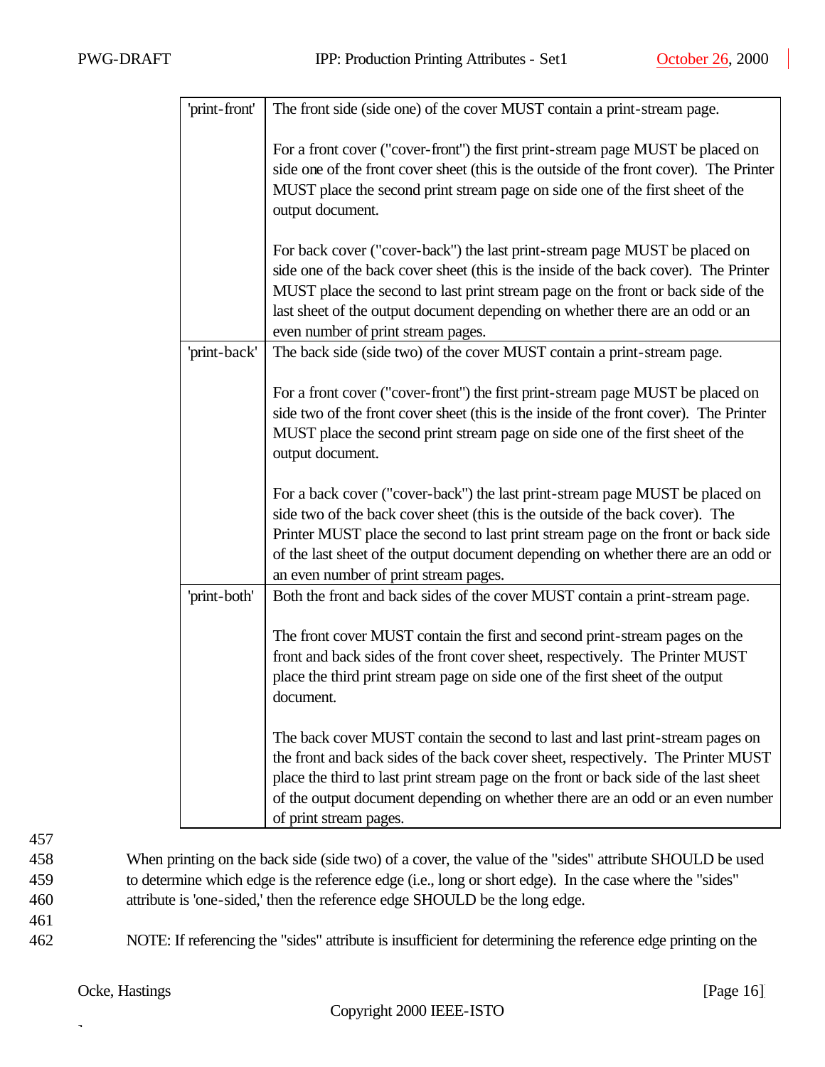| | |
|---|---|
| 'print-front' | The front side (side one) of the cover MUST contain a print-stream page.<br><br>For a front cover ("cover-front") the first print-stream page MUST be placed on side one of the front cover sheet (this is the outside of the front cover). The Printer MUST place the second print stream page on side one of the first sheet of the output document.<br><br>For back cover ("cover-back") the last print-stream page MUST be placed on side one of the back cover sheet (this is the inside of the back cover). The Printer MUST place the second to last print stream page on the front or back side of the last sheet of the output document depending on whether there are an odd or an even number of print stream pages. |
| 'print-back' | The back side (side two) of the cover MUST contain a print-stream page.<br><br>For a front cover ("cover-front") the first print-stream page MUST be placed on side two of the front cover sheet (this is the inside of the front cover). The Printer MUST place the second print stream page on side one of the first sheet of the output document.<br><br>For a back cover ("cover-back") the last print-stream page MUST be placed on side two of the back cover sheet (this is the outside of the back cover). The Printer MUST place the second to last print stream page on the front or back side of the last sheet of the output document depending on whether there are an odd or an even number of print stream pages. |
| 'print-both' | Both the front and back sides of the cover MUST contain a print-stream page.<br><br>The front cover MUST contain the first and second print-stream pages on the front and back sides of the front cover sheet, respectively. The Printer MUST place the third print stream page on side one of the first sheet of the output document.<br><br>The back cover MUST contain the second to last and last print-stream pages on the front and back sides of the back cover sheet, respectively. The Printer MUST place the third to last print stream page on the front or back side of the last sheet of the output document depending on whether there are an odd or an even number of print stream pages. |

When printing on the back side (side two) of a cover, the value of the "sides" attribute SHOULD be used to determine which edge is the reference edge (i.e., long or short edge). In the case where the "sides" attribute is 'one-sided,' then the reference edge SHOULD be the long edge.

NOTE: If referencing the "sides" attribute is insufficient for determining the reference edge printing on the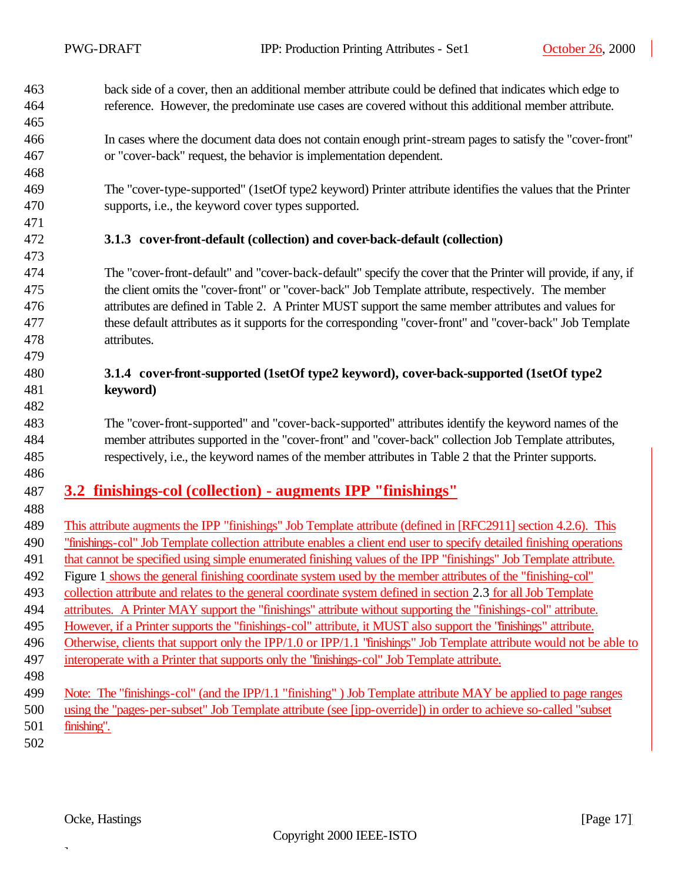back side of a cover, then an additional member attribute could be defined that indicates which edge to reference. However, the predominate use cases are covered without this additional member attribute.

In cases where the document data does not contain enough print-stream pages to satisfy the "cover-front" or "cover-back" request, the behavior is implementation dependent.

The "cover-type-supported" (1setOf type2 keyword) Printer attribute identifies the values that the Printer supports, i.e., the keyword cover types supported.

#### 3.1.3 cover-front-default (collection) and cover-back-default (collection)

The "cover-front-default" and "cover-back-default" specify the cover that the Printer will provide, if any, if the client omits the "cover-front" or "cover-back" Job Template attribute, respectively. The member attributes are defined in Table 2. A Printer MUST support the same member attributes and values for these default attributes as it supports for the corresponding "cover-front" and "cover-back" Job Template attributes.

#### 3.1.4 cover-front-supported (1setOf type2 keyword), cover-back-supported (1setOf type2 keyword)

The "cover-front-supported" and "cover-back-supported" attributes identify the keyword names of the member attributes supported in the "cover-front" and "cover-back" collection Job Template attributes, respectively, i.e., the keyword names of the member attributes in Table 2 that the Printer supports.

## 3.2 finishings-col (collection) - augments IPP "finishings"

This attribute augments the IPP "finishings" Job Template attribute (defined in [RFC2911] section 4.2.6). This "finishings-col" Job Template collection attribute enables a client end user to specify detailed finishing operations that cannot be specified using simple enumerated finishing values of the IPP "finishings" Job Template attribute. Figure 1 shows the general finishing coordinate system used by the member attributes of the "finishing-col" collection attribute and relates to the general coordinate system defined in section 2.3 for all Job Template attributes. A Printer MAY support the "finishings" attribute without supporting the "finishings-col" attribute. However, if a Printer supports the "finishings-col" attribute, it MUST also support the "finishings" attribute. Otherwise, clients that support only the IPP/1.0 or IPP/1.1 "finishings" Job Template attribute would not be able to interoperate with a Printer that supports only the "finishings-col" Job Template attribute.

Note: The "finishings-col" (and the IPP/1.1 "finishing" ) Job Template attribute MAY be applied to page ranges using the "pages-per-subset" Job Template attribute (see [ipp-override]) in order to achieve so-called "subset finishing".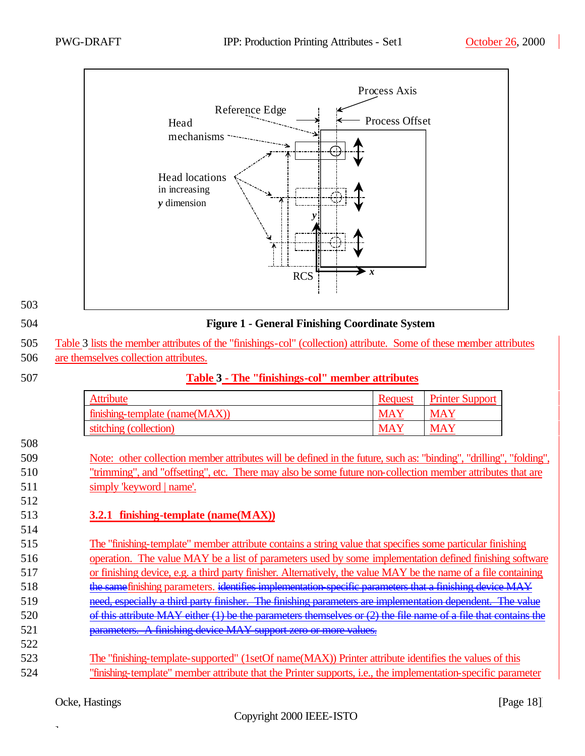Figure 1 - General Finishing Coordinate System

Table 3 lists the member attributes of the "finishings-col" (collection) attribute. Some of these member attributes are themselves collection attributes.

**Table 3 - The "finishings-col" member attributes**

| Attribute | Request | Printer Support |
|---|---|---|
| finishing-template (name(MAX)) | MAY | MAY |
| stitching (collection) | MAY | MAY |

Note: other collection member attributes will be defined in the future, such as: "binding", "drilling", "folding", "trimming", and "offsetting", etc. There may also be some future non-collection member attributes that are simply 'keyword | name'.

### 3.2.1 finishing-template (name(MAX))

The "finishing-template" member attribute contains a string value that specifies some particular finishing operation. The value MAY be a list of parameters used by some implementation defined finishing software or finishing device, e.g. a third party finisher. Alternatively, the value MAY be the name of a file containing ~~the same~~finishing parameters. ~~identifies implementation-specific parameters that a finishing device MAY need, especially a third party finisher. The finishing parameters are implementation dependent. The value of this attribute MAY either (1) be the parameters themselves or (2) the file name of a file that contains the parameters. A finishing device MAY support zero or more values.~~

The "finishing-template-supported" (1setOf name(MAX)) Printer attribute identifies the values of this "finishing-template" member attribute that the Printer supports, i.e., the implementation-specific parameter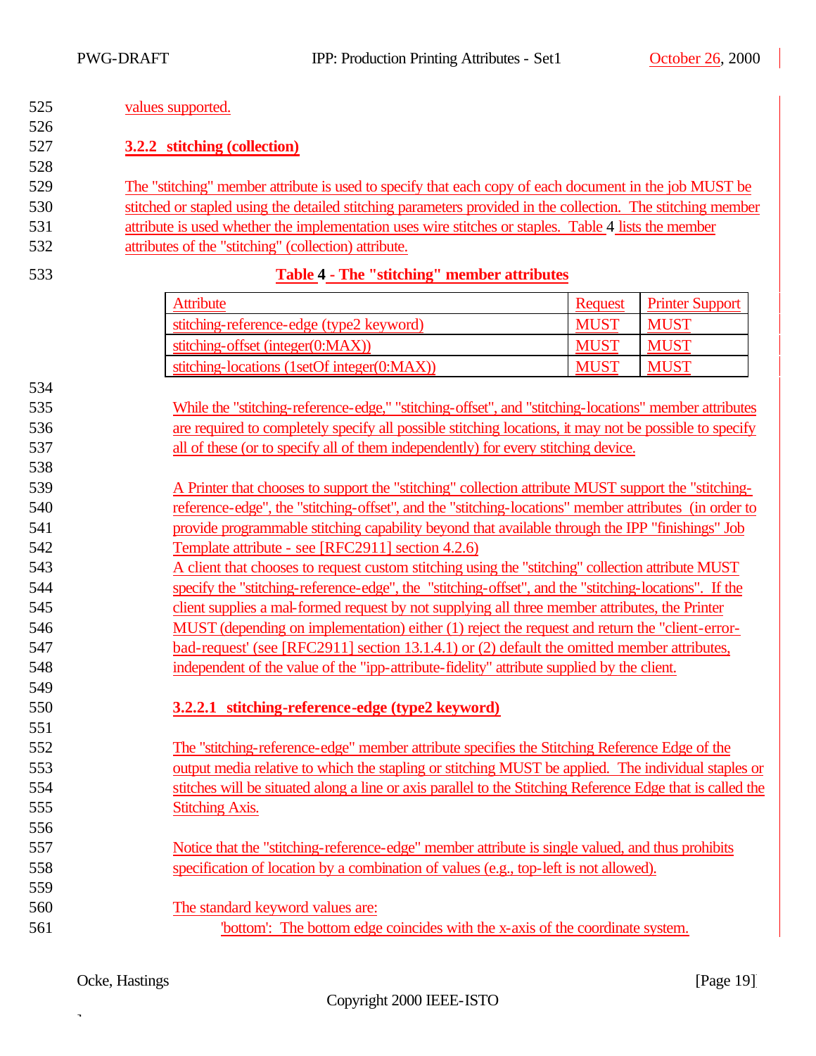values supported.

### 3.2.2 stitching (collection)

The "stitching" member attribute is used to specify that each copy of each document in the job MUST be stitched or stapled using the detailed stitching parameters provided in the collection. The stitching member attribute is used whether the implementation uses wire stitches or staples. Table 4 lists the member attributes of the "stitching" (collection) attribute.

**Table 4 - The "stitching" member attributes**

| Attribute | Request | Printer Support |
|---|---|---|
| stitching-reference-edge (type2 keyword) | MUST | MUST |
| stitching-offset (integer(0:MAX)) | MUST | MUST |
| stitching-locations (1setOf integer(0:MAX)) | MUST | MUST |

While the "stitching-reference-edge," "stitching-offset", and "stitching-locations" member attributes are required to completely specify all possible stitching locations, it may not be possible to specify all of these (or to specify all of them independently) for every stitching device.

A Printer that chooses to support the "stitching" collection attribute MUST support the "stitching-reference-edge", the "stitching-offset", and the "stitching-locations" member attributes (in order to provide programmable stitching capability beyond that available through the IPP "finishings" Job Template attribute - see [RFC2911] section 4.2.6)
A client that chooses to request custom stitching using the "stitching" collection attribute MUST specify the "stitching-reference-edge", the "stitching-offset", and the "stitching-locations". If the client supplies a mal-formed request by not supplying all three member attributes, the Printer MUST (depending on implementation) either (1) reject the request and return the "client-error-bad-request' (see [RFC2911] section 13.1.4.1) or (2) default the omitted member attributes, independent of the value of the "ipp-attribute-fidelity" attribute supplied by the client.

#### 3.2.2.1 stitching-reference-edge (type2 keyword)

The "stitching-reference-edge" member attribute specifies the Stitching Reference Edge of the output media relative to which the stapling or stitching MUST be applied. The individual staples or stitches will be situated along a line or axis parallel to the Stitching Reference Edge that is called the Stitching Axis.

Notice that the "stitching-reference-edge" member attribute is single valued, and thus prohibits specification of location by a combination of values (e.g., top-left is not allowed).

The standard keyword values are:

'bottom': The bottom edge coincides with the x-axis of the coordinate system.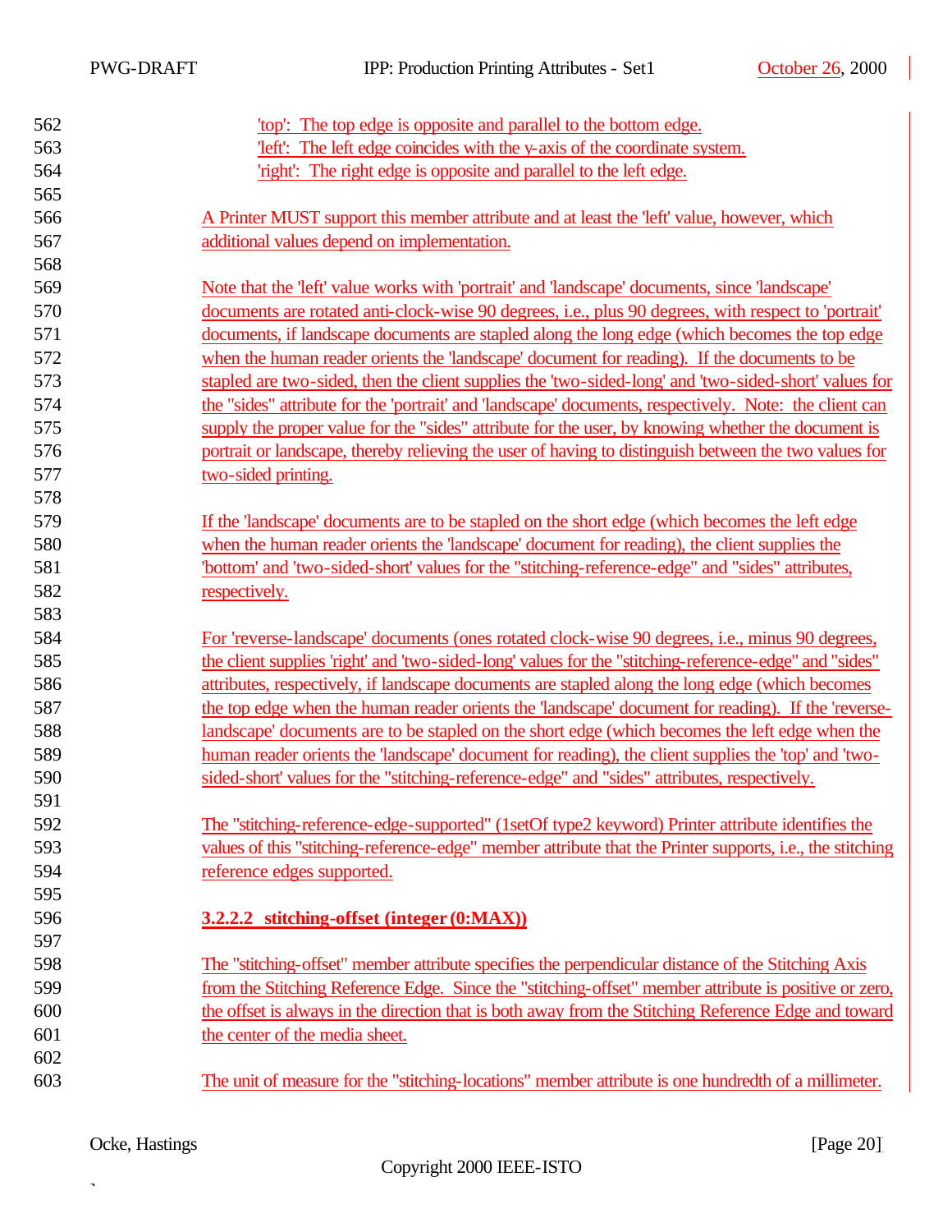'top': The top edge is opposite and parallel to the bottom edge.
'left': The left edge coincides with the y-axis of the coordinate system.
'right': The right edge is opposite and parallel to the left edge.

A Printer MUST support this member attribute and at least the 'left' value, however, which additional values depend on implementation.

Note that the 'left' value works with 'portrait' and 'landscape' documents, since 'landscape' documents are rotated anti-clock-wise 90 degrees, i.e., plus 90 degrees, with respect to 'portrait' documents, if landscape documents are stapled along the long edge (which becomes the top edge when the human reader orients the 'landscape' document for reading). If the documents to be stapled are two-sided, then the client supplies the 'two-sided-long' and 'two-sided-short' values for the "sides" attribute for the 'portrait' and 'landscape' documents, respectively. Note: the client can supply the proper value for the "sides" attribute for the user, by knowing whether the document is portrait or landscape, thereby relieving the user of having to distinguish between the two values for two-sided printing.

If the 'landscape' documents are to be stapled on the short edge (which becomes the left edge when the human reader orients the 'landscape' document for reading), the client supplies the 'bottom' and 'two-sided-short' values for the "stitching-reference-edge" and "sides" attributes, respectively.

For 'reverse-landscape' documents (ones rotated clock-wise 90 degrees, i.e., minus 90 degrees, the client supplies 'right' and 'two-sided-long' values for the "stitching-reference-edge" and "sides" attributes, respectively, if landscape documents are stapled along the long edge (which becomes the top edge when the human reader orients the 'landscape' document for reading). If the 'reverse-landscape' documents are to be stapled on the short edge (which becomes the left edge when the human reader orients the 'landscape' document for reading), the client supplies the 'top' and 'two-sided-short' values for the "stitching-reference-edge" and "sides" attributes, respectively.

The "stitching-reference-edge-supported" (1setOf type2 keyword) Printer attribute identifies the values of this "stitching-reference-edge" member attribute that the Printer supports, i.e., the stitching reference edges supported.

#### 3.2.2.2 stitching-offset (integer(0:MAX))

The "stitching-offset" member attribute specifies the perpendicular distance of the Stitching Axis from the Stitching Reference Edge. Since the "stitching-offset" member attribute is positive or zero, the offset is always in the direction that is both away from the Stitching Reference Edge and toward the center of the media sheet.

The unit of measure for the "stitching-locations" member attribute is one hundredth of a millimeter.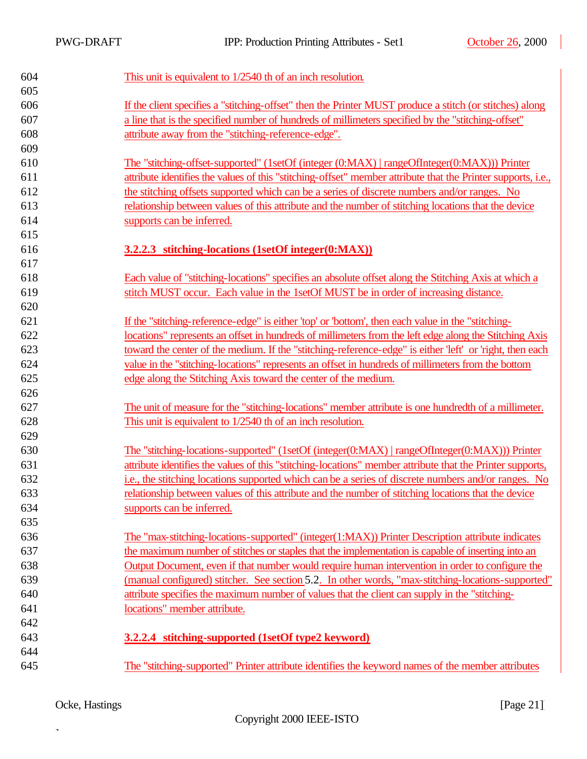This unit is equivalent to 1/2540 th of an inch resolution.

If the client specifies a "stitching-offset" then the Printer MUST produce a stitch (or stitches) along a line that is the specified number of hundreds of millimeters specified by the "stitching-offset" attribute away from the "stitching-reference-edge".

The "stitching-offset-supported" (1setOf (integer (0:MAX) | rangeOfInteger(0:MAX))) Printer attribute identifies the values of this "stitching-offset" member attribute that the Printer supports, i.e., the stitching offsets supported which can be a series of discrete numbers and/or ranges. No relationship between values of this attribute and the number of stitching locations that the device supports can be inferred.

#### 3.2.2.3 stitching-locations (1setOf integer(0:MAX))

Each value of "stitching-locations" specifies an absolute offset along the Stitching Axis at which a stitch MUST occur. Each value in the 1setOf MUST be in order of increasing distance.

If the "stitching-reference-edge" is either 'top' or 'bottom', then each value in the "stitching-locations" represents an offset in hundreds of millimeters from the left edge along the Stitching Axis toward the center of the medium. If the "stitching-reference-edge" is either 'left' or 'right, then each value in the "stitching-locations" represents an offset in hundreds of millimeters from the bottom edge along the Stitching Axis toward the center of the medium.

The unit of measure for the "stitching-locations" member attribute is one hundredth of a millimeter. This unit is equivalent to 1/2540 th of an inch resolution.

The "stitching-locations-supported" (1setOf (integer(0:MAX) | rangeOfInteger(0:MAX))) Printer attribute identifies the values of this "stitching-locations" member attribute that the Printer supports, i.e., the stitching locations supported which can be a series of discrete numbers and/or ranges. No relationship between values of this attribute and the number of stitching locations that the device supports can be inferred.

The "max-stitching-locations-supported" (integer(1:MAX)) Printer Description attribute indicates the maximum number of stitches or staples that the implementation is capable of inserting into an Output Document, even if that number would require human intervention in order to configure the (manual configured) stitcher. See section 5.2. In other words, "max-stitching-locations-supported" attribute specifies the maximum number of values that the client can supply in the "stitching-locations" member attribute.

#### 3.2.2.4 stitching-supported (1setOf type2 keyword)

The "stitching-supported" Printer attribute identifies the keyword names of the member attributes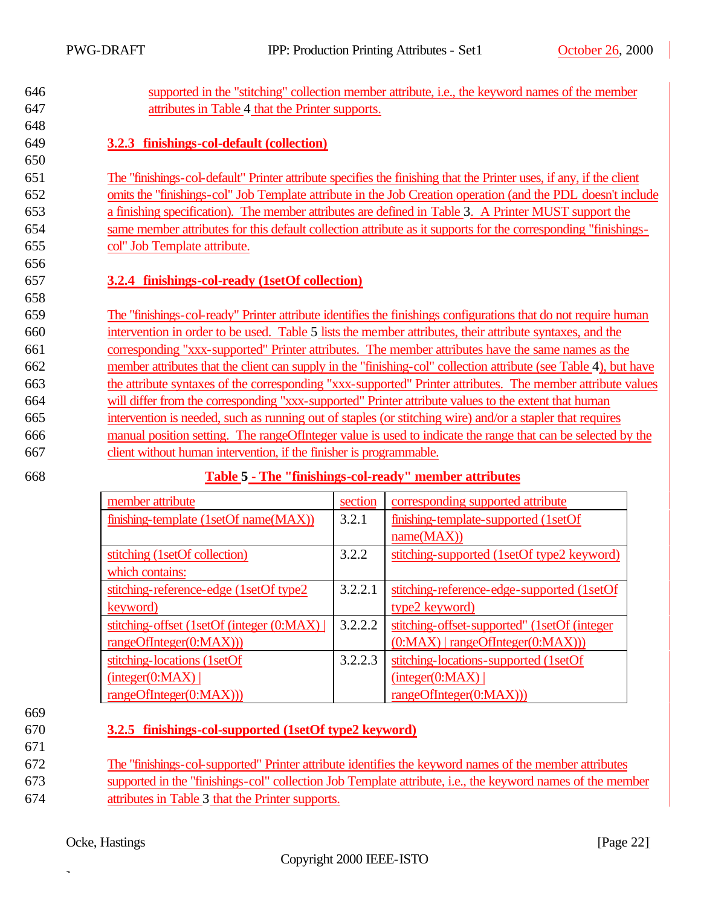supported in the "stitching" collection member attribute, i.e., the keyword names of the member attributes in Table 4 that the Printer supports.

### 3.2.3 finishings-col-default (collection)

The "finishings-col-default" Printer attribute specifies the finishing that the Printer uses, if any, if the client omits the "finishings-col" Job Template attribute in the Job Creation operation (and the PDL doesn't include a finishing specification). The member attributes are defined in Table 3. A Printer MUST support the same member attributes for this default collection attribute as it supports for the corresponding "finishings-col" Job Template attribute.

### 3.2.4 finishings-col-ready (1setOf collection)

The "finishings-col-ready" Printer attribute identifies the finishings configurations that do not require human intervention in order to be used. Table 5 lists the member attributes, their attribute syntaxes, and the corresponding "xxx-supported" Printer attributes. The member attributes have the same names as the member attributes that the client can supply in the "finishing-col" collection attribute (see Table 4), but have the attribute syntaxes of the corresponding "xxx-supported" Printer attributes. The member attribute values will differ from the corresponding "xxx-supported" Printer attribute values to the extent that human intervention is needed, such as running out of staples (or stitching wire) and/or a stapler that requires manual position setting. The rangeOfInteger value is used to indicate the range that can be selected by the client without human intervention, if the finisher is programmable.

**Table 5 - The "finishings-col-ready" member attributes**

| member attribute | section | corresponding supported attribute |
|---|---|---|
| finishing-template (1setOf name(MAX)) | 3.2.1 | finishing-template-supported (1setOf name(MAX)) |
| stitching (1setOf collection) which contains: | 3.2.2 | stitching-supported (1setOf type2 keyword) |
| stitching-reference-edge (1setOf type2 keyword) | 3.2.2.1 | stitching-reference-edge-supported (1setOf type2 keyword) |
| stitching-offset (1setOf (integer (0:MAX) \| rangeOfInteger(0:MAX))) | 3.2.2.2 | stitching-offset-supported" (1setOf (integer (0:MAX) \| rangeOfInteger(0:MAX))) |
| stitching-locations (1setOf (integer(0:MAX) \| rangeOfInteger(0:MAX))) | 3.2.2.3 | stitching-locations-supported (1setOf (integer(0:MAX) \| rangeOfInteger(0:MAX))) |

### 3.2.5 finishings-col-supported (1setOf type2 keyword)

The "finishings-col-supported" Printer attribute identifies the keyword names of the member attributes supported in the "finishings-col" collection Job Template attribute, i.e., the keyword names of the member attributes in Table 3 that the Printer supports.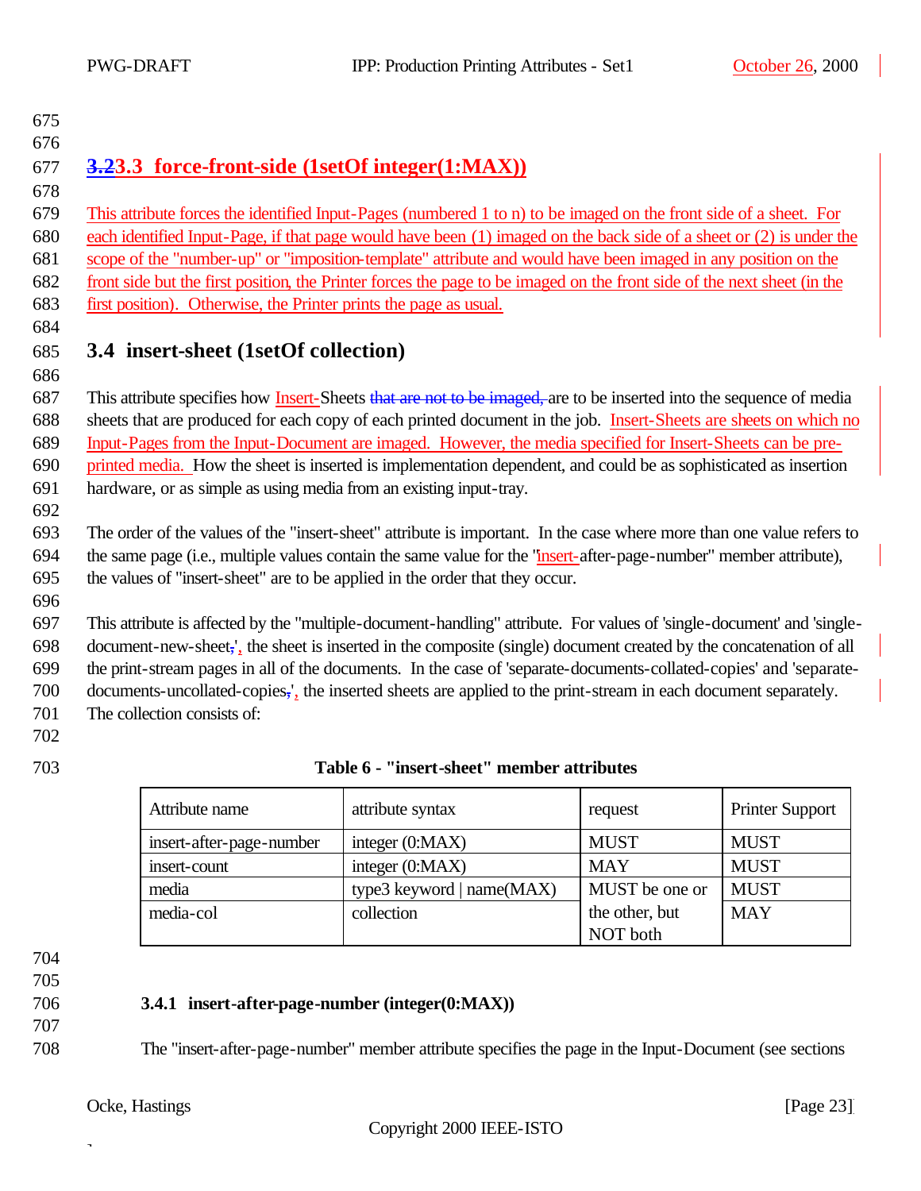## 3.3 force-front-side (1setOf integer(1:MAX))

This attribute forces the identified Input-Pages (numbered 1 to n) to be imaged on the front side of a sheet. For each identified Input-Page, if that page would have been (1) imaged on the back side of a sheet or (2) is under the scope of the "number-up" or "imposition-template" attribute and would have been imaged in any position on the front side but the first position, the Printer forces the page to be imaged on the front side of the next sheet (in the first position). Otherwise, the Printer prints the page as usual.

## 3.4 insert-sheet (1setOf collection)

This attribute specifies how Insert-Sheets are to be inserted into the sequence of media sheets that are produced for each copy of each printed document in the job. Insert-Sheets are sheets on which no Input-Pages from the Input-Document are imaged. However, the media specified for Insert-Sheets can be pre-printed media. How the sheet is inserted is implementation dependent, and could be as sophisticated as insertion hardware, or as simple as using media from an existing input-tray.

The order of the values of the "insert-sheet" attribute is important. In the case where more than one value refers to the same page (i.e., multiple values contain the same value for the "insert-after-page-number" member attribute), the values of "insert-sheet" are to be applied in the order that they occur.

This attribute is affected by the "multiple-document-handling" attribute. For values of 'single-document' and 'single-document-new-sheet', the sheet is inserted in the composite (single) document created by the concatenation of all the print-stream pages in all of the documents. In the case of 'separate-documents-collated-copies' and 'separate-documents-uncollated-copies', the inserted sheets are applied to the print-stream in each document separately. The collection consists of:

**Table 6 - "insert-sheet" member attributes**

| Attribute name | attribute syntax | request | Printer Support |
|---|---|---|---|
| insert-after-page-number | integer (0:MAX) | MUST | MUST |
| insert-count | integer (0:MAX) | MAY | MUST |
| media | type3 keyword \| name(MAX) | MUST be one or the other, but NOT both | MUST |
| media-col | collection | | MAY |

### 3.4.1 insert-after-page-number (integer(0:MAX))

The "insert-after-page-number" member attribute specifies the page in the Input-Document (see sections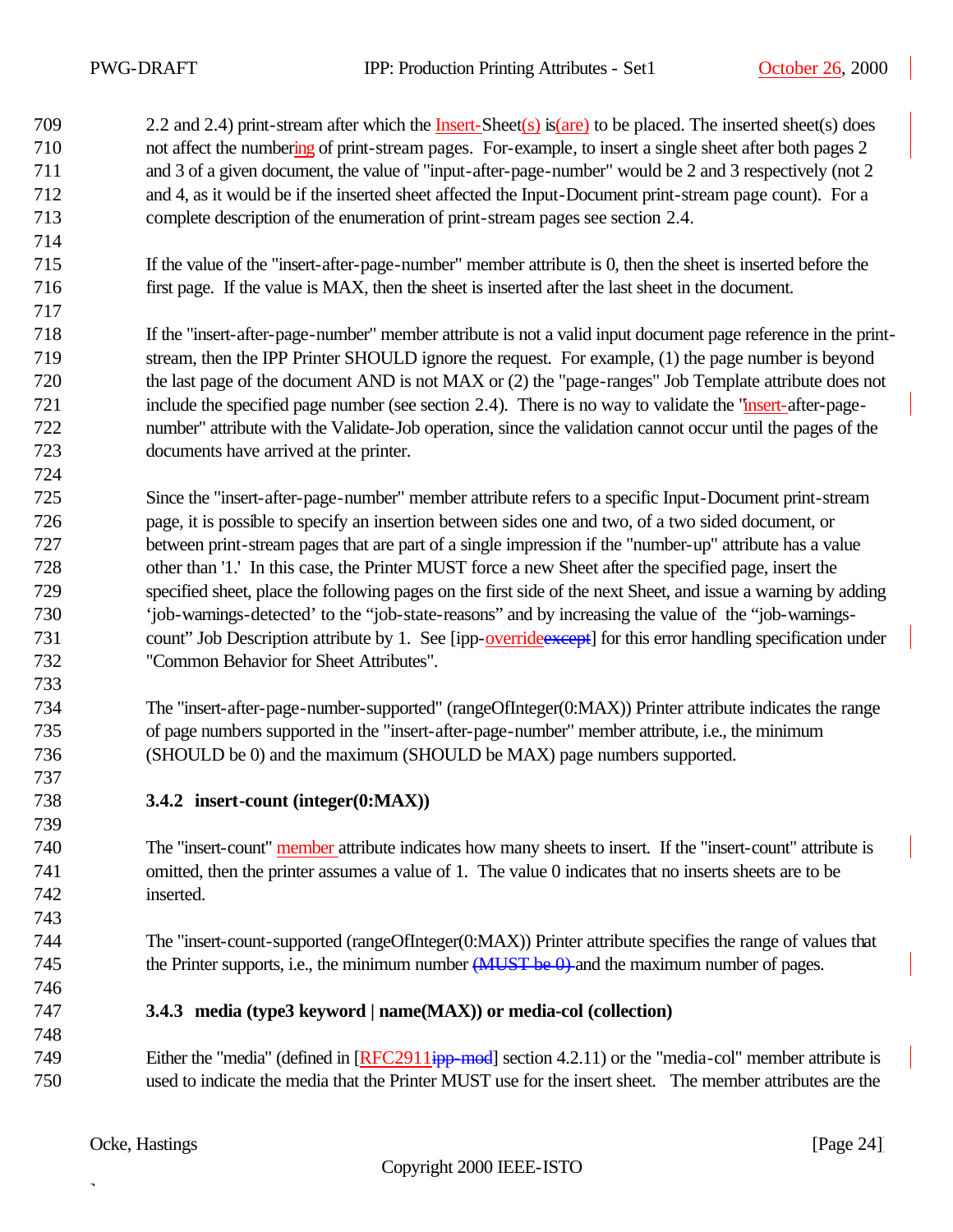2.2 and 2.4) print-stream after which the Insert-Sheet(s) is(are) to be placed. The inserted sheet(s) does not affect the numbering of print-stream pages. For-example, to insert a single sheet after both pages 2 and 3 of a given document, the value of "input-after-page-number" would be 2 and 3 respectively (not 2 and 4, as it would be if the inserted sheet affected the Input-Document print-stream page count). For a complete description of the enumeration of print-stream pages see section 2.4.

If the value of the "insert-after-page-number" member attribute is 0, then the sheet is inserted before the first page. If the value is MAX, then the sheet is inserted after the last sheet in the document.

If the "insert-after-page-number" member attribute is not a valid input document page reference in the print-stream, then the IPP Printer SHOULD ignore the request. For example, (1) the page number is beyond the last page of the document AND is not MAX or (2) the "page-ranges" Job Template attribute does not include the specified page number (see section 2.4). There is no way to validate the "insert-after-page-number" attribute with the Validate-Job operation, since the validation cannot occur until the pages of the documents have arrived at the printer.

Since the "insert-after-page-number" member attribute refers to a specific Input-Document print-stream page, it is possible to specify an insertion between sides one and two, of a two sided document, or between print-stream pages that are part of a single impression if the "number-up" attribute has a value other than '1.' In this case, the Printer MUST force a new Sheet after the specified page, insert the specified sheet, place the following pages on the first side of the next Sheet, and issue a warning by adding 'job-warnings-detected' to the "job-state-reasons" and by increasing the value of the "job-warnings-count" Job Description attribute by 1. See [ipp-overrideexcept] for this error handling specification under "Common Behavior for Sheet Attributes".

The "insert-after-page-number-supported" (rangeOfInteger(0:MAX)) Printer attribute indicates the range of page numbers supported in the "insert-after-page-number" member attribute, i.e., the minimum (SHOULD be 0) and the maximum (SHOULD be MAX) page numbers supported.

### 3.4.2 insert-count (integer(0:MAX))

The "insert-count" member attribute indicates how many sheets to insert. If the "insert-count" attribute is omitted, then the printer assumes a value of 1. The value 0 indicates that no inserts sheets are to be inserted.

The "insert-count-supported (rangeOfInteger(0:MAX)) Printer attribute specifies the range of values that the Printer supports, i.e., the minimum number (MUST be 0) and the maximum number of pages.

### 3.4.3 media (type3 keyword | name(MAX)) or media-col (collection)

Either the "media" (defined in [RFC2911ipp-mod] section 4.2.11) or the "media-col" member attribute is used to indicate the media that the Printer MUST use for the insert sheet. The member attributes are the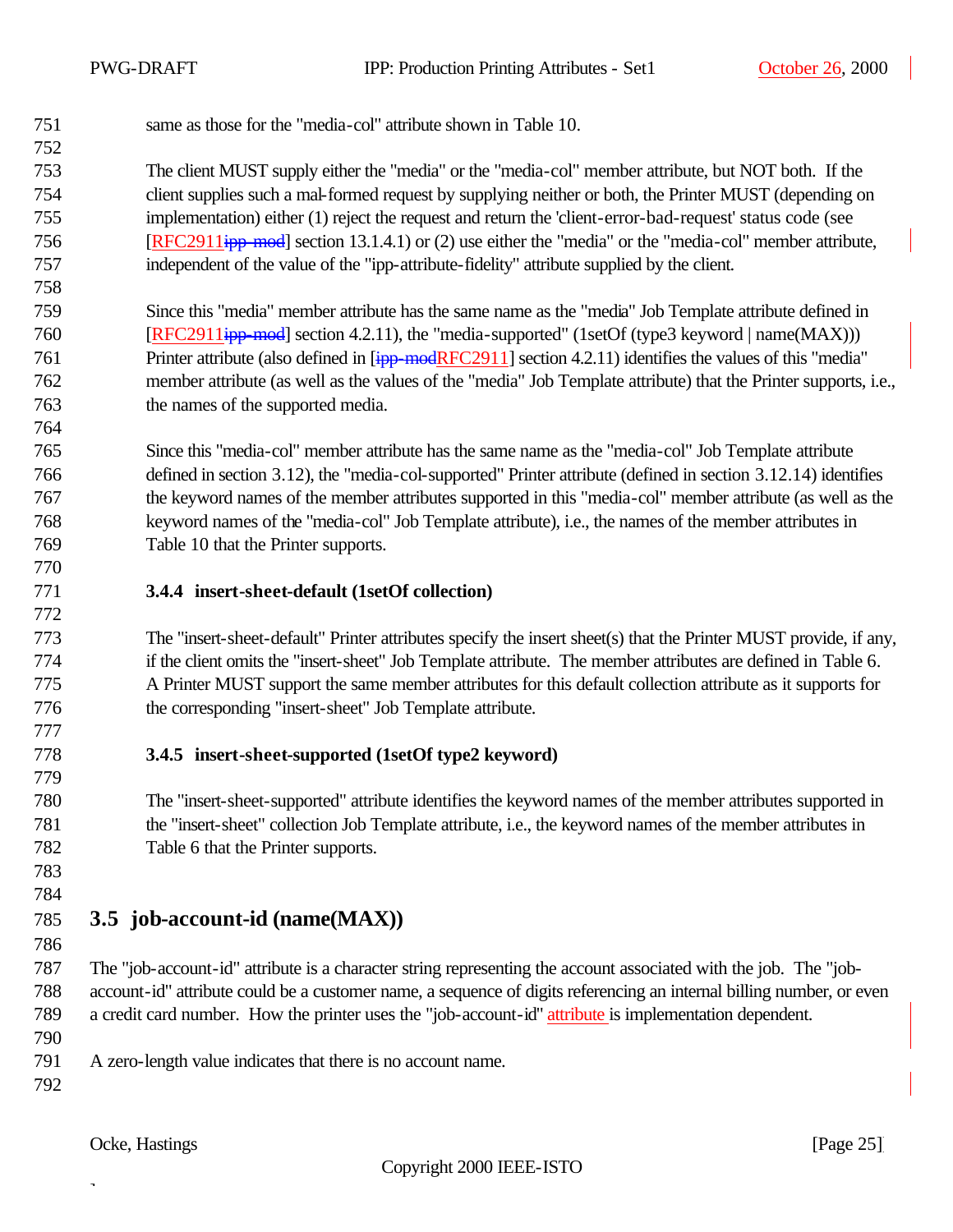same as those for the "media-col" attribute shown in Table 10.

The client MUST supply either the "media" or the "media-col" member attribute, but NOT both. If the client supplies such a mal-formed request by supplying neither or both, the Printer MUST (depending on implementation) either (1) reject the request and return the 'client-error-bad-request' status code (see [RFC2911ipp-mod] section 13.1.4.1) or (2) use either the "media" or the "media-col" member attribute, independent of the value of the "ipp-attribute-fidelity" attribute supplied by the client.

Since this "media" member attribute has the same name as the "media" Job Template attribute defined in [RFC2911ipp-mod] section 4.2.11), the "media-supported" (1setOf (type3 keyword | name(MAX))) Printer attribute (also defined in [ipp-modRFC2911] section 4.2.11) identifies the values of this "media" member attribute (as well as the values of the "media" Job Template attribute) that the Printer supports, i.e., the names of the supported media.

Since this "media-col" member attribute has the same name as the "media-col" Job Template attribute defined in section 3.12), the "media-col-supported" Printer attribute (defined in section 3.12.14) identifies the keyword names of the member attributes supported in this "media-col" member attribute (as well as the keyword names of the "media-col" Job Template attribute), i.e., the names of the member attributes in Table 10 that the Printer supports.

#### 3.4.4 insert-sheet-default (1setOf collection)

The "insert-sheet-default" Printer attributes specify the insert sheet(s) that the Printer MUST provide, if any, if the client omits the "insert-sheet" Job Template attribute. The member attributes are defined in Table 6. A Printer MUST support the same member attributes for this default collection attribute as it supports for the corresponding "insert-sheet" Job Template attribute.

#### 3.4.5 insert-sheet-supported (1setOf type2 keyword)

The "insert-sheet-supported" attribute identifies the keyword names of the member attributes supported in the "insert-sheet" collection Job Template attribute, i.e., the keyword names of the member attributes in Table 6 that the Printer supports.

## 3.5 job-account-id (name(MAX))

The "job-account-id" attribute is a character string representing the account associated with the job. The "job-account-id" attribute could be a customer name, a sequence of digits referencing an internal billing number, or even a credit card number. How the printer uses the "job-account-id" attribute is implementation dependent.

A zero-length value indicates that there is no account name.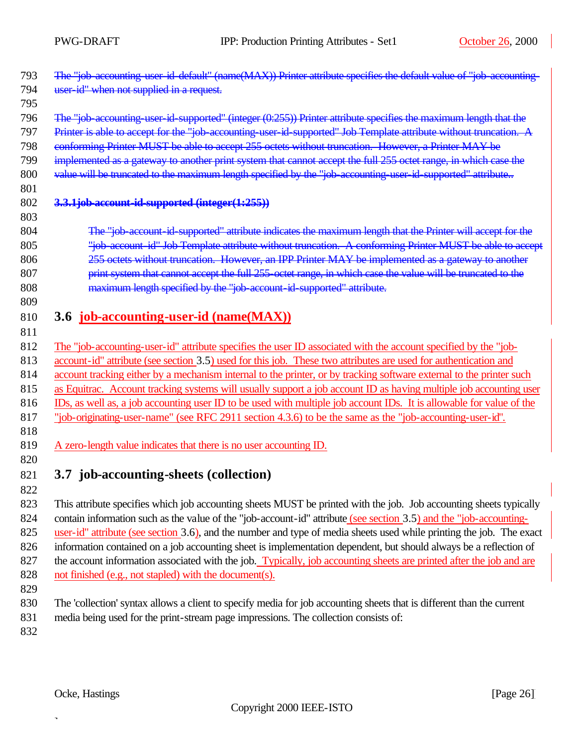~~The "job-accounting-user-id-default" (name(MAX)) Printer attribute specifies the default value of "job-accounting-user-id" when not supplied in a request.~~

~~The "job-accounting-user-id-supported" (integer (0:255)) Printer attribute specifies the maximum length that the Printer is able to accept for the "job-accounting-user-id-supported" Job Template attribute without truncation. A conforming Printer MUST be able to accept 255 octets without truncation. However, a Printer MAY be implemented as a gateway to another print system that cannot accept the full 255 octet range, in which case the value will be truncated to the maximum length specified by the "job-accounting-user-id-supported" attribute..~~

~~**3.3.1job-account-id-supported (integer(1:255))**~~

~~The "job-account-id-supported" attribute indicates the maximum length that the Printer will accept for the "job-account-id" Job Template attribute without truncation. A conforming Printer MUST be able to accept 255 octets without truncation. However, an IPP Printer MAY be implemented as a gateway to another print system that cannot accept the full 255-octet range, in which case the value will be truncated to the maximum length specified by the "job-account-id-supported" attribute.~~

## 3.6 job-accounting-user-id (name(MAX))

The "job-accounting-user-id" attribute specifies the user ID associated with the account specified by the "job-account-id" attribute (see section 3.5) used for this job. These two attributes are used for authentication and account tracking either by a mechanism internal to the printer, or by tracking software external to the printer such as Equitrac. Account tracking systems will usually support a job account ID as having multiple job accounting user IDs, as well as, a job accounting user ID to be used with multiple job account IDs. It is allowable for value of the "job-originating-user-name" (see RFC 2911 section 4.3.6) to be the same as the "job-accounting-user-id".

A zero-length value indicates that there is no user accounting ID.

## 3.7 job-accounting-sheets (collection)

This attribute specifies which job accounting sheets MUST be printed with the job. Job accounting sheets typically contain information such as the value of the "job-account-id" attribute (see section 3.5) and the "job-accounting-user-id" attribute (see section 3.6), and the number and type of media sheets used while printing the job. The exact information contained on a job accounting sheet is implementation dependent, but should always be a reflection of the account information associated with the job. Typically, job accounting sheets are printed after the job and are not finished (e.g., not stapled) with the document(s).

The 'collection' syntax allows a client to specify media for job accounting sheets that is different than the current media being used for the print-stream page impressions. The collection consists of: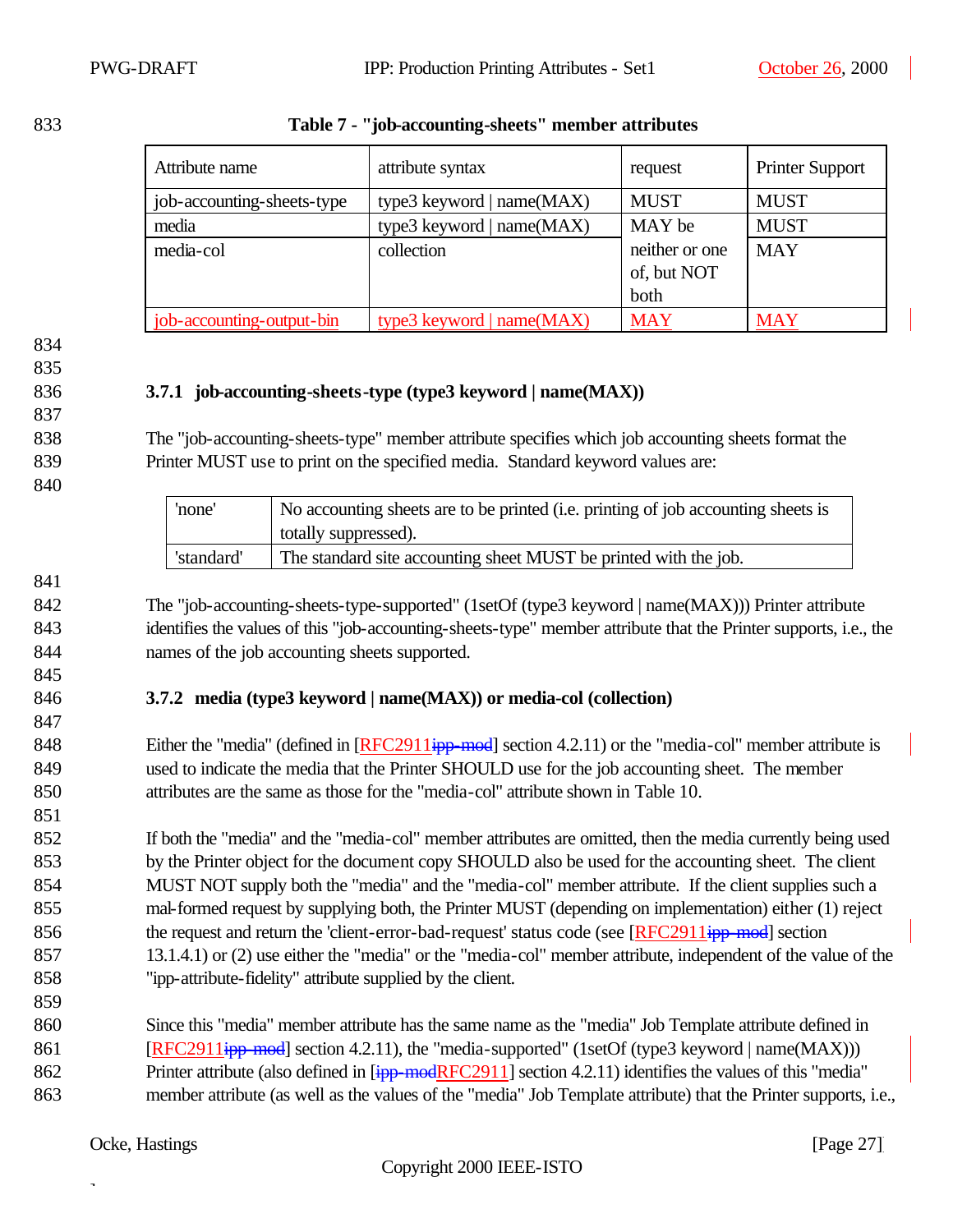**Table 7 - "job-accounting-sheets" member attributes**

| Attribute name | attribute syntax | request | Printer Support |
|---|---|---|---|
| job-accounting-sheets-type | type3 keyword \| name(MAX) | MUST | MUST |
| media | type3 keyword \| name(MAX) | MAY be neither or one of, but NOT both | MUST |
| media-col | collection | | MAY |
| job-accounting-output-bin | type3 keyword \| name(MAX) | MAY | MAY |

### 3.7.1 job-accounting-sheets-type (type3 keyword | name(MAX))

The "job-accounting-sheets-type" member attribute specifies which job accounting sheets format the Printer MUST use to print on the specified media. Standard keyword values are:

| | |
|---|---|
| 'none' | No accounting sheets are to be printed (i.e. printing of job accounting sheets is totally suppressed). |
| 'standard' | The standard site accounting sheet MUST be printed with the job. |

The "job-accounting-sheets-type-supported" (1setOf (type3 keyword | name(MAX))) Printer attribute identifies the values of this "job-accounting-sheets-type" member attribute that the Printer supports, i.e., the names of the job accounting sheets supported.

### 3.7.2 media (type3 keyword | name(MAX)) or media-col (collection)

Either the "media" (defined in [RFC2911ipp-mod] section 4.2.11) or the "media-col" member attribute is used to indicate the media that the Printer SHOULD use for the job accounting sheet. The member attributes are the same as those for the "media-col" attribute shown in Table 10.

If both the "media" and the "media-col" member attributes are omitted, then the media currently being used by the Printer object for the document copy SHOULD also be used for the accounting sheet. The client MUST NOT supply both the "media" and the "media-col" member attribute. If the client supplies such a mal-formed request by supplying both, the Printer MUST (depending on implementation) either (1) reject the request and return the 'client-error-bad-request' status code (see [RFC2911ipp-mod] section 13.1.4.1) or (2) use either the "media" or the "media-col" member attribute, independent of the value of the "ipp-attribute-fidelity" attribute supplied by the client.

Since this "media" member attribute has the same name as the "media" Job Template attribute defined in [RFC2911ipp-mod] section 4.2.11), the "media-supported" (1setOf (type3 keyword | name(MAX))) Printer attribute (also defined in [ipp-modRFC2911] section 4.2.11) identifies the values of this "media" member attribute (as well as the values of the "media" Job Template attribute) that the Printer supports, i.e.,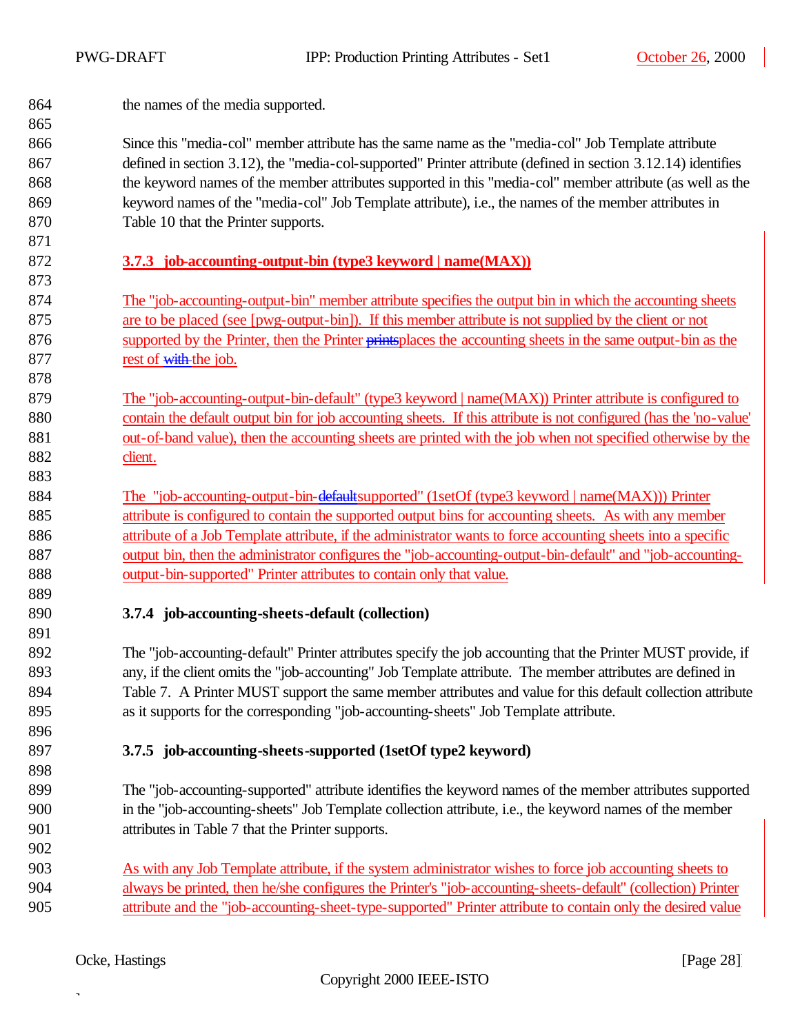the names of the media supported.

Since this "media-col" member attribute has the same name as the "media-col" Job Template attribute defined in section 3.12), the "media-col-supported" Printer attribute (defined in section 3.12.14) identifies the keyword names of the member attributes supported in this "media-col" member attribute (as well as the keyword names of the "media-col" Job Template attribute), i.e., the names of the member attributes in Table 10 that the Printer supports.

### 3.7.3 job-accounting-output-bin (type3 keyword | name(MAX))

The "job-accounting-output-bin" member attribute specifies the output bin in which the accounting sheets are to be placed (see [pwg-output-bin]). If this member attribute is not supplied by the client or not supported by the Printer, then the Printer ~~prints~~places the accounting sheets in the same output-bin as the rest of ~~with~~ the job.

The "job-accounting-output-bin-default" (type3 keyword | name(MAX)) Printer attribute is configured to contain the default output bin for job accounting sheets. If this attribute is not configured (has the 'no-value' out-of-band value), then the accounting sheets are printed with the job when not specified otherwise by the client.

The "job-accounting-output-bin-~~default~~supported" (1setOf (type3 keyword | name(MAX))) Printer attribute is configured to contain the supported output bins for accounting sheets. As with any member attribute of a Job Template attribute, if the administrator wants to force accounting sheets into a specific output bin, then the administrator configures the "job-accounting-output-bin-default" and "job-accounting-output-bin-supported" Printer attributes to contain only that value.

### 3.7.4 job-accounting-sheets-default (collection)

The "job-accounting-default" Printer attributes specify the job accounting that the Printer MUST provide, if any, if the client omits the "job-accounting" Job Template attribute. The member attributes are defined in Table 7. A Printer MUST support the same member attributes and value for this default collection attribute as it supports for the corresponding "job-accounting-sheets" Job Template attribute.

### 3.7.5 job-accounting-sheets-supported (1setOf type2 keyword)

The "job-accounting-supported" attribute identifies the keyword names of the member attributes supported in the "job-accounting-sheets" Job Template collection attribute, i.e., the keyword names of the member attributes in Table 7 that the Printer supports.

As with any Job Template attribute, if the system administrator wishes to force job accounting sheets to always be printed, then he/she configures the Printer's "job-accounting-sheets-default" (collection) Printer attribute and the "job-accounting-sheet-type-supported" Printer attribute to contain only the desired value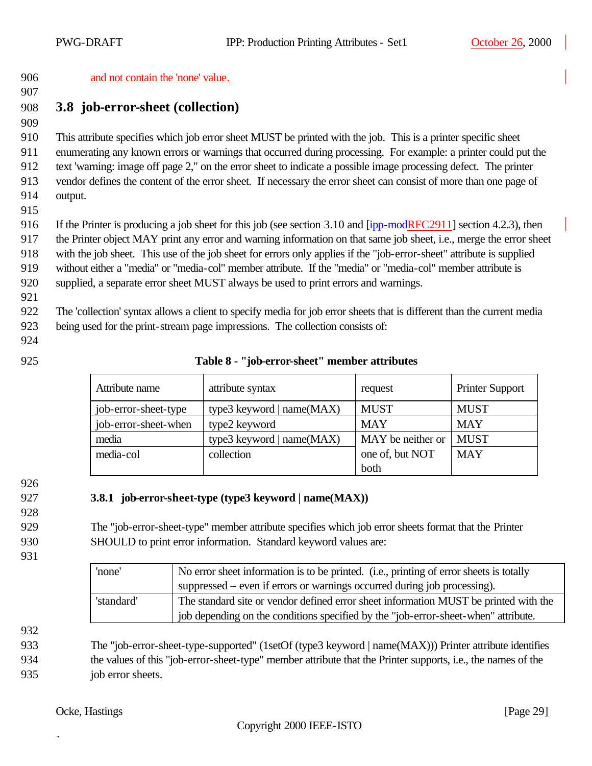and not contain the 'none' value.

## 3.8 job-error-sheet (collection)

This attribute specifies which job error sheet MUST be printed with the job. This is a printer specific sheet enumerating any known errors or warnings that occurred during processing. For example: a printer could put the text 'warning: image off page 2," on the error sheet to indicate a possible image processing defect. The printer vendor defines the content of the error sheet. If necessary the error sheet can consist of more than one page of output.

If the Printer is producing a job sheet for this job (see section 3.10 and [~~ipp-mod~~RFC2911] section 4.2.3), then the Printer object MAY print any error and warning information on that same job sheet, i.e., merge the error sheet with the job sheet. This use of the job sheet for errors only applies if the "job-error-sheet" attribute is supplied without either a "media" or "media-col" member attribute. If the "media" or "media-col" member attribute is supplied, a separate error sheet MUST always be used to print errors and warnings.

The 'collection' syntax allows a client to specify media for job error sheets that is different than the current media being used for the print-stream page impressions. The collection consists of:

**Table 8 - "job-error-sheet" member attributes**

| Attribute name | attribute syntax | request | Printer Support |
|---|---|---|---|
| job-error-sheet-type | type3 keyword \| name(MAX) | MUST | MUST |
| job-error-sheet-when | type2 keyword | MAY | MAY |
| media | type3 keyword \| name(MAX) | MAY be neither or one of, but NOT both | MUST |
| media-col | collection | | MAY |

### 3.8.1 job-error-sheet-type (type3 keyword | name(MAX))

The "job-error-sheet-type" member attribute specifies which job error sheets format that the Printer SHOULD to print error information. Standard keyword values are:

| | |
|---|---|
| 'none' | No error sheet information is to be printed. (i.e., printing of error sheets is totally suppressed – even if errors or warnings occurred during job processing). |
| 'standard' | The standard site or vendor defined error sheet information MUST be printed with the job depending on the conditions specified by the "job-error-sheet-when" attribute. |

The "job-error-sheet-type-supported" (1setOf (type3 keyword | name(MAX))) Printer attribute identifies the values of this "job-error-sheet-type" member attribute that the Printer supports, i.e., the names of the job error sheets.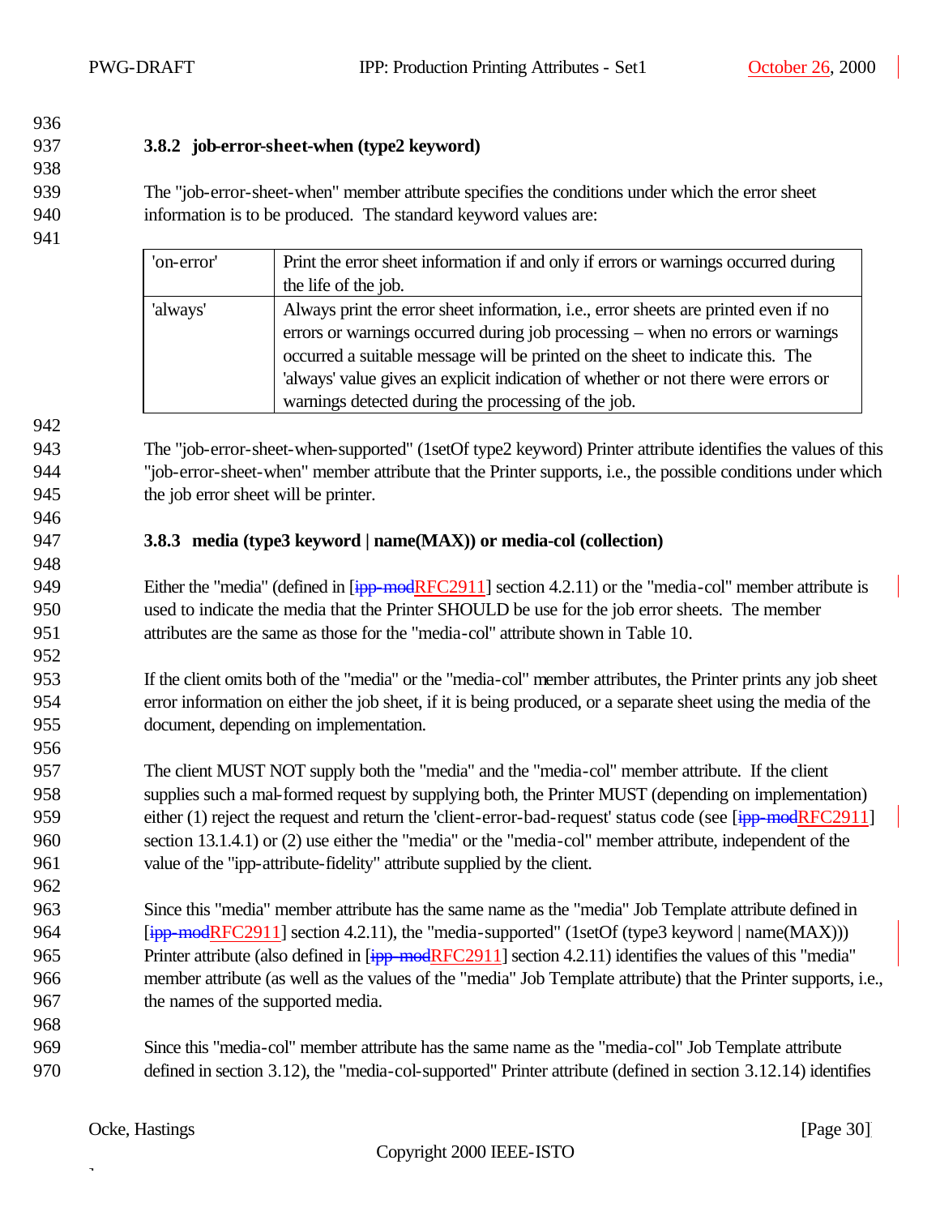### 3.8.2 job-error-sheet-when (type2 keyword)

The "job-error-sheet-when" member attribute specifies the conditions under which the error sheet information is to be produced. The standard keyword values are:

| | |
|---|---|
| 'on-error' | Print the error sheet information if and only if errors or warnings occurred during the life of the job. |
| 'always' | Always print the error sheet information, i.e., error sheets are printed even if no errors or warnings occurred during job processing – when no errors or warnings occurred a suitable message will be printed on the sheet to indicate this. The 'always' value gives an explicit indication of whether or not there were errors or warnings detected during the processing of the job. |

The "job-error-sheet-when-supported" (1setOf type2 keyword) Printer attribute identifies the values of this "job-error-sheet-when" member attribute that the Printer supports, i.e., the possible conditions under which the job error sheet will be printer.

### 3.8.3 media (type3 keyword | name(MAX)) or media-col (collection)

Either the "media" (defined in [~~ipp-mod~~RFC2911] section 4.2.11) or the "media-col" member attribute is used to indicate the media that the Printer SHOULD be use for the job error sheets. The member attributes are the same as those for the "media-col" attribute shown in Table 10.

If the client omits both of the "media" or the "media-col" member attributes, the Printer prints any job sheet error information on either the job sheet, if it is being produced, or a separate sheet using the media of the document, depending on implementation.

The client MUST NOT supply both the "media" and the "media-col" member attribute. If the client supplies such a mal-formed request by supplying both, the Printer MUST (depending on implementation) either (1) reject the request and return the 'client-error-bad-request' status code (see [~~ipp-mod~~RFC2911] section 13.1.4.1) or (2) use either the "media" or the "media-col" member attribute, independent of the value of the "ipp-attribute-fidelity" attribute supplied by the client.

Since this "media" member attribute has the same name as the "media" Job Template attribute defined in [~~ipp-mod~~RFC2911] section 4.2.11), the "media-supported" (1setOf (type3 keyword | name(MAX))) Printer attribute (also defined in [~~ipp-mod~~RFC2911] section 4.2.11) identifies the values of this "media" member attribute (as well as the values of the "media" Job Template attribute) that the Printer supports, i.e., the names of the supported media.

Since this "media-col" member attribute has the same name as the "media-col" Job Template attribute defined in section 3.12), the "media-col-supported" Printer attribute (defined in section 3.12.14) identifies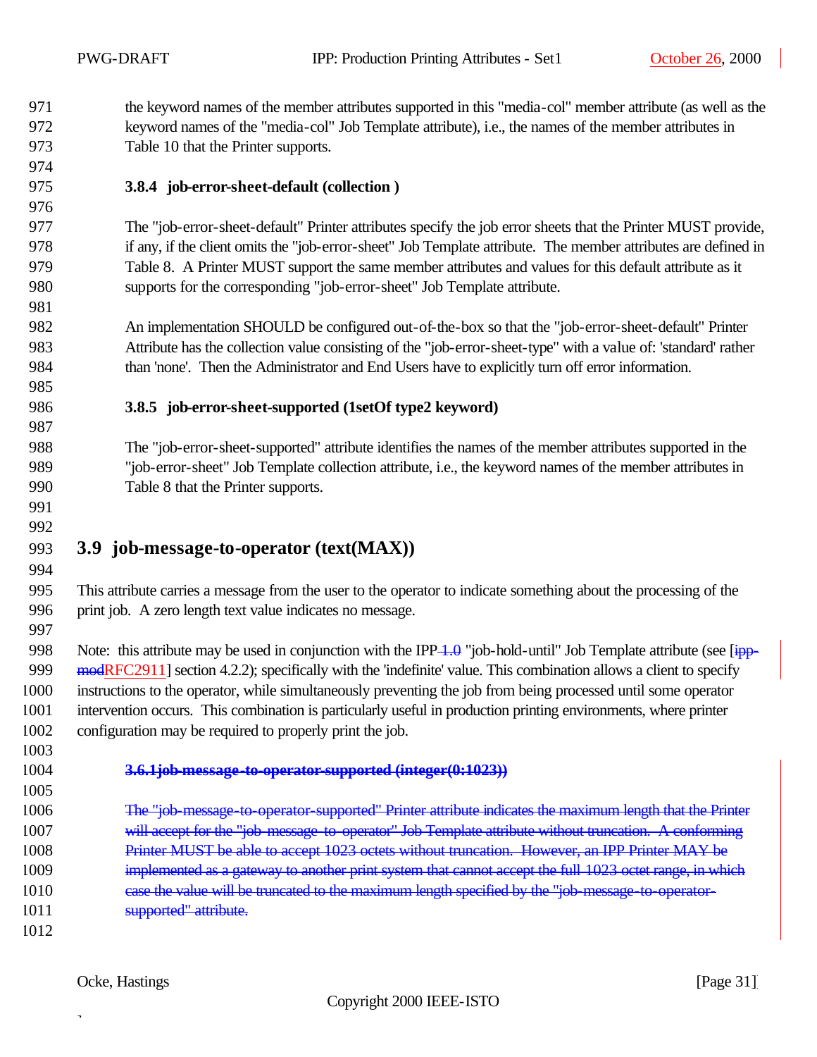the keyword names of the member attributes supported in this "media-col" member attribute (as well as the keyword names of the "media-col" Job Template attribute), i.e., the names of the member attributes in Table 10 that the Printer supports.

### 3.8.4 job-error-sheet-default (collection )

The "job-error-sheet-default" Printer attributes specify the job error sheets that the Printer MUST provide, if any, if the client omits the "job-error-sheet" Job Template attribute. The member attributes are defined in Table 8. A Printer MUST support the same member attributes and values for this default attribute as it supports for the corresponding "job-error-sheet" Job Template attribute.

An implementation SHOULD be configured out-of-the-box so that the "job-error-sheet-default" Printer Attribute has the collection value consisting of the "job-error-sheet-type" with a value of: 'standard' rather than 'none'. Then the Administrator and End Users have to explicitly turn off error information.

### 3.8.5 job-error-sheet-supported (1setOf type2 keyword)

The "job-error-sheet-supported" attribute identifies the names of the member attributes supported in the "job-error-sheet" Job Template collection attribute, i.e., the keyword names of the member attributes in Table 8 that the Printer supports.

## 3.9 job-message-to-operator (text(MAX))

This attribute carries a message from the user to the operator to indicate something about the processing of the print job. A zero length text value indicates no message.

Note: this attribute may be used in conjunction with the IPP ~~1.0~~ "job-hold-until" Job Template attribute (see [~~ipp-mod~~RFC2911] section 4.2.2); specifically with the 'indefinite' value. This combination allows a client to specify instructions to the operator, while simultaneously preventing the job from being processed until some operator intervention occurs. This combination is particularly useful in production printing environments, where printer configuration may be required to properly print the job.

~~**3.6.1 job-message-to-operator-supported (integer(0:1023))**~~

~~The "job-message-to-operator-supported" Printer attribute indicates the maximum length that the Printer will accept for the "job-message-to-operator" Job Template attribute without truncation. A conforming Printer MUST be able to accept 1023 octets without truncation. However, an IPP Printer MAY be implemented as a gateway to another print system that cannot accept the full 1023 octet range, in which case the value will be truncated to the maximum length specified by the "job-message-to-operator-supported" attribute.~~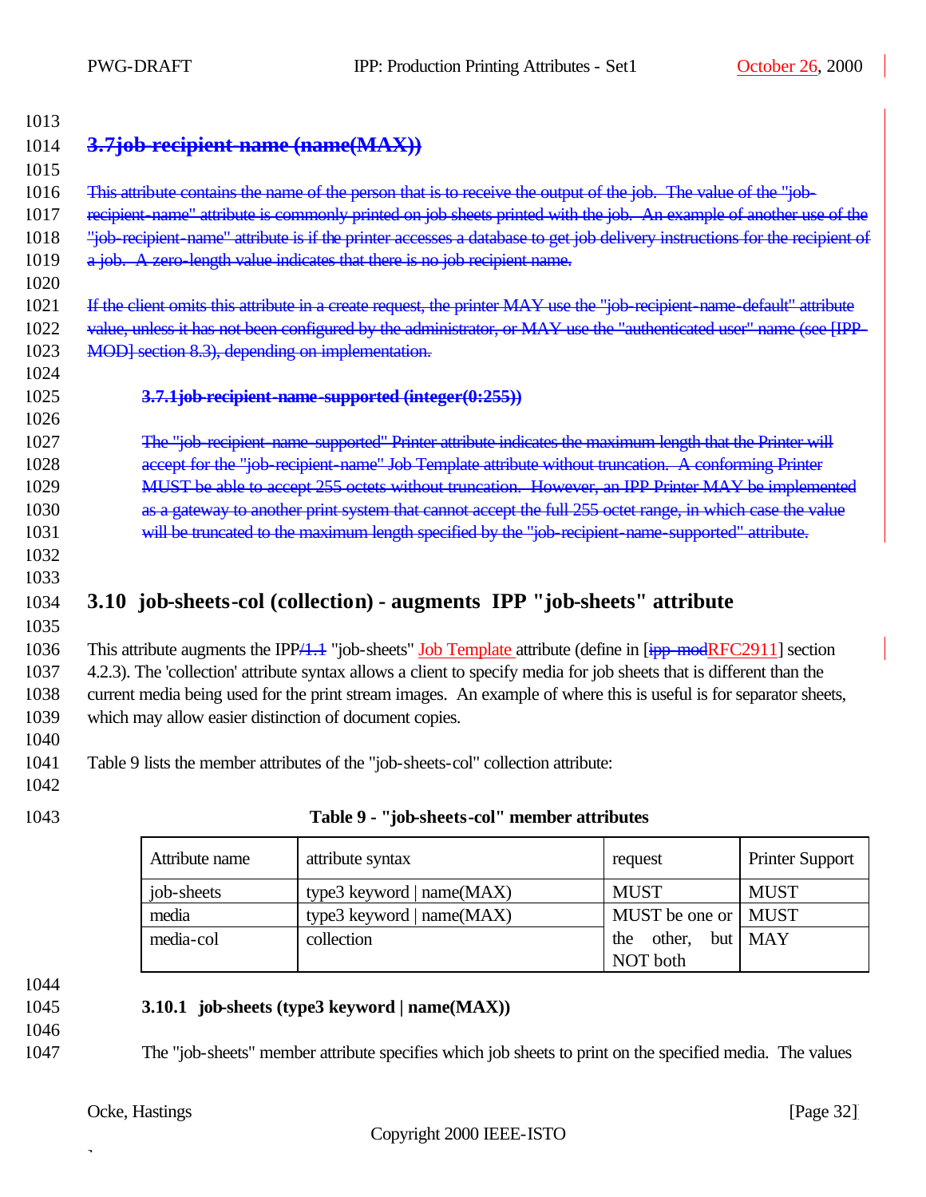## ~~3.7 job-recipient-name (name(MAX))~~

~~This attribute contains the name of the person that is to receive the output of the job. The value of the "job-recipient-name" attribute is commonly printed on job sheets printed with the job. An example of another use of the "job-recipient-name" attribute is if the printer accesses a database to get job delivery instructions for the recipient of a job. A zero-length value indicates that there is no job recipient name.~~

~~If the client omits this attribute in a create request, the printer MAY use the "job-recipient-name-default" attribute value, unless it has not been configured by the administrator, or MAY use the "authenticated user" name (see [IPP-MOD] section 8.3), depending on implementation.~~

### ~~3.7.1 job-recipient-name-supported (integer(0:255))~~

~~The "job-recipient-name-supported" Printer attribute indicates the maximum length that the Printer will accept for the "job-recipient-name" Job Template attribute without truncation. A conforming Printer MUST be able to accept 255 octets without truncation. However, an IPP Printer MAY be implemented as a gateway to another print system that cannot accept the full 255 octet range, in which case the value will be truncated to the maximum length specified by the "job-recipient-name-supported" attribute.~~

## 3.10 job-sheets-col (collection) - augments IPP "job-sheets" attribute

This attribute augments the IPP~~/1.1~~ "job-sheets" Job Template attribute (define in [~~ipp-mod~~RFC2911] section 4.2.3). The 'collection' attribute syntax allows a client to specify media for job sheets that is different than the current media being used for the print stream images. An example of where this is useful is for separator sheets, which may allow easier distinction of document copies.

Table 9 lists the member attributes of the "job-sheets-col" collection attribute:

**Table 9 - "job-sheets-col" member attributes**

| Attribute name | attribute syntax | request | Printer Support |
|---|---|---|---|
| job-sheets | type3 keyword \| name(MAX) | MUST | MUST |
| media | type3 keyword \| name(MAX) | MUST be one or the other, but NOT both | MUST |
| media-col | collection | | MAY |

### 3.10.1 job-sheets (type3 keyword | name(MAX))

The "job-sheets" member attribute specifies which job sheets to print on the specified media. The values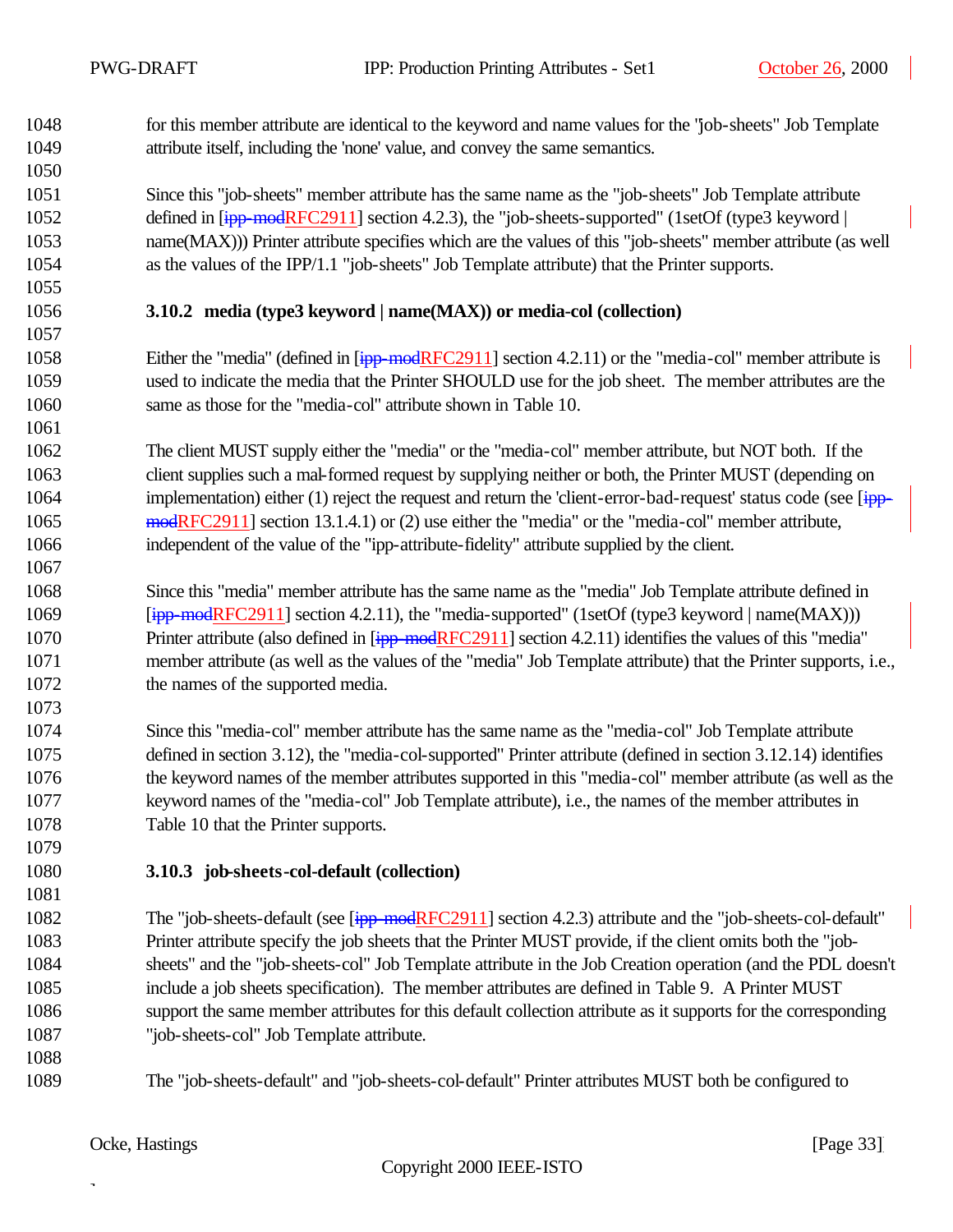for this member attribute are identical to the keyword and name values for the "job-sheets" Job Template attribute itself, including the 'none' value, and convey the same semantics.

Since this "job-sheets" member attribute has the same name as the "job-sheets" Job Template attribute defined in [~~ipp-mod~~RFC2911] section 4.2.3), the "job-sheets-supported" (1setOf (type3 keyword | name(MAX))) Printer attribute specifies which are the values of this "job-sheets" member attribute (as well as the values of the IPP/1.1 "job-sheets" Job Template attribute) that the Printer supports.

### 3.10.2 media (type3 keyword | name(MAX)) or media-col (collection)

Either the "media" (defined in [~~ipp-mod~~RFC2911] section 4.2.11) or the "media-col" member attribute is used to indicate the media that the Printer SHOULD use for the job sheet. The member attributes are the same as those for the "media-col" attribute shown in Table 10.

The client MUST supply either the "media" or the "media-col" member attribute, but NOT both. If the client supplies such a mal-formed request by supplying neither or both, the Printer MUST (depending on implementation) either (1) reject the request and return the 'client-error-bad-request' status code (see [~~ipp-mod~~RFC2911] section 13.1.4.1) or (2) use either the "media" or the "media-col" member attribute, independent of the value of the "ipp-attribute-fidelity" attribute supplied by the client.

Since this "media" member attribute has the same name as the "media" Job Template attribute defined in [~~ipp-mod~~RFC2911] section 4.2.11), the "media-supported" (1setOf (type3 keyword | name(MAX))) Printer attribute (also defined in [~~ipp-mod~~RFC2911] section 4.2.11) identifies the values of this "media" member attribute (as well as the values of the "media" Job Template attribute) that the Printer supports, i.e., the names of the supported media.

Since this "media-col" member attribute has the same name as the "media-col" Job Template attribute defined in section 3.12), the "media-col-supported" Printer attribute (defined in section 3.12.14) identifies the keyword names of the member attributes supported in this "media-col" member attribute (as well as the keyword names of the "media-col" Job Template attribute), i.e., the names of the member attributes in Table 10 that the Printer supports.

### 3.10.3 job-sheets-col-default (collection)

The "job-sheets-default (see [~~ipp-mod~~RFC2911] section 4.2.3) attribute and the "job-sheets-col-default" Printer attribute specify the job sheets that the Printer MUST provide, if the client omits both the "job-sheets" and the "job-sheets-col" Job Template attribute in the Job Creation operation (and the PDL doesn't include a job sheets specification). The member attributes are defined in Table 9. A Printer MUST support the same member attributes for this default collection attribute as it supports for the corresponding "job-sheets-col" Job Template attribute.

The "job-sheets-default" and "job-sheets-col-default" Printer attributes MUST both be configured to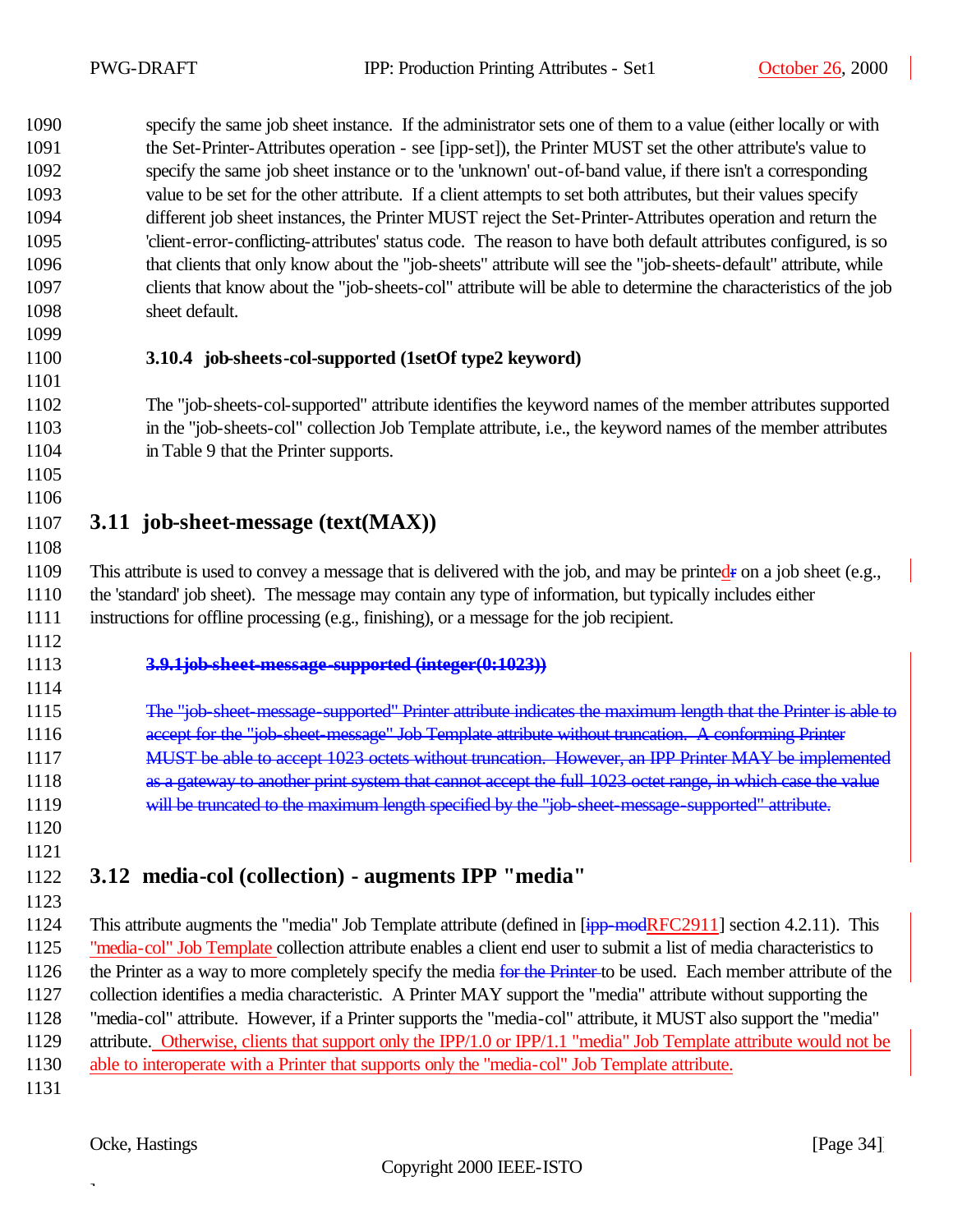specify the same job sheet instance. If the administrator sets one of them to a value (either locally or with the Set-Printer-Attributes operation - see [ipp-set]), the Printer MUST set the other attribute's value to specify the same job sheet instance or to the 'unknown' out-of-band value, if there isn't a corresponding value to be set for the other attribute. If a client attempts to set both attributes, but their values specify different job sheet instances, the Printer MUST reject the Set-Printer-Attributes operation and return the 'client-error-conflicting-attributes' status code. The reason to have both default attributes configured, is so that clients that only know about the "job-sheets" attribute will see the "job-sheets-default" attribute, while clients that know about the "job-sheets-col" attribute will be able to determine the characteristics of the job sheet default.

#### 3.10.4 job-sheets-col-supported (1setOf type2 keyword)

The "job-sheets-col-supported" attribute identifies the keyword names of the member attributes supported in the "job-sheets-col" collection Job Template attribute, i.e., the keyword names of the member attributes in Table 9 that the Printer supports.

## 3.11 job-sheet-message (text(MAX))

This attribute is used to convey a message that is delivered with the job, and may be printedr on a job sheet (e.g., the 'standard' job sheet). The message may contain any type of information, but typically includes either instructions for offline processing (e.g., finishing), or a message for the job recipient.

~~**3.9.1job-sheet-message-supported (integer(0:1023))**~~

~~The "job-sheet-message-supported" Printer attribute indicates the maximum length that the Printer is able to accept for the "job-sheet-message" Job Template attribute without truncation. A conforming Printer MUST be able to accept 1023 octets without truncation. However, an IPP Printer MAY be implemented as a gateway to another print system that cannot accept the full 1023 octet range, in which case the value will be truncated to the maximum length specified by the "job-sheet-message-supported" attribute.~~

## 3.12 media-col (collection) - augments IPP "media"

This attribute augments the "media" Job Template attribute (defined in [~~ipp-mod~~RFC2911] section 4.2.11). This "media-col" Job Template collection attribute enables a client end user to submit a list of media characteristics to the Printer as a way to more completely specify the media ~~for the Printer~~ to be used. Each member attribute of the collection identifies a media characteristic. A Printer MAY support the "media" attribute without supporting the "media-col" attribute. However, if a Printer supports the "media-col" attribute, it MUST also support the "media" attribute. Otherwise, clients that support only the IPP/1.0 or IPP/1.1 "media" Job Template attribute would not be able to interoperate with a Printer that supports only the "media-col" Job Template attribute.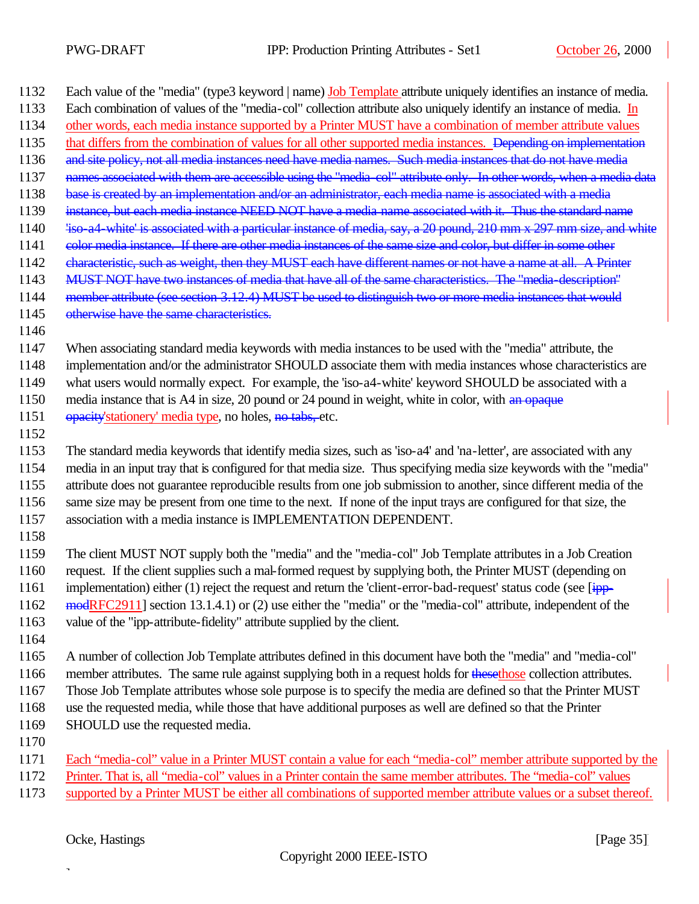1132 Each value of the "media" (type3 keyword | name) Job Template attribute uniquely identifies an instance of media.
1133 Each combination of values of the "media-col" collection attribute also uniquely identify an instance of media. In
1134 other words, each media instance supported by a Printer MUST have a combination of member attribute values
1135 that differs from the combination of values for all other supported media instances. ~~Depending on implementation~~
1136 ~~and site policy, not all media instances need have media names. Such media instances that do not have media~~
1137 ~~names associated with them are accessible using the "media-col" attribute only. In other words, when a media data~~
1138 ~~base is created by an implementation and/or an administrator, each media name is associated with a media~~
1139 ~~instance, but each media instance NEED NOT have a media name associated with it. Thus the standard name~~
1140 ~~'iso-a4-white' is associated with a particular instance of media, say, a 20 pound, 210 mm x 297 mm size, and white~~
1141 ~~color media instance. If there are other media instances of the same size and color, but differ in some other~~
1142 ~~characteristic, such as weight, then they MUST each have different names or not have a name at all. A Printer~~
1143 ~~MUST NOT have two instances of media that have all of the same characteristics. The "media-description"~~
1144 ~~member attribute (see section 3.12.4) MUST be used to distinguish two or more media instances that would~~
1145 ~~otherwise have the same characteristics.~~
1146
1147 When associating standard media keywords with media instances to be used with the "media" attribute, the
1148 implementation and/or the administrator SHOULD associate them with media instances whose characteristics are
1149 what users would normally expect. For example, the 'iso-a4-white' keyword SHOULD be associated with a
1150 media instance that is A4 in size, 20 pound or 24 pound in weight, white in color, with ~~an opaque~~
1151 ~~opacity~~'stationery' media type, no holes, ~~no tabs,~~ etc.
1152
1153 The standard media keywords that identify media sizes, such as 'iso-a4' and 'na-letter', are associated with any
1154 media in an input tray that is configured for that media size. Thus specifying media size keywords with the "media"
1155 attribute does not guarantee reproducible results from one job submission to another, since different media of the
1156 same size may be present from one time to the next. If none of the input trays are configured for that size, the
1157 association with a media instance is IMPLEMENTATION DEPENDENT.
1158
1159 The client MUST NOT supply both the "media" and the "media-col" Job Template attributes in a Job Creation
1160 request. If the client supplies such a mal-formed request by supplying both, the Printer MUST (depending on
1161 implementation) either (1) reject the request and return the 'client-error-bad-request' status code (see [~~ipp-~~
1162 ~~mod~~RFC2911] section 13.1.4.1) or (2) use either the "media" or the "media-col" attribute, independent of the
1163 value of the "ipp-attribute-fidelity" attribute supplied by the client.
1164
1165 A number of collection Job Template attributes defined in this document have both the "media" and "media-col"
1166 member attributes. The same rule against supplying both in a request holds for ~~these~~those collection attributes.
1167 Those Job Template attributes whose sole purpose is to specify the media are defined so that the Printer MUST
1168 use the requested media, while those that have additional purposes as well are defined so that the Printer
1169 SHOULD use the requested media.
1170
1171 Each "media-col" value in a Printer MUST contain a value for each "media-col" member attribute supported by the
1172 Printer. That is, all "media-col" values in a Printer contain the same member attributes. The "media-col" values
1173 supported by a Printer MUST be either all combinations of supported member attribute values or a subset thereof.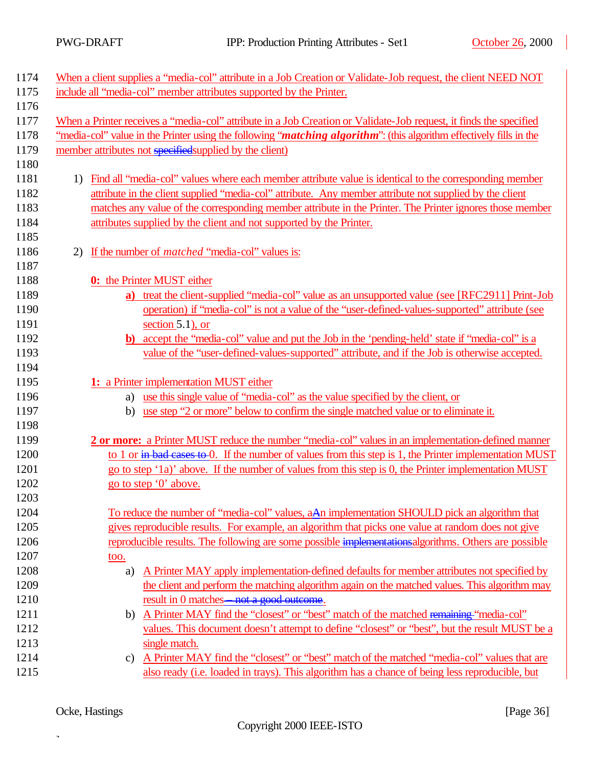When a client supplies a "media-col" attribute in a Job Creation or Validate-Job request, the client NEED NOT include all "media-col" member attributes supported by the Printer.

When a Printer receives a "media-col" attribute in a Job Creation or Validate-Job request, it finds the specified "media-col" value in the Printer using the following "***matching algorithm***": (this algorithm effectively fills in the member attributes not ~~specified~~supplied by the client)

1) Find all "media-col" values where each member attribute value is identical to the corresponding member attribute in the client supplied "media-col" attribute. Any member attribute not supplied by the client matches any value of the corresponding member attribute in the Printer. The Printer ignores those member attributes supplied by the client and not supported by the Printer.

2) If the number of *matched* "media-col" values is:

   **0:** the Printer MUST either

   **a)** treat the client-supplied "media-col" value as an unsupported value (see [RFC2911] Print-Job operation) if "media-col" is not a value of the "user-defined-values-supported" attribute (see section 5.1), or

   **b)** accept the "media-col" value and put the Job in the 'pending-held' state if "media-col" is a value of the "user-defined-values-supported" attribute, and if the Job is otherwise accepted.

   **1:** a Printer implementation MUST either

   a) use this single value of "media-col" as the value specified by the client, or

   b) use step "2 or more" below to confirm the single matched value or to eliminate it.

   **2 or more:** a Printer MUST reduce the number "media-col" values in an implementation-defined manner to 1 or ~~in bad cases to~~ 0. If the number of values from this step is 1, the Printer implementation MUST go to step '1a)' above. If the number of values from this step is 0, the Printer implementation MUST go to step '0' above.

   To reduce the number of "media-col" values, a~~A~~n implementation SHOULD pick an algorithm that gives reproducible results. For example, an algorithm that picks one value at random does not give reproducible results. The following are some possible ~~implementations~~algorithms. Others are possible too.

   a) A Printer MAY apply implementation-defined defaults for member attributes not specified by the client and perform the matching algorithm again on the matched values. This algorithm may result in 0 matches~~ – not a good outcome~~.

   b) A Printer MAY find the "closest" or "best" match of the matched ~~remaining~~ "media-col" values. This document doesn't attempt to define "closest" or "best", but the result MUST be a single match.

   c) A Printer MAY find the "closest" or "best" match of the matched "media-col" values that are also ready (i.e. loaded in trays). This algorithm has a chance of being less reproducible, but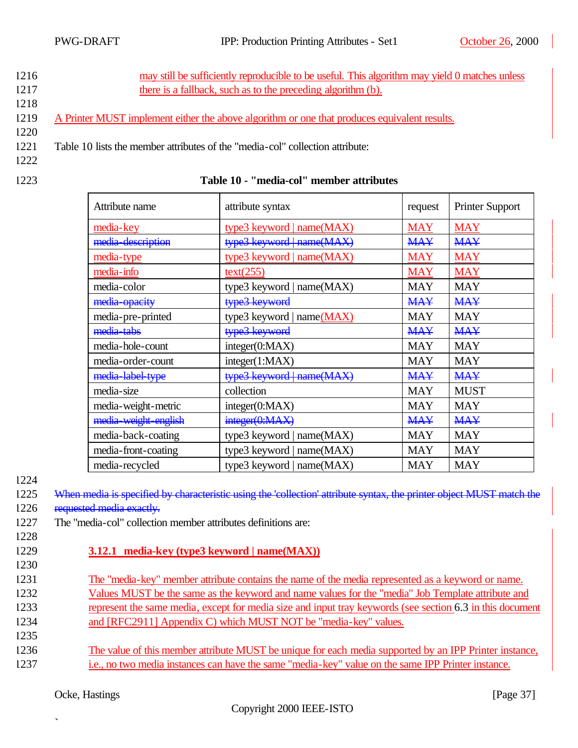may still be sufficiently reproducible to be useful. This algorithm may yield 0 matches unless there is a fallback, such as to the preceding algorithm (b).

A Printer MUST implement either the above algorithm or one that produces equivalent results.

Table 10 lists the member attributes of the "media-col" collection attribute:

**Table 10 - "media-col" member attributes**

| Attribute name | attribute syntax | request | Printer Support |
|---|---|---|---|
| media-key | type3 keyword \| name(MAX) | MAY | MAY |
| ~~media-description~~ | ~~type3 keyword \| name(MAX)~~ | ~~MAY~~ | ~~MAY~~ |
| media-type | type3 keyword \| name(MAX) | MAY | MAY |
| media-info | text(255) | MAY | MAY |
| media-color | type3 keyword \| name(MAX) | MAY | MAY |
| ~~media-opacity~~ | ~~type3 keyword~~ | ~~MAY~~ | ~~MAY~~ |
| media-pre-printed | type3 keyword \| name(MAX) | MAY | MAY |
| ~~media-tabs~~ | ~~type3 keyword~~ | ~~MAY~~ | ~~MAY~~ |
| media-hole-count | integer(0:MAX) | MAY | MAY |
| media-order-count | integer(1:MAX) | MAY | MAY |
| ~~media-label-type~~ | ~~type3 keyword \| name(MAX)~~ | ~~MAY~~ | ~~MAY~~ |
| media-size | collection | MAY | MUST |
| media-weight-metric | integer(0:MAX) | MAY | MAY |
| ~~media-weight-english~~ | ~~integer(0:MAX)~~ | ~~MAY~~ | ~~MAY~~ |
| media-back-coating | type3 keyword \| name(MAX) | MAY | MAY |
| media-front-coating | type3 keyword \| name(MAX) | MAY | MAY |
| media-recycled | type3 keyword \| name(MAX) | MAY | MAY |

~~When media is specified by characteristic using the 'collection' attribute syntax, the printer object MUST match the requested media exactly.~~

The "media-col" collection member attributes definitions are:

### 3.12.1 media-key (type3 keyword | name(MAX))

The "media-key" member attribute contains the name of the media represented as a keyword or name. Values MUST be the same as the keyword and name values for the "media" Job Template attribute and represent the same media, except for media size and input tray keywords (see section 6.3 in this document and [RFC2911] Appendix C) which MUST NOT be "media-key" values.

The value of this member attribute MUST be unique for each media supported by an IPP Printer instance, i.e., no two media instances can have the same "media-key" value on the same IPP Printer instance.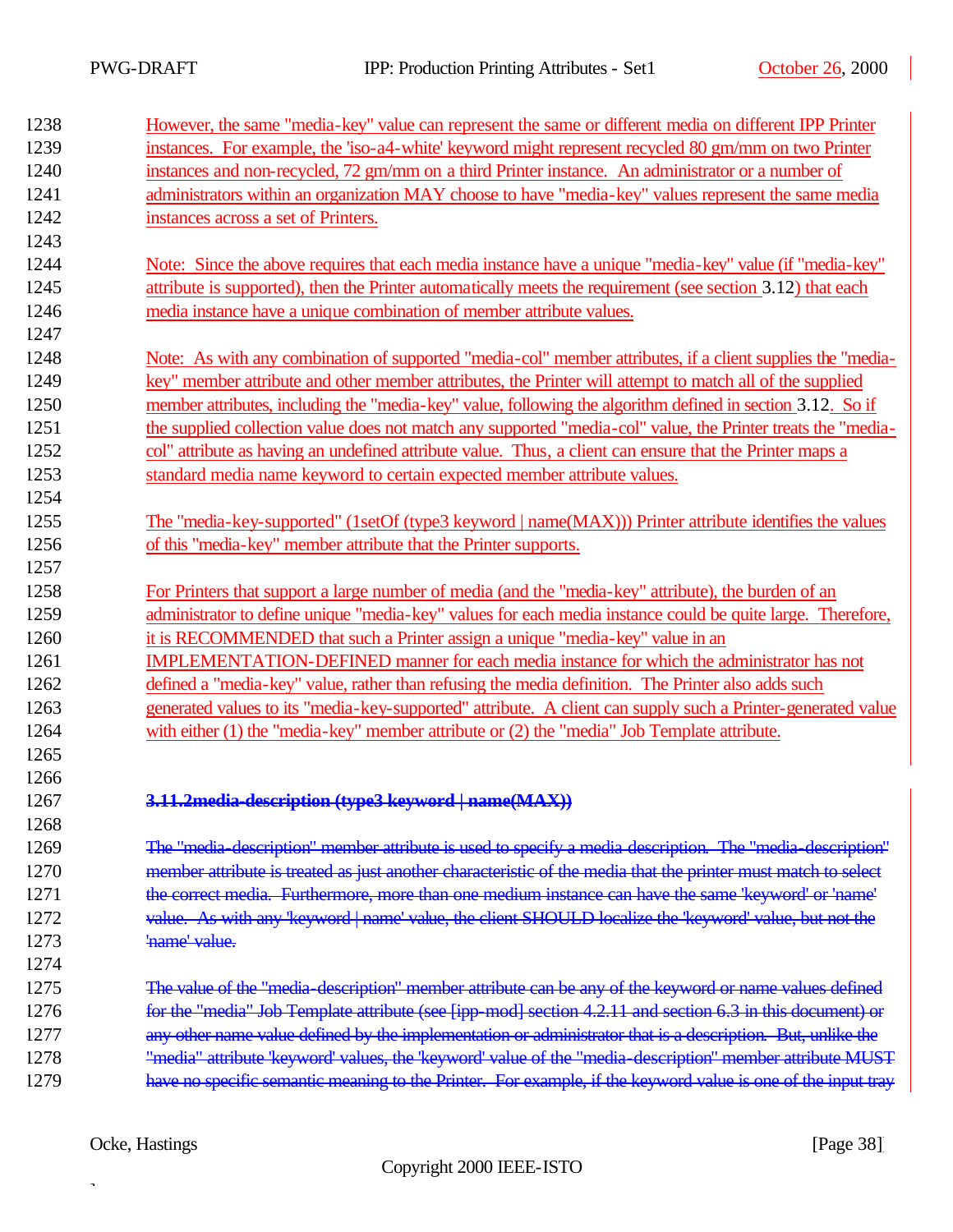However, the same "media-key" value can represent the same or different media on different IPP Printer instances. For example, the 'iso-a4-white' keyword might represent recycled 80 gm/mm on two Printer instances and non-recycled, 72 gm/mm on a third Printer instance. An administrator or a number of administrators within an organization MAY choose to have "media-key" values represent the same media instances across a set of Printers.

Note: Since the above requires that each media instance have a unique "media-key" value (if "media-key" attribute is supported), then the Printer automatically meets the requirement (see section 3.12) that each media instance have a unique combination of member attribute values.

Note: As with any combination of supported "media-col" member attributes, if a client supplies the "media-key" member attribute and other member attributes, the Printer will attempt to match all of the supplied member attributes, including the "media-key" value, following the algorithm defined in section 3.12. So if the supplied collection value does not match any supported "media-col" value, the Printer treats the "media-col" attribute as having an undefined attribute value. Thus, a client can ensure that the Printer maps a standard media name keyword to certain expected member attribute values.

The "media-key-supported" (1setOf (type3 keyword | name(MAX))) Printer attribute identifies the values of this "media-key" member attribute that the Printer supports.

For Printers that support a large number of media (and the "media-key" attribute), the burden of an administrator to define unique "media-key" values for each media instance could be quite large. Therefore, it is RECOMMENDED that such a Printer assign a unique "media-key" value in an IMPLEMENTATION-DEFINED manner for each media instance for which the administrator has not defined a "media-key" value, rather than refusing the media definition. The Printer also adds such generated values to its "media-key-supported" attribute. A client can supply such a Printer-generated value with either (1) the "media-key" member attribute or (2) the "media" Job Template attribute.

### ~~3.11.2 media-description (type3 keyword | name(MAX))~~

~~The "media-description" member attribute is used to specify a media description. The "media-description" member attribute is treated as just another characteristic of the media that the printer must match to select the correct media. Furthermore, more than one medium instance can have the same 'keyword' or 'name' value. As with any 'keyword | name' value, the client SHOULD localize the 'keyword' value, but not the 'name' value.~~

~~The value of the "media-description" member attribute can be any of the keyword or name values defined for the "media" Job Template attribute (see [ipp-mod] section 4.2.11 and section 6.3 in this document) or any other name value defined by the implementation or administrator that is a description. But, unlike the "media" attribute 'keyword' values, the 'keyword' value of the "media-description" member attribute MUST have no specific semantic meaning to the Printer. For example, if the keyword value is one of the input tray~~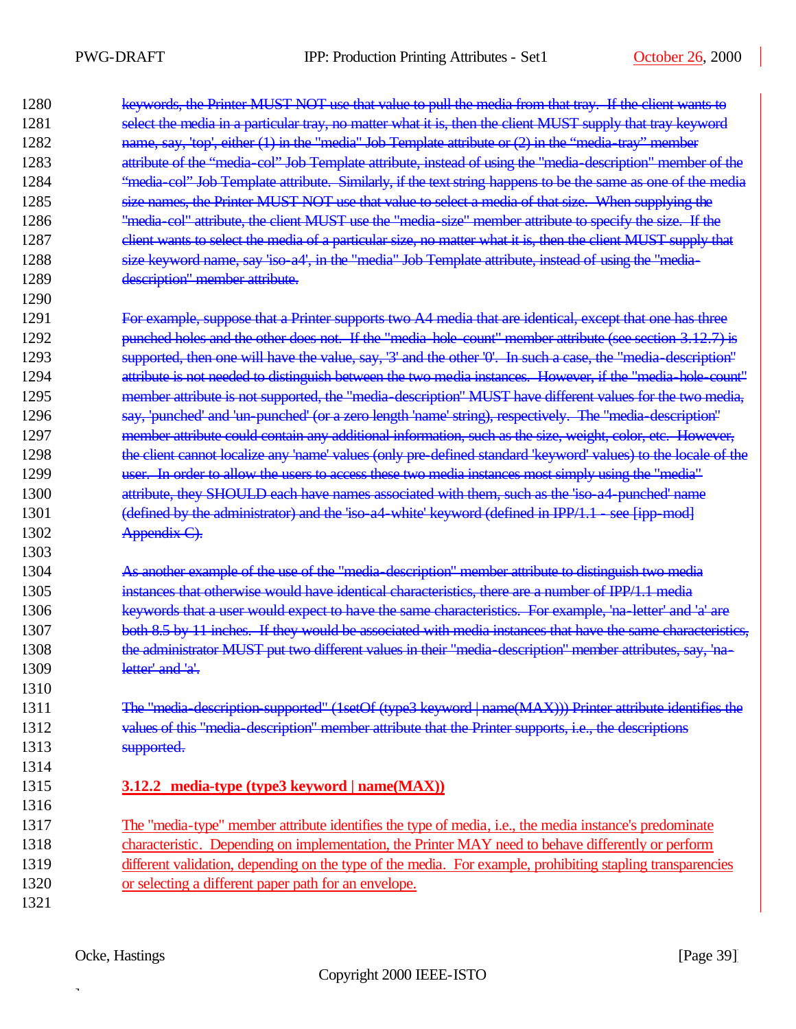~~keywords, the Printer MUST NOT use that value to pull the media from that tray. If the client wants to select the media in a particular tray, no matter what it is, then the client MUST supply that tray keyword name, say, 'top', either (1) in the "media" Job Template attribute or (2) in the "media-tray" member attribute of the "media-col" Job Template attribute, instead of using the "media-description" member of the "media-col" Job Template attribute. Similarly, if the text string happens to be the same as one of the media size names, the Printer MUST NOT use that value to select a media of that size. When supplying the "media-col" attribute, the client MUST use the "media-size" member attribute to specify the size. If the client wants to select the media of a particular size, no matter what it is, then the client MUST supply that size keyword name, say 'iso-a4', in the "media" Job Template attribute, instead of using the "media-description" member attribute.~~

~~For example, suppose that a Printer supports two A4 media that are identical, except that one has three punched holes and the other does not. If the "media-hole-count" member attribute (see section 3.12.7) is supported, then one will have the value, say, '3' and the other '0'. In such a case, the "media-description" attribute is not needed to distinguish between the two media instances. However, if the "media-hole-count" member attribute is not supported, the "media-description" MUST have different values for the two media, say, 'punched' and 'un-punched' (or a zero length 'name' string), respectively. The "media-description" member attribute could contain any additional information, such as the size, weight, color, etc. However, the client cannot localize any 'name' values (only pre-defined standard 'keyword' values) to the locale of the user. In order to allow the users to access these two media instances most simply using the "media" attribute, they SHOULD each have names associated with them, such as the 'iso-a4-punched' name (defined by the administrator) and the 'iso-a4-white' keyword (defined in IPP/1.1 - see [ipp-mod] Appendix C).~~

~~As another example of the use of the "media-description" member attribute to distinguish two media instances that otherwise would have identical characteristics, there are a number of IPP/1.1 media keywords that a user would expect to have the same characteristics. For example, 'na-letter' and 'a' are both 8.5 by 11 inches. If they would be associated with media instances that have the same characteristics, the administrator MUST put two different values in their "media-description" member attributes, say, 'na-letter' and 'a'.~~

~~The "media-description-supported" (1setOf (type3 keyword | name(MAX))) Printer attribute identifies the values of this "media-description" member attribute that the Printer supports, i.e., the descriptions supported.~~

### 3.12.2 media-type (type3 keyword | name(MAX))

The "media-type" member attribute identifies the type of media, i.e., the media instance's predominate characteristic. Depending on implementation, the Printer MAY need to behave differently or perform different validation, depending on the type of the media. For example, prohibiting stapling transparencies or selecting a different paper path for an envelope.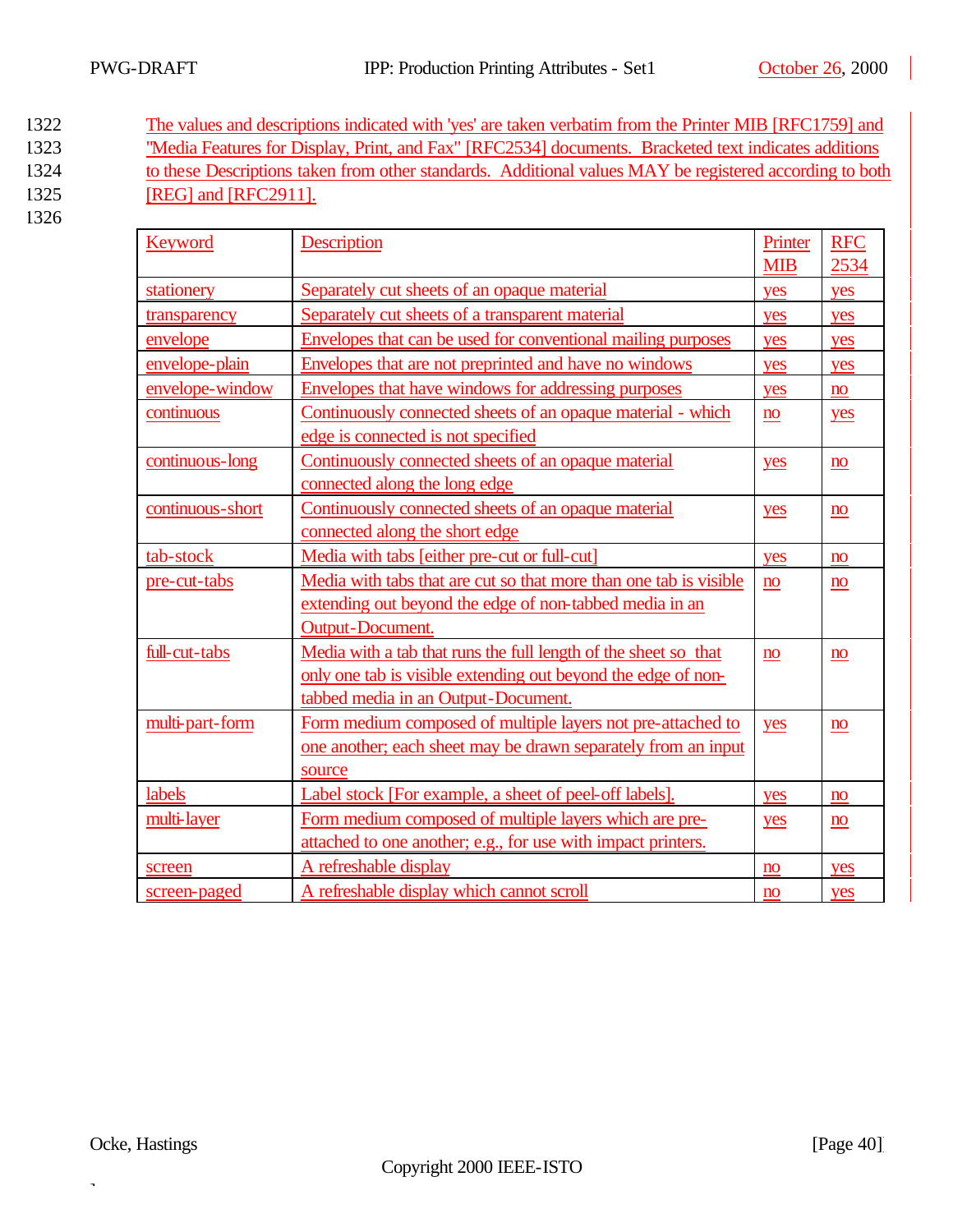The values and descriptions indicated with 'yes' are taken verbatim from the Printer MIB [RFC1759] and "Media Features for Display, Print, and Fax" [RFC2534] documents. Bracketed text indicates additions to these Descriptions taken from other standards. Additional values MAY be registered according to both [REG] and [RFC2911].

| Keyword | Description | Printer MIB | RFC 2534 |
|---|---|---|---|
| stationery | Separately cut sheets of an opaque material | yes | yes |
| transparency | Separately cut sheets of a transparent material | yes | yes |
| envelope | Envelopes that can be used for conventional mailing purposes | yes | yes |
| envelope-plain | Envelopes that are not preprinted and have no windows | yes | yes |
| envelope-window | Envelopes that have windows for addressing purposes | yes | no |
| continuous | Continuously connected sheets of an opaque material - which edge is connected is not specified | no | yes |
| continuous-long | Continuously connected sheets of an opaque material connected along the long edge | yes | no |
| continuous-short | Continuously connected sheets of an opaque material connected along the short edge | yes | no |
| tab-stock | Media with tabs [either pre-cut or full-cut] | yes | no |
| pre-cut-tabs | Media with tabs that are cut so that more than one tab is visible extending out beyond the edge of non-tabbed media in an Output-Document. | no | no |
| full-cut-tabs | Media with a tab that runs the full length of the sheet so that only one tab is visible extending out beyond the edge of non-tabbed media in an Output-Document. | no | no |
| multi-part-form | Form medium composed of multiple layers not pre-attached to one another; each sheet may be drawn separately from an input source | yes | no |
| labels | Label stock [For example, a sheet of peel-off labels]. | yes | no |
| multi-layer | Form medium composed of multiple layers which are pre-attached to one another; e.g., for use with impact printers. | yes | no |
| screen | A refreshable display | no | yes |
| screen-paged | A refreshable display which cannot scroll | no | yes |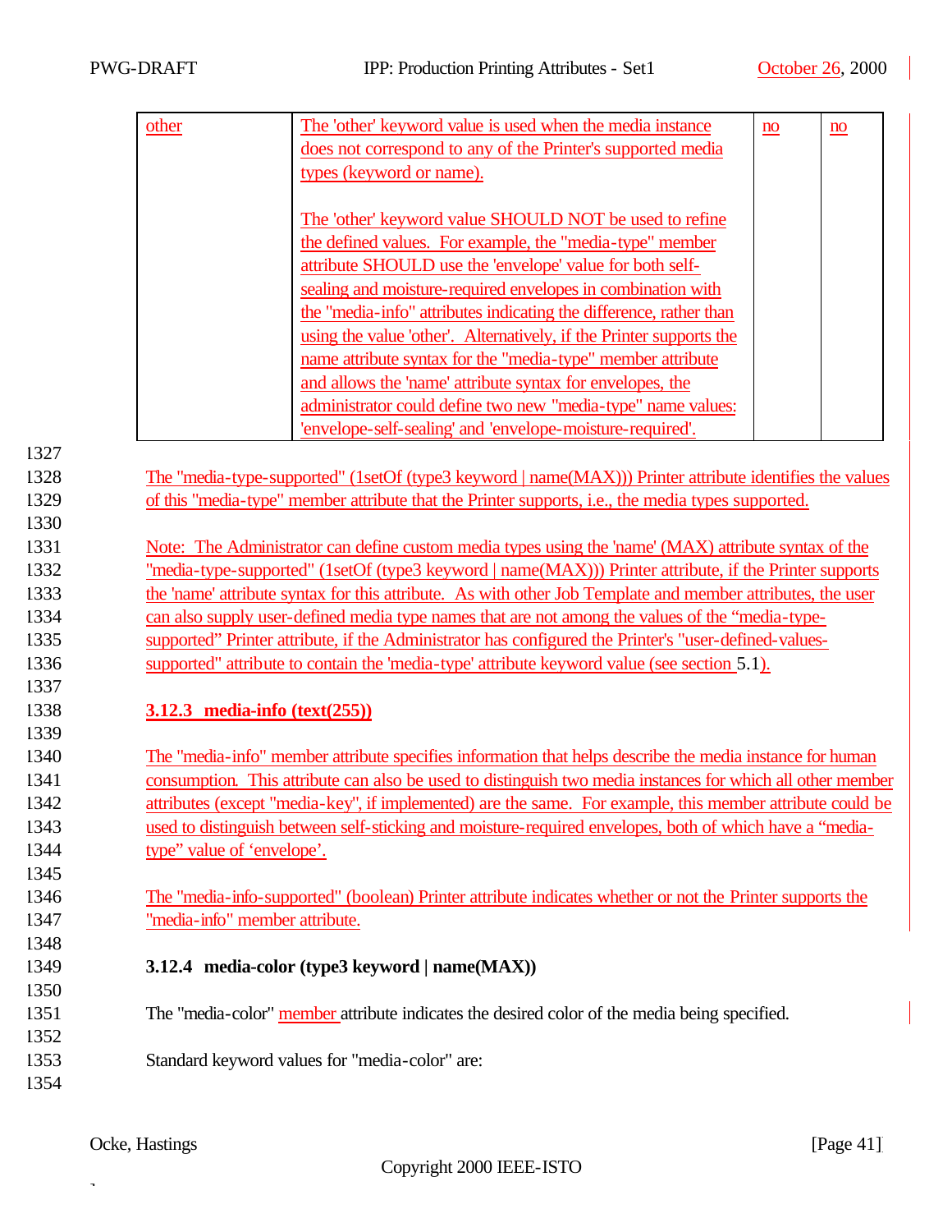| | | | |
|---|---|---|---|
| other | The 'other' keyword value is used when the media instance does not correspond to any of the Printer's supported media types (keyword or name).<br><br>The 'other' keyword value SHOULD NOT be used to refine the defined values. For example, the "media-type" member attribute SHOULD use the 'envelope' value for both self-sealing and moisture-required envelopes in combination with the "media-info" attributes indicating the difference, rather than using the value 'other'. Alternatively, if the Printer supports the name attribute syntax for the "media-type" member attribute and allows the 'name' attribute syntax for envelopes, the administrator could define two new "media-type" name values: 'envelope-self-sealing' and 'envelope-moisture-required'. | no | no |

The "media-type-supported" (1setOf (type3 keyword | name(MAX))) Printer attribute identifies the values of this "media-type" member attribute that the Printer supports, i.e., the media types supported.

Note: The Administrator can define custom media types using the 'name' (MAX) attribute syntax of the "media-type-supported" (1setOf (type3 keyword | name(MAX))) Printer attribute, if the Printer supports the 'name' attribute syntax for this attribute. As with other Job Template and member attributes, the user can also supply user-defined media type names that are not among the values of the "media-type-supported" Printer attribute, if the Administrator has configured the Printer's "user-defined-values-supported" attribute to contain the 'media-type' attribute keyword value (see section 5.1).

### 3.12.3 media-info (text(255))

The "media-info" member attribute specifies information that helps describe the media instance for human consumption. This attribute can also be used to distinguish two media instances for which all other member attributes (except "media-key", if implemented) are the same. For example, this member attribute could be used to distinguish between self-sticking and moisture-required envelopes, both of which have a "media-type" value of 'envelope'.

The "media-info-supported" (boolean) Printer attribute indicates whether or not the Printer supports the "media-info" member attribute.

### 3.12.4 media-color (type3 keyword | name(MAX))

The "media-color" member attribute indicates the desired color of the media being specified.

Standard keyword values for "media-color" are: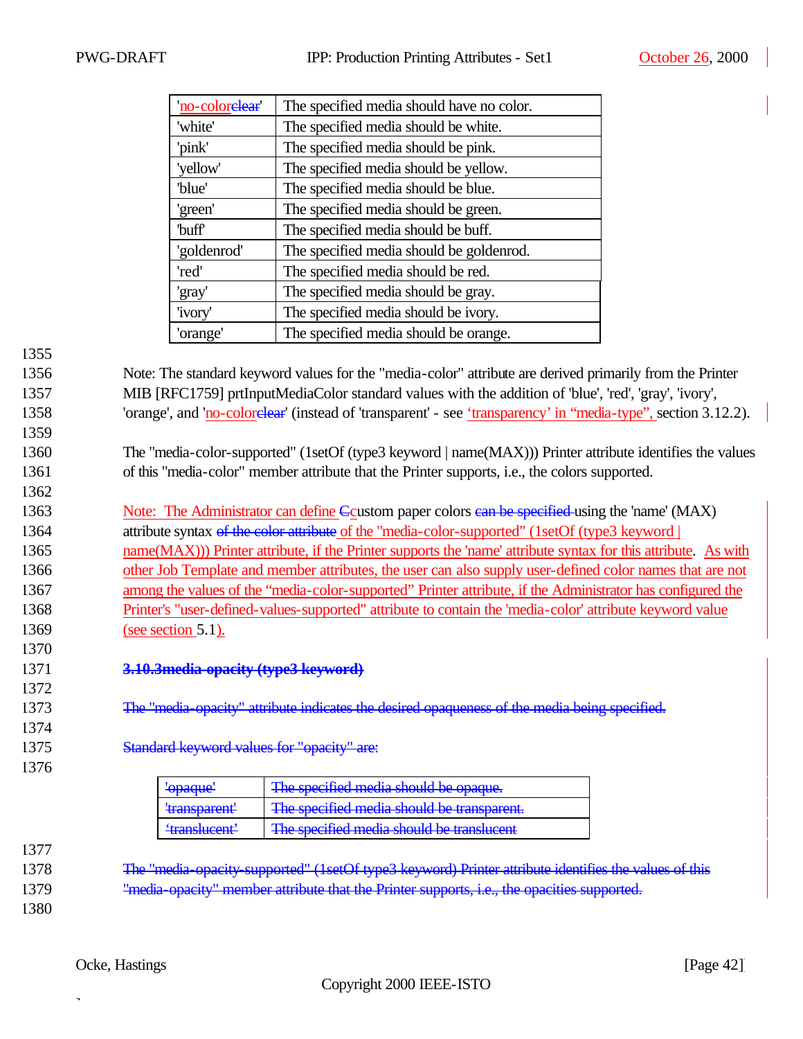| | |
|---|---|
| 'no-colorclear' | The specified media should have no color. |
| 'white' | The specified media should be white. |
| 'pink' | The specified media should be pink. |
| 'yellow' | The specified media should be yellow. |
| 'blue' | The specified media should be blue. |
| 'green' | The specified media should be green. |
| 'buff' | The specified media should be buff. |
| 'goldenrod' | The specified media should be goldenrod. |
| 'red' | The specified media should be red. |
| 'gray' | The specified media should be gray. |
| 'ivory' | The specified media should be ivory. |
| 'orange' | The specified media should be orange. |

Note: The standard keyword values for the "media-color" attribute are derived primarily from the Printer MIB [RFC1759] prtInputMediaColor standard values with the addition of 'blue', 'red', 'gray', 'ivory', 'orange', and 'no-colorclear' (instead of 'transparent' - see 'transparency' in "media-type", section 3.12.2).

The "media-color-supported" (1setOf (type3 keyword | name(MAX))) Printer attribute identifies the values of this "media-color" member attribute that the Printer supports, i.e., the colors supported.

Note: The Administrator can define Ccustom paper colors can be specified using the 'name' (MAX) attribute syntax of the color attribute of the "media-color-supported" (1setOf (type3 keyword | name(MAX))) Printer attribute, if the Printer supports the 'name' attribute syntax for this attribute. As with other Job Template and member attributes, the user can also supply user-defined color names that are not among the values of the "media-color-supported" Printer attribute, if the Administrator has configured the Printer's "user-defined-values-supported" attribute to contain the 'media-color' attribute keyword value (see section 5.1).

~~**3.10.3 media-opacity (type3 keyword)**~~

~~The "media-opacity" attribute indicates the desired opaqueness of the media being specified.~~

~~Standard keyword values for "opacity" are:~~

| | |
|---|---|
| ~~'opaque'~~ | ~~The specified media should be opaque.~~ |
| ~~'transparent'~~ | ~~The specified media should be transparent.~~ |
| ~~'translucent'~~ | ~~The specified media should be translucent~~ |

~~The "media-opacity-supported" (1setOf type3 keyword) Printer attribute identifies the values of this "media-opacity" member attribute that the Printer supports, i.e., the opacities supported.~~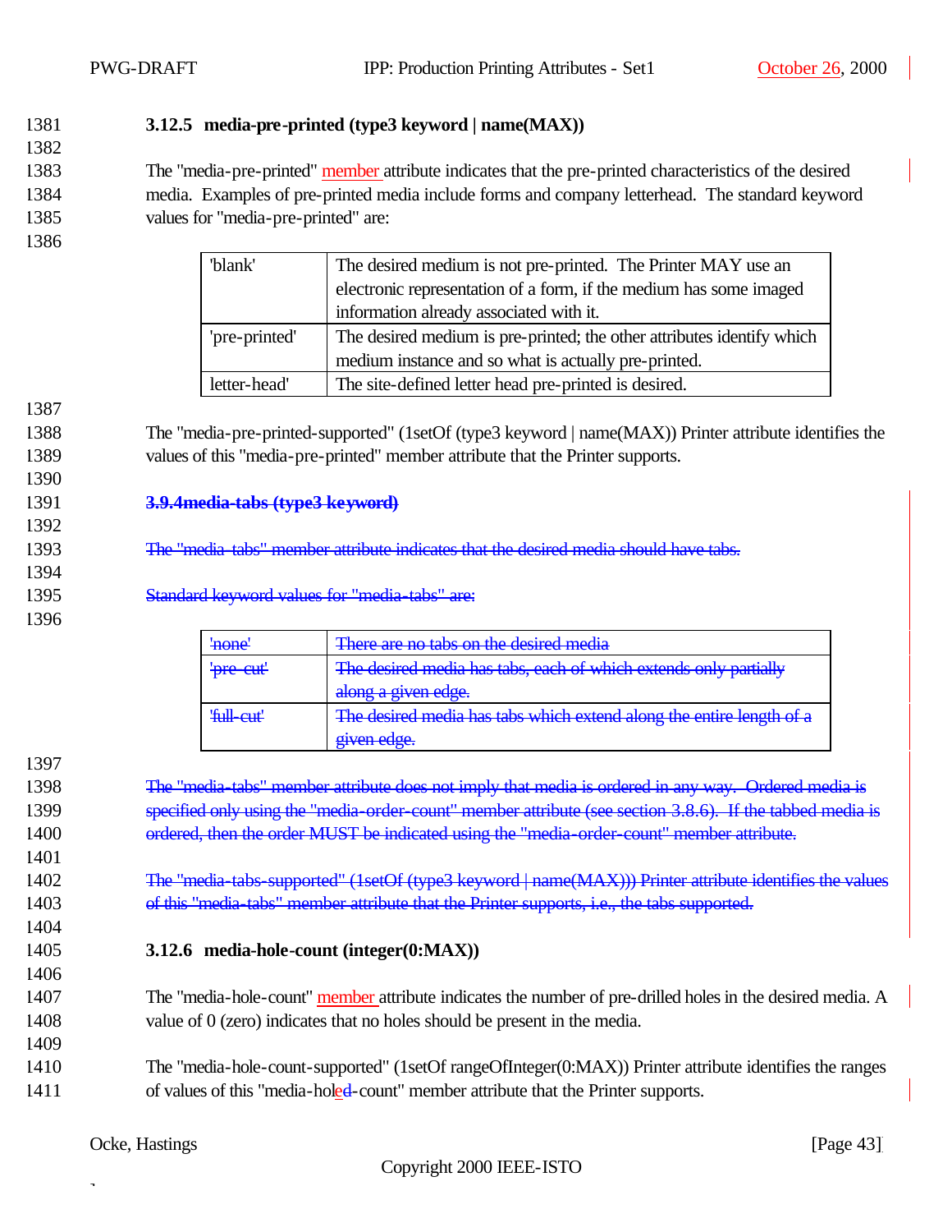### 3.12.5 media-pre-printed (type3 keyword | name(MAX))

The "media-pre-printed" member attribute indicates that the pre-printed characteristics of the desired media. Examples of pre-printed media include forms and company letterhead. The standard keyword values for "media-pre-printed" are:

| | |
|---|---|
| 'blank' | The desired medium is not pre-printed. The Printer MAY use an electronic representation of a form, if the medium has some imaged information already associated with it. |
| 'pre-printed' | The desired medium is pre-printed; the other attributes identify which medium instance and so what is actually pre-printed. |
| letter-head' | The site-defined letter head pre-printed is desired. |

The "media-pre-printed-supported" (1setOf (type3 keyword | name(MAX)) Printer attribute identifies the values of this "media-pre-printed" member attribute that the Printer supports.

~~**3.9.4media-tabs (type3 keyword)**~~

~~The "media-tabs" member attribute indicates that the desired media should have tabs.~~

~~Standard keyword values for "media-tabs" are:~~

| | |
|---|---|
| ~~'none'~~ | ~~There are no tabs on the desired media~~ |
| ~~'pre-cut'~~ | ~~The desired media has tabs, each of which extends only partially along a given edge.~~ |
| ~~'full-cut'~~ | ~~The desired media has tabs which extend along the entire length of a given edge.~~ |

~~The "media-tabs" member attribute does not imply that media is ordered in any way. Ordered media is specified only using the "media-order-count" member attribute (see section 3.8.6). If the tabbed media is ordered, then the order MUST be indicated using the "media-order-count" member attribute.~~

~~The "media-tabs-supported" (1setOf (type3 keyword | name(MAX))) Printer attribute identifies the values of this "media-tabs" member attribute that the Printer supports, i.e., the tabs supported.~~

### 3.12.6 media-hole-count (integer(0:MAX))

The "media-hole-count" member attribute indicates the number of pre-drilled holes in the desired media. A value of 0 (zero) indicates that no holes should be present in the media.

The "media-hole-count-supported" (1setOf rangeOfInteger(0:MAX)) Printer attribute identifies the ranges of values of this "media-hole-count" member attribute that the Printer supports.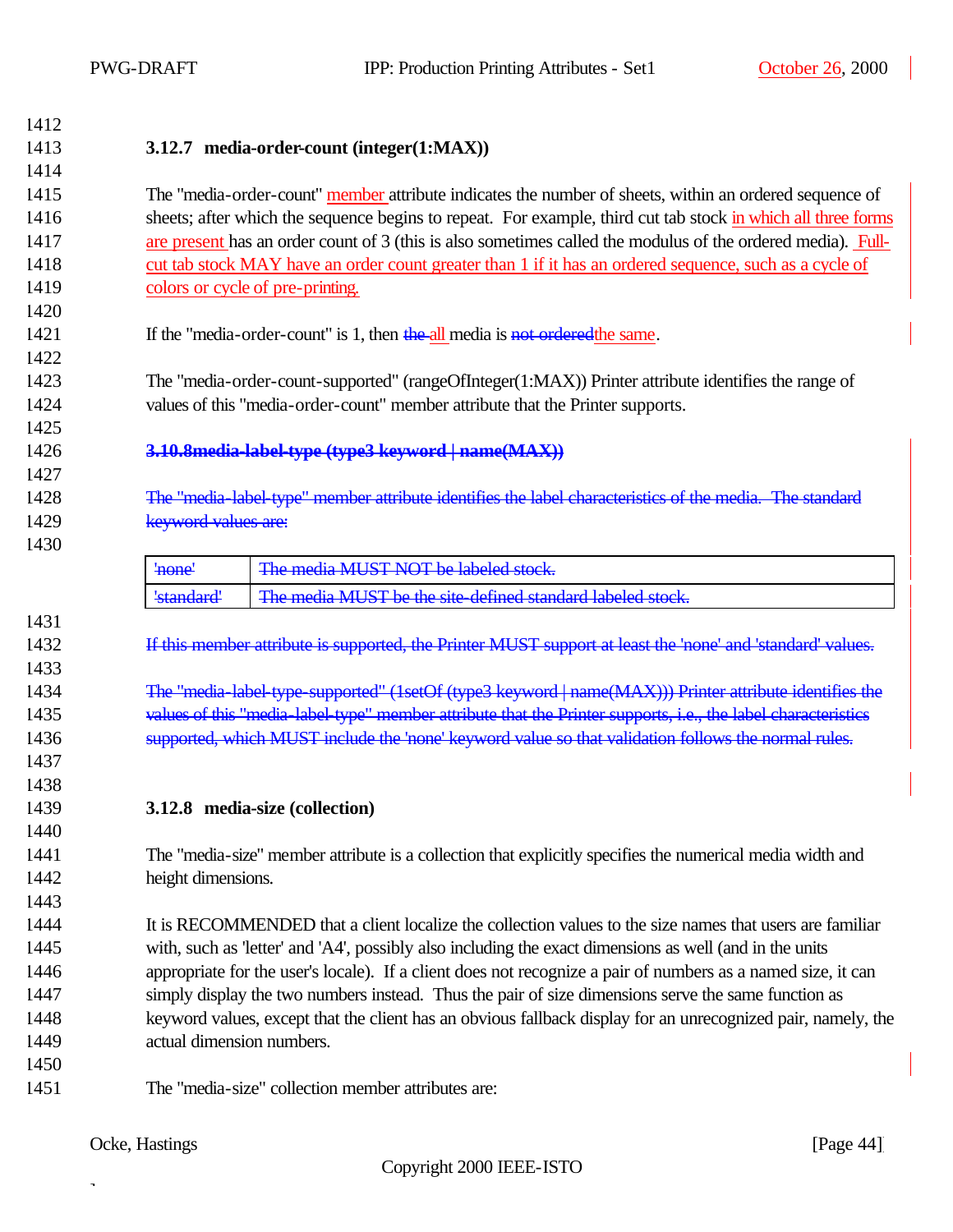### 3.12.7 media-order-count (integer(1:MAX))

The "media-order-count" member attribute indicates the number of sheets, within an ordered sequence of sheets; after which the sequence begins to repeat. For example, third cut tab stock in which all three forms are present has an order count of 3 (this is also sometimes called the modulus of the ordered media). Full-cut tab stock MAY have an order count greater than 1 if it has an ordered sequence, such as a cycle of colors or cycle of pre-printing.

If the "media-order-count" is 1, then ~~the~~ all media is ~~not ordered~~the same.

The "media-order-count-supported" (rangeOfInteger(1:MAX)) Printer attribute identifies the range of values of this "media-order-count" member attribute that the Printer supports.

~~**3.10.8 media-label-type (type3 keyword | name(MAX))**~~

~~The "media-label-type" member attribute identifies the label characteristics of the media. The standard keyword values are:~~

| | |
|---|---|
| ~~'none'~~ | ~~The media MUST NOT be labeled stock.~~ |
| ~~'standard'~~ | ~~The media MUST be the site-defined standard labeled stock.~~ |

~~If this member attribute is supported, the Printer MUST support at least the 'none' and 'standard' values.~~

~~The "media-label-type-supported" (1setOf (type3 keyword | name(MAX))) Printer attribute identifies the values of this "media-label-type" member attribute that the Printer supports, i.e., the label characteristics supported, which MUST include the 'none' keyword value so that validation follows the normal rules.~~

### 3.12.8 media-size (collection)

The "media-size" member attribute is a collection that explicitly specifies the numerical media width and height dimensions.

It is RECOMMENDED that a client localize the collection values to the size names that users are familiar with, such as 'letter' and 'A4', possibly also including the exact dimensions as well (and in the units appropriate for the user's locale). If a client does not recognize a pair of numbers as a named size, it can simply display the two numbers instead. Thus the pair of size dimensions serve the same function as keyword values, except that the client has an obvious fallback display for an unrecognized pair, namely, the actual dimension numbers.

The "media-size" collection member attributes are: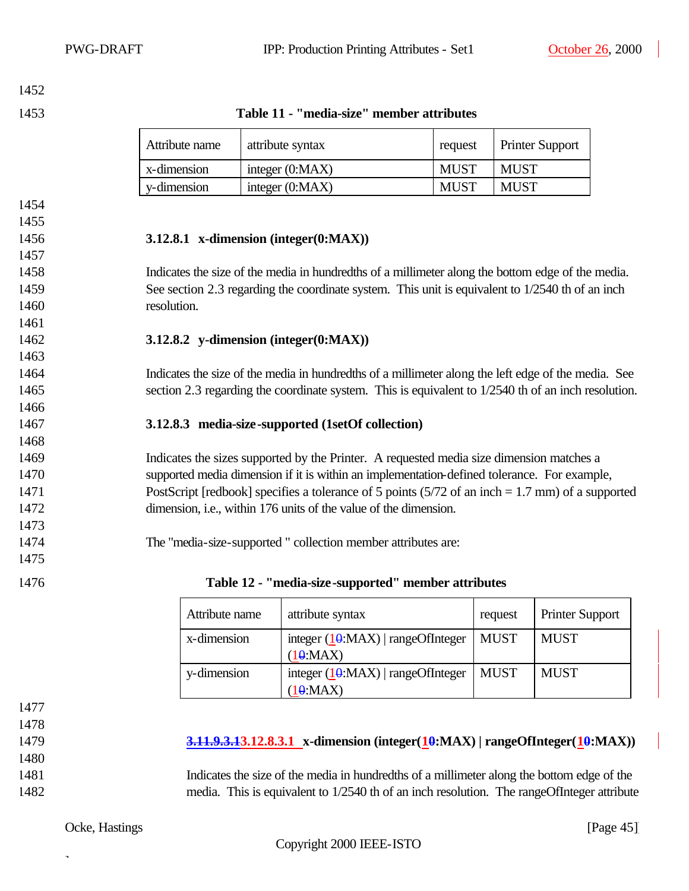**Table 11 - "media-size" member attributes**

| Attribute name | attribute syntax | request | Printer Support |
|---|---|---|---|
| x-dimension | integer (0:MAX) | MUST | MUST |
| y-dimension | integer (0:MAX) | MUST | MUST |

#### 3.12.8.1 x-dimension (integer(0:MAX))

Indicates the size of the media in hundredths of a millimeter along the bottom edge of the media. See section 2.3 regarding the coordinate system. This unit is equivalent to 1/2540 th of an inch resolution.

#### 3.12.8.2 y-dimension (integer(0:MAX))

Indicates the size of the media in hundredths of a millimeter along the left edge of the media. See section 2.3 regarding the coordinate system. This is equivalent to 1/2540 th of an inch resolution.

#### 3.12.8.3 media-size-supported (1setOf collection)

Indicates the sizes supported by the Printer. A requested media size dimension matches a supported media dimension if it is within an implementation-defined tolerance. For example, PostScript [redbook] specifies a tolerance of 5 points (5/72 of an inch = 1.7 mm) of a supported dimension, i.e., within 176 units of the value of the dimension.

The "media-size-supported " collection member attributes are:

**Table 12 - "media-size-supported" member attributes**

| Attribute name | attribute syntax | request | Printer Support |
|---|---|---|---|
| x-dimension | integer (1~~0~~:MAX) \| rangeOfInteger (1~~0~~:MAX) | MUST | MUST |
| y-dimension | integer (1~~0~~:MAX) \| rangeOfInteger (1~~0~~:MAX) | MUST | MUST |

##### ~~3.11.9.3.1~~3.12.8.3.1 x-dimension (integer(1~~0~~:MAX) | rangeOfInteger(1~~0~~:MAX))

Indicates the size of the media in hundredths of a millimeter along the bottom edge of the media. This is equivalent to 1/2540 th of an inch resolution. The rangeOfInteger attribute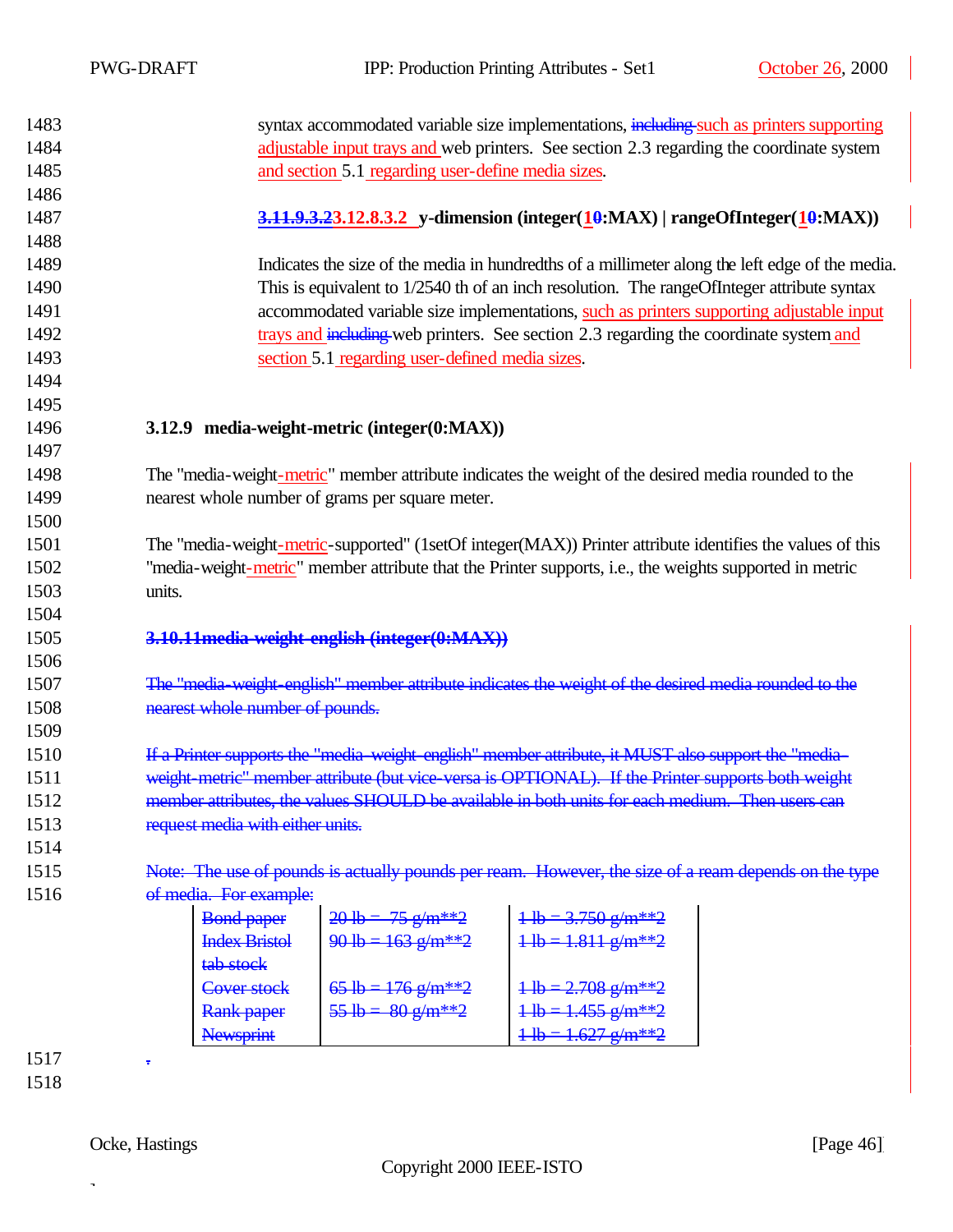syntax accommodated variable size implementations, ~~including~~ such as printers supporting adjustable input trays and web printers. See section 2.3 regarding the coordinate system and section 5.1 regarding user-define media sizes.

#### ~~3.11.9.3.2~~3.12.8.3.2 y-dimension (integer(1~~0~~:MAX) | rangeOfInteger(1~~0~~:MAX))

Indicates the size of the media in hundredths of a millimeter along the left edge of the media. This is equivalent to 1/2540 th of an inch resolution. The rangeOfInteger attribute syntax accommodated variable size implementations, such as printers supporting adjustable input trays and ~~including~~ web printers. See section 2.3 regarding the coordinate system and section 5.1 regarding user-defined media sizes.

### 3.12.9 media-weight-metric (integer(0:MAX))

The "media-weight-metric" member attribute indicates the weight of the desired media rounded to the nearest whole number of grams per square meter.

The "media-weight-metric-supported" (1setOf integer(MAX)) Printer attribute identifies the values of this "media-weight-metric" member attribute that the Printer supports, i.e., the weights supported in metric units.

### ~~3.10.11media-weight-english (integer(0:MAX))~~

~~The "media-weight-english" member attribute indicates the weight of the desired media rounded to the nearest whole number of pounds.~~

~~If a Printer supports the "media-weight-english" member attribute, it MUST also support the "media-weight-metric" member attribute (but vice-versa is OPTIONAL). If the Printer supports both weight member attributes, the values SHOULD be available in both units for each medium. Then users can request media with either units.~~

~~Note: The use of pounds is actually pounds per ream. However, the size of a ream depends on the type of media. For example:~~

| | | |
|---|---|---|
| ~~Bond paper~~ | ~~20 lb = 75 g/m**2~~ | ~~1 lb = 3.750 g/m**2~~ |
| ~~Index Bristol tab stock~~ | ~~90 lb = 163 g/m**2~~ | ~~1 lb = 1.811 g/m**2~~ |
| ~~Cover stock~~ | ~~65 lb = 176 g/m**2~~ | ~~1 lb = 2.708 g/m**2~~ |
| ~~Rank paper~~ | ~~55 lb = 80 g/m**2~~ | ~~1 lb = 1.455 g/m**2~~ |
| ~~Newsprint~~ | | ~~1 lb = 1.627 g/m**2~~ |

~~.~~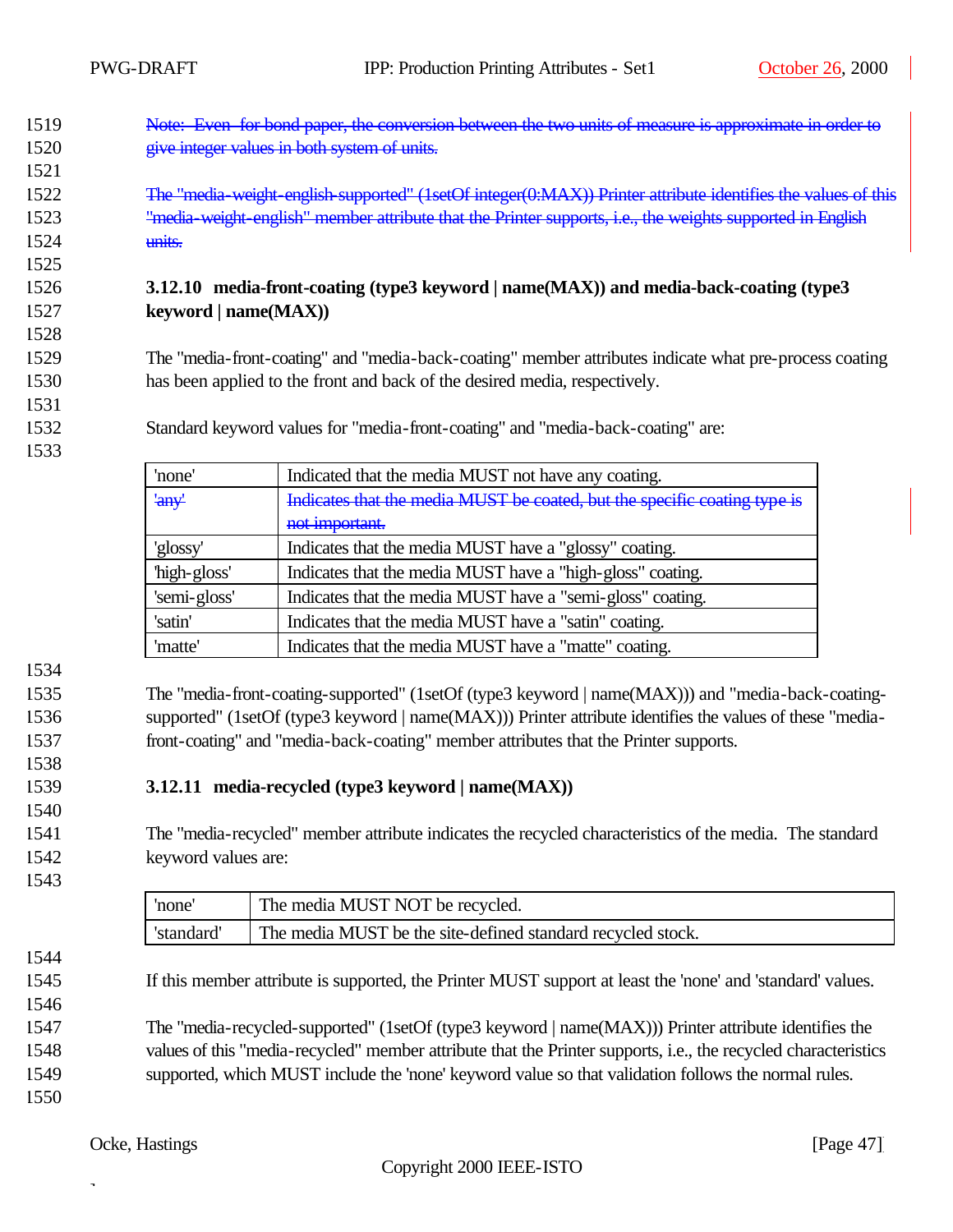~~Note: Even for bond paper, the conversion between the two units of measure is approximate in order to give integer values in both system of units.~~

~~The "media-weight-english-supported" (1setOf integer(0:MAX)) Printer attribute identifies the values of this "media-weight-english" member attribute that the Printer supports, i.e., the weights supported in English units.~~

### 3.12.10 media-front-coating (type3 keyword | name(MAX)) and media-back-coating (type3 keyword | name(MAX))

The "media-front-coating" and "media-back-coating" member attributes indicate what pre-process coating has been applied to the front and back of the desired media, respectively.

Standard keyword values for "media-front-coating" and "media-back-coating" are:

| | |
|---|---|
| 'none' | Indicated that the media MUST not have any coating. |
| ~~'any'~~ | ~~Indicates that the media MUST be coated, but the specific coating type is not important.~~ |
| 'glossy' | Indicates that the media MUST have a "glossy" coating. |
| 'high-gloss' | Indicates that the media MUST have a "high-gloss" coating. |
| 'semi-gloss' | Indicates that the media MUST have a "semi-gloss" coating. |
| 'satin' | Indicates that the media MUST have a "satin" coating. |
| 'matte' | Indicates that the media MUST have a "matte" coating. |

The "media-front-coating-supported" (1setOf (type3 keyword | name(MAX))) and "media-back-coating-supported" (1setOf (type3 keyword | name(MAX))) Printer attribute identifies the values of these "media-front-coating" and "media-back-coating" member attributes that the Printer supports.

### 3.12.11 media-recycled (type3 keyword | name(MAX))

The "media-recycled" member attribute indicates the recycled characteristics of the media. The standard keyword values are:

| | |
|---|---|
| 'none' | The media MUST NOT be recycled. |
| 'standard' | The media MUST be the site-defined standard recycled stock. |

If this member attribute is supported, the Printer MUST support at least the 'none' and 'standard' values.

The "media-recycled-supported" (1setOf (type3 keyword | name(MAX))) Printer attribute identifies the values of this "media-recycled" member attribute that the Printer supports, i.e., the recycled characteristics supported, which MUST include the 'none' keyword value so that validation follows the normal rules.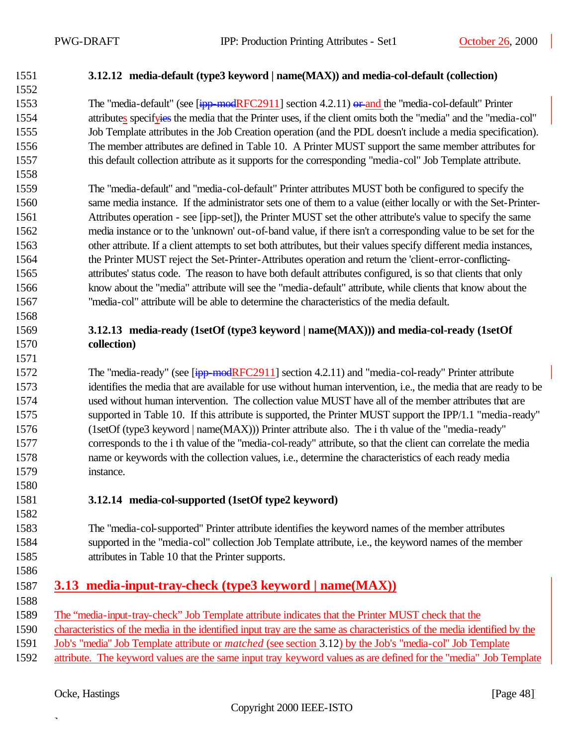### 3.12.12 media-default (type3 keyword | name(MAX)) and media-col-default (collection)

The "media-default" (see [ipp-modRFC2911] section 4.2.11) or and the "media-col-default" Printer attributes specifyies the media that the Printer uses, if the client omits both the "media" and the "media-col" Job Template attributes in the Job Creation operation (and the PDL doesn't include a media specification). The member attributes are defined in Table 10. A Printer MUST support the same member attributes for this default collection attribute as it supports for the corresponding "media-col" Job Template attribute.

The "media-default" and "media-col-default" Printer attributes MUST both be configured to specify the same media instance. If the administrator sets one of them to a value (either locally or with the Set-Printer-Attributes operation - see [ipp-set]), the Printer MUST set the other attribute's value to specify the same media instance or to the 'unknown' out-of-band value, if there isn't a corresponding value to be set for the other attribute. If a client attempts to set both attributes, but their values specify different media instances, the Printer MUST reject the Set-Printer-Attributes operation and return the 'client-error-conflicting-attributes' status code. The reason to have both default attributes configured, is so that clients that only know about the "media" attribute will see the "media-default" attribute, while clients that know about the "media-col" attribute will be able to determine the characteristics of the media default.

### 3.12.13 media-ready (1setOf (type3 keyword | name(MAX))) and media-col-ready (1setOf collection)

The "media-ready" (see [ipp-modRFC2911] section 4.2.11) and "media-col-ready" Printer attribute identifies the media that are available for use without human intervention, i.e., the media that are ready to be used without human intervention. The collection value MUST have all of the member attributes that are supported in Table 10. If this attribute is supported, the Printer MUST support the IPP/1.1 "media-ready" (1setOf (type3 keyword | name(MAX))) Printer attribute also. The i th value of the "media-ready" corresponds to the i th value of the "media-col-ready" attribute, so that the client can correlate the media name or keywords with the collection values, i.e., determine the characteristics of each ready media instance.

### 3.12.14 media-col-supported (1setOf type2 keyword)

The "media-col-supported" Printer attribute identifies the keyword names of the member attributes supported in the "media-col" collection Job Template attribute, i.e., the keyword names of the member attributes in Table 10 that the Printer supports.

## 3.13 media-input-tray-check (type3 keyword | name(MAX))

The “media-input-tray-check” Job Template attribute indicates that the Printer MUST check that the characteristics of the media in the identified input tray are the same as characteristics of the media identified by the Job's "media" Job Template attribute or *matched* (see section 3.12) by the Job's "media-col" Job Template attribute. The keyword values are the same input tray keyword values as are defined for the "media" Job Template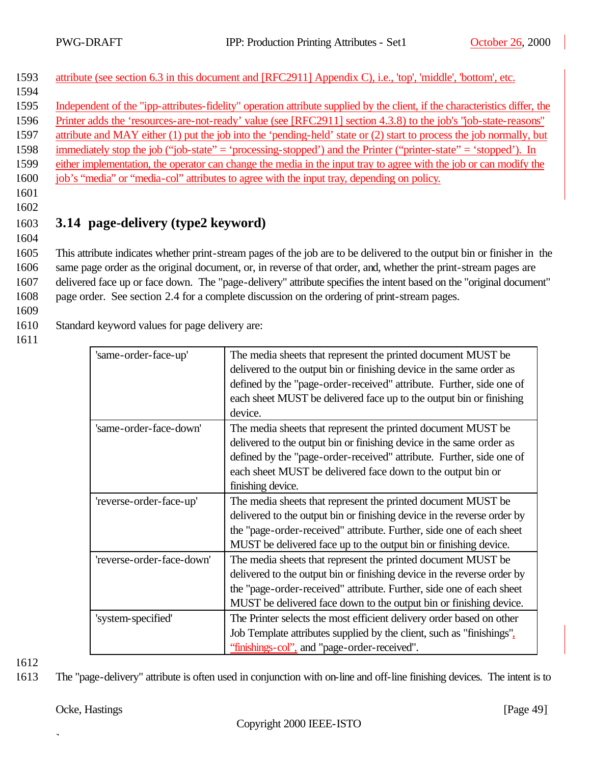attribute (see section 6.3 in this document and [RFC2911] Appendix C), i.e., 'top', 'middle', 'bottom', etc.

Independent of the "ipp-attributes-fidelity" operation attribute supplied by the client, if the characteristics differ, the Printer adds the 'resources-are-not-ready' value (see [RFC2911] section 4.3.8) to the job's "job-state-reasons" attribute and MAY either (1) put the job into the 'pending-held' state or (2) start to process the job normally, but immediately stop the job ("job-state" = 'processing-stopped') and the Printer ("printer-state" = 'stopped'). In either implementation, the operator can change the media in the input tray to agree with the job or can modify the job's "media" or "media-col" attributes to agree with the input tray, depending on policy.

## 3.14 page-delivery (type2 keyword)

This attribute indicates whether print-stream pages of the job are to be delivered to the output bin or finisher in the same page order as the original document, or, in reverse of that order, and, whether the print-stream pages are delivered face up or face down. The "page-delivery" attribute specifies the intent based on the "original document" page order. See section 2.4 for a complete discussion on the ordering of print-stream pages.

Standard keyword values for page delivery are:

| Keyword | Description |
|---|---|
| 'same-order-face-up' | The media sheets that represent the printed document MUST be delivered to the output bin or finishing device in the same order as defined by the "page-order-received" attribute. Further, side one of each sheet MUST be delivered face up to the output bin or finishing device. |
| 'same-order-face-down' | The media sheets that represent the printed document MUST be delivered to the output bin or finishing device in the same order as defined by the "page-order-received" attribute. Further, side one of each sheet MUST be delivered face down to the output bin or finishing device. |
| 'reverse-order-face-up' | The media sheets that represent the printed document MUST be delivered to the output bin or finishing device in the reverse order by the "page-order-received" attribute. Further, side one of each sheet MUST be delivered face up to the output bin or finishing device. |
| 'reverse-order-face-down' | The media sheets that represent the printed document MUST be delivered to the output bin or finishing device in the reverse order by the "page-order-received" attribute. Further, side one of each sheet MUST be delivered face down to the output bin or finishing device. |
| 'system-specified' | The Printer selects the most efficient delivery order based on other Job Template attributes supplied by the client, such as "finishings", "finishings-col", and "page-order-received". |

The "page-delivery" attribute is often used in conjunction with on-line and off-line finishing devices. The intent is to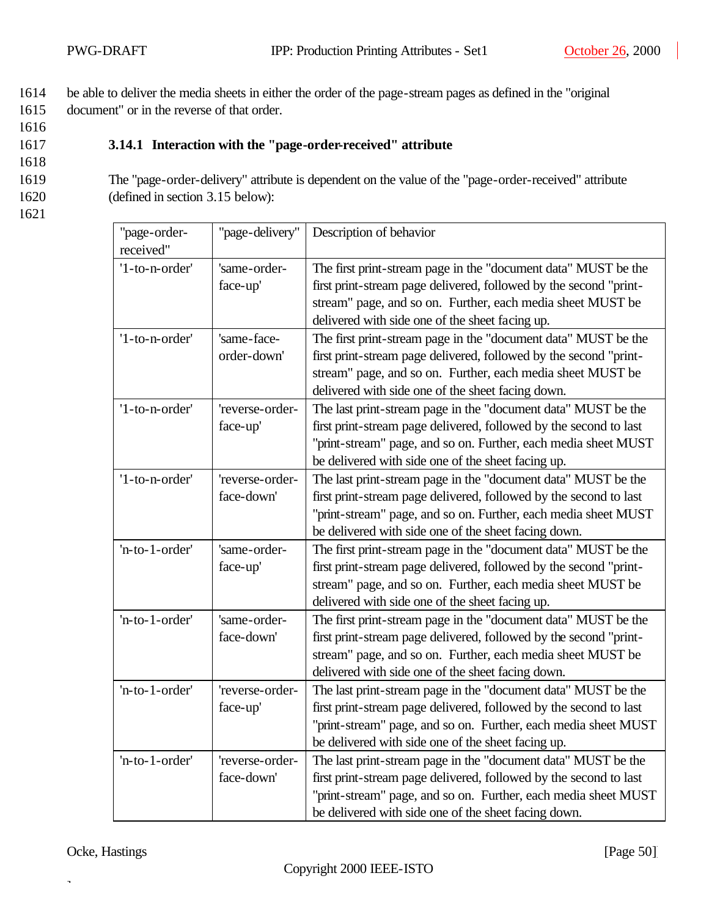be able to deliver the media sheets in either the order of the page-stream pages as defined in the "original document" or in the reverse of that order.

### 3.14.1 Interaction with the "page-order-received" attribute

The "page-order-delivery" attribute is dependent on the value of the "page-order-received" attribute (defined in section 3.15 below):

| "page-order-received" | "page-delivery" | Description of behavior |
|---|---|---|
| '1-to-n-order' | 'same-order-face-up' | The first print-stream page in the "document data" MUST be the first print-stream page delivered, followed by the second "print-stream" page, and so on. Further, each media sheet MUST be delivered with side one of the sheet facing up. |
| '1-to-n-order' | 'same-face-order-down' | The first print-stream page in the "document data" MUST be the first print-stream page delivered, followed by the second "print-stream" page, and so on. Further, each media sheet MUST be delivered with side one of the sheet facing down. |
| '1-to-n-order' | 'reverse-order-face-up' | The last print-stream page in the "document data" MUST be the first print-stream page delivered, followed by the second to last "print-stream" page, and so on. Further, each media sheet MUST be delivered with side one of the sheet facing up. |
| '1-to-n-order' | 'reverse-order-face-down' | The last print-stream page in the "document data" MUST be the first print-stream page delivered, followed by the second to last "print-stream" page, and so on. Further, each media sheet MUST be delivered with side one of the sheet facing down. |
| 'n-to-1-order' | 'same-order-face-up' | The first print-stream page in the "document data" MUST be the first print-stream page delivered, followed by the second "print-stream" page, and so on. Further, each media sheet MUST be delivered with side one of the sheet facing up. |
| 'n-to-1-order' | 'same-order-face-down' | The first print-stream page in the "document data" MUST be the first print-stream page delivered, followed by the second "print-stream" page, and so on. Further, each media sheet MUST be delivered with side one of the sheet facing down. |
| 'n-to-1-order' | 'reverse-order-face-up' | The last print-stream page in the "document data" MUST be the first print-stream page delivered, followed by the second to last "print-stream" page, and so on. Further, each media sheet MUST be delivered with side one of the sheet facing up. |
| 'n-to-1-order' | 'reverse-order-face-down' | The last print-stream page in the "document data" MUST be the first print-stream page delivered, followed by the second to last "print-stream" page, and so on. Further, each media sheet MUST be delivered with side one of the sheet facing down. |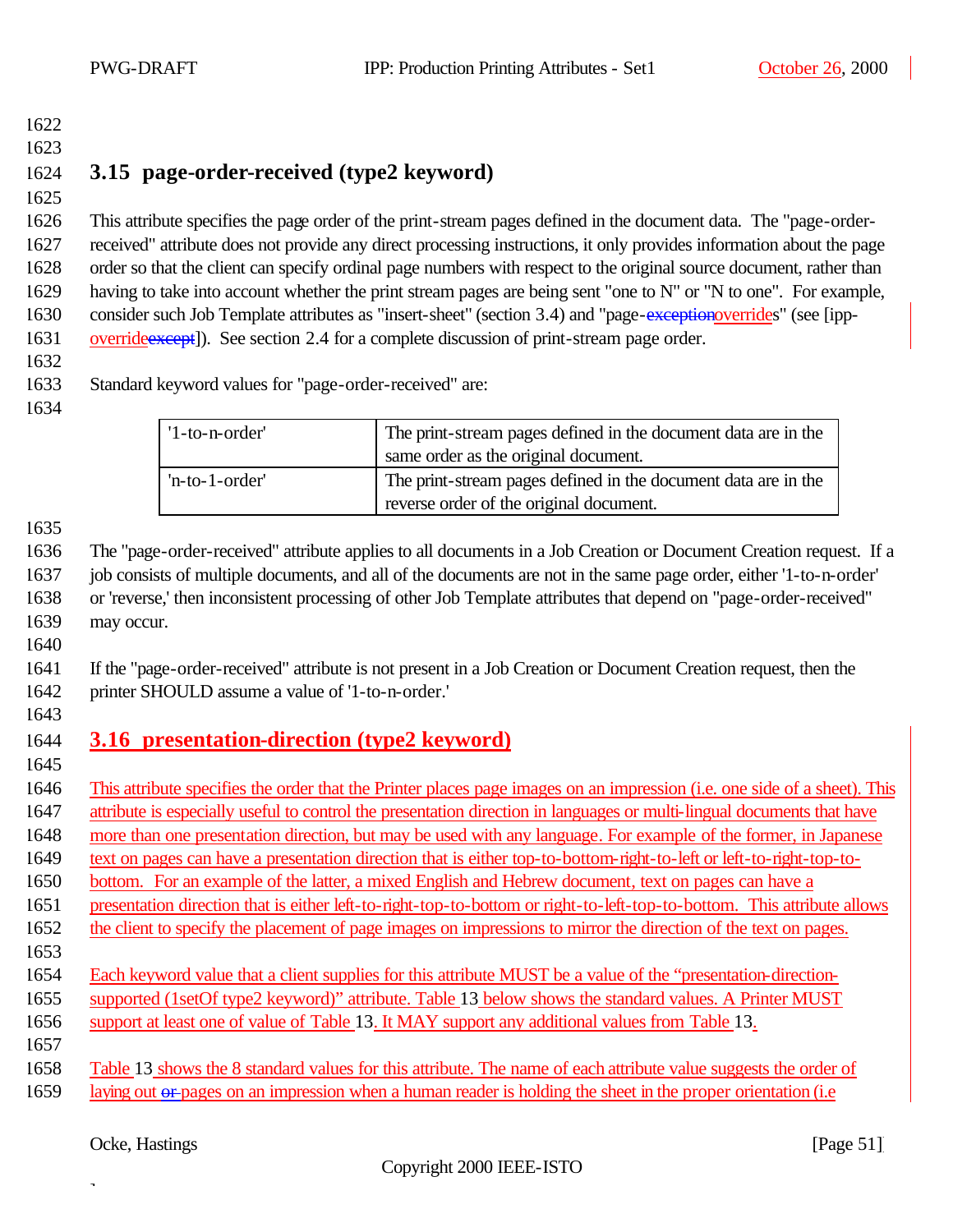## 3.15 page-order-received (type2 keyword)

This attribute specifies the page order of the print-stream pages defined in the document data. The "page-order-received" attribute does not provide any direct processing instructions, it only provides information about the page order so that the client can specify ordinal page numbers with respect to the original source document, rather than having to take into account whether the print stream pages are being sent "one to N" or "N to one". For example, consider such Job Template attributes as "insert-sheet" (section 3.4) and "page-~~exception~~overrides" (see [ipp-override~~except~~]). See section 2.4 for a complete discussion of print-stream page order.

Standard keyword values for "page-order-received" are:

| | |
|---|---|
| '1-to-n-order' | The print-stream pages defined in the document data are in the same order as the original document. |
| 'n-to-1-order' | The print-stream pages defined in the document data are in the reverse order of the original document. |

The "page-order-received" attribute applies to all documents in a Job Creation or Document Creation request. If a job consists of multiple documents, and all of the documents are not in the same page order, either '1-to-n-order' or 'reverse,' then inconsistent processing of other Job Template attributes that depend on "page-order-received" may occur.

If the "page-order-received" attribute is not present in a Job Creation or Document Creation request, then the printer SHOULD assume a value of '1-to-n-order.'

## 3.16 presentation-direction (type2 keyword)

This attribute specifies the order that the Printer places page images on an impression (i.e. one side of a sheet). This attribute is especially useful to control the presentation direction in languages or multi-lingual documents that have more than one presentation direction, but may be used with any language. For example of the former, in Japanese text on pages can have a presentation direction that is either top-to-bottom-right-to-left or left-to-right-top-to-bottom. For an example of the latter, a mixed English and Hebrew document, text on pages can have a presentation direction that is either left-to-right-top-to-bottom or right-to-left-top-to-bottom. This attribute allows the client to specify the placement of page images on impressions to mirror the direction of the text on pages.

Each keyword value that a client supplies for this attribute MUST be a value of the "presentation-direction-supported (1setOf type2 keyword)" attribute. Table 13 below shows the standard values. A Printer MUST support at least one of value of Table 13. It MAY support any additional values from Table 13.

Table 13 shows the 8 standard values for this attribute. The name of each attribute value suggests the order of laying out ~~or~~ pages on an impression when a human reader is holding the sheet in the proper orientation (i.e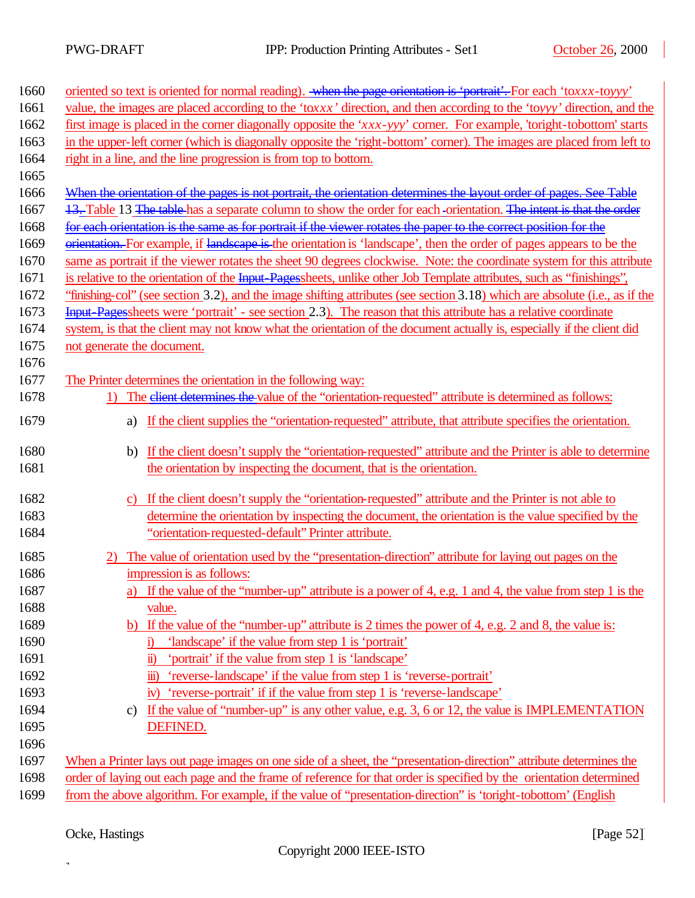oriented so text is oriented for normal reading). ~~when the page orientation is 'portrait'.~~ For each 'to*xxx*-to*yyy*' value, the images are placed according to the 'to*xxx*' direction, and then according to the 'to*yyy*' direction, and the first image is placed in the corner diagonally opposite the '*xxx*-*yyy*' corner. For example, 'toright-tobottom' starts in the upper-left corner (which is diagonally opposite the 'right-bottom' corner). The images are placed from left to right in a line, and the line progression is from top to bottom.

~~When the orientation of the pages is not portrait, the orientation determines the layout order of pages. See Table 13.~~ Table 13 ~~The table~~ has a separate column to show the order for each orientation. ~~The intent is that the order for each orientation is the same as for portrait if the viewer rotates the paper to the correct position for the orientation.~~ For example, if ~~landscape is~~ the orientation is 'landscape', then the order of pages appears to be the same as portrait if the viewer rotates the sheet 90 degrees clockwise. Note: the coordinate system for this attribute is relative to the orientation of the ~~Input-Pages~~sheets, unlike other Job Template attributes, such as "finishings", "finishing-col" (see section 3.2), and the image shifting attributes (see section 3.18) which are absolute (i.e., as if the ~~Input-Pages~~sheets were 'portrait' - see section 2.3). The reason that this attribute has a relative coordinate system, is that the client may not know what the orientation of the document actually is, especially if the client did not generate the document.

The Printer determines the orientation in the following way:

1) The ~~client determines the~~ value of the "orientation-requested" attribute is determined as follows:
   a) If the client supplies the "orientation-requested" attribute, that attribute specifies the orientation.
   b) If the client doesn't supply the "orientation-requested" attribute and the Printer is able to determine the orientation by inspecting the document, that is the orientation.
   c) If the client doesn't supply the "orientation-requested" attribute and the Printer is not able to determine the orientation by inspecting the document, the orientation is the value specified by the "orientation-requested-default" Printer attribute.
2) The value of orientation used by the "presentation-direction" attribute for laying out pages on the impression is as follows:
   a) If the value of the "number-up" attribute is a power of 4, e.g. 1 and 4, the value from step 1 is the value.
   b) If the value of the "number-up" attribute is 2 times the power of 4, e.g. 2 and 8, the value is:
      i) 'landscape' if the value from step 1 is 'portrait'
      ii) 'portrait' if the value from step 1 is 'landscape'
      iii) 'reverse-landscape' if the value from step 1 is 'reverse-portrait'
      iv) 'reverse-portrait' if if the value from step 1 is 'reverse-landscape'
   c) If the value of "number-up" is any other value, e.g. 3, 6 or 12, the value is IMPLEMENTATION DEFINED.

When a Printer lays out page images on one side of a sheet, the "presentation-direction" attribute determines the order of laying out each page and the frame of reference for that order is specified by the orientation determined from the above algorithm. For example, if the value of "presentation-direction" is 'toright-tobottom' (English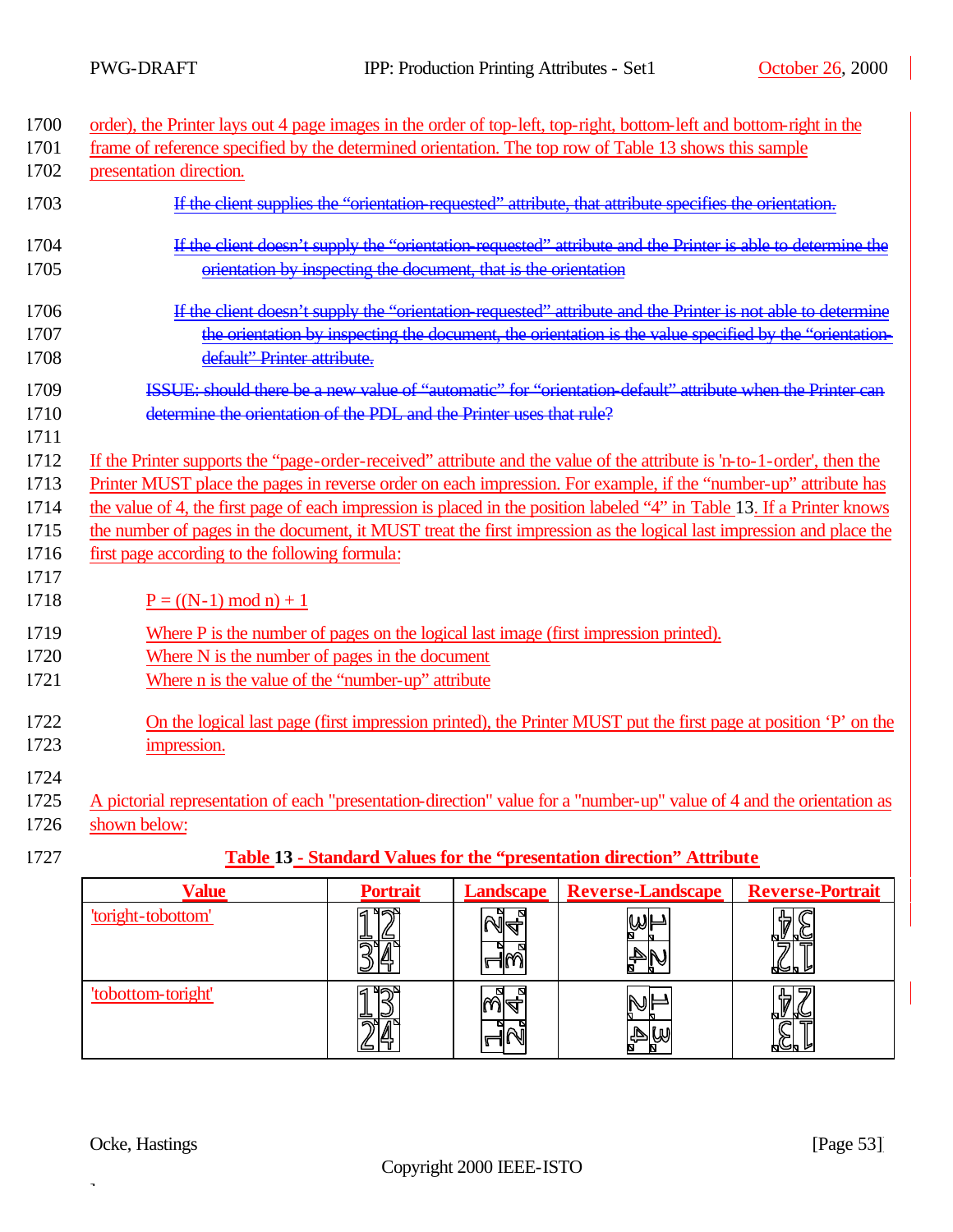order), the Printer lays out 4 page images in the order of top-left, top-right, bottom-left and bottom-right in the frame of reference specified by the determined orientation. The top row of Table 13 shows this sample presentation direction.

~~If the client supplies the "orientation-requested" attribute, that attribute specifies the orientation.~~

~~If the client doesn't supply the "orientation-requested" attribute and the Printer is able to determine the orientation by inspecting the document, that is the orientation~~

~~If the client doesn't supply the "orientation-requested" attribute and the Printer is not able to determine the orientation by inspecting the document, the orientation is the value specified by the "orientation-default" Printer attribute.~~

~~ISSUE: should there be a new value of "automatic" for "orientation-default" attribute when the Printer can determine the orientation of the PDL and the Printer uses that rule?~~

If the Printer supports the "page-order-received" attribute and the value of the attribute is 'n-to-1-order', then the Printer MUST place the pages in reverse order on each impression. For example, if the "number-up" attribute has the value of 4, the first page of each impression is placed in the position labeled "4" in Table 13. If a Printer knows the number of pages in the document, it MUST treat the first impression as the logical last impression and place the first page according to the following formula:

$$P = ((N-1) \bmod n) + 1$$

Where P is the number of pages on the logical last image (first impression printed).
Where N is the number of pages in the document
Where n is the value of the "number-up" attribute

On the logical last page (first impression printed), the Printer MUST put the first page at position 'P' on the impression.

A pictorial representation of each "presentation-direction" value for a "number-up" value of 4 and the orientation as shown below:

**Table 13 - Standard Values for the "presentation direction" Attribute**

| Value | Portrait | Landscape | Reverse-Landscape | Reverse-Portrait |
|---|---|---|---|---|
| 'toright-tobottom' | | | | |
| 'tobottom-toright' | | | | |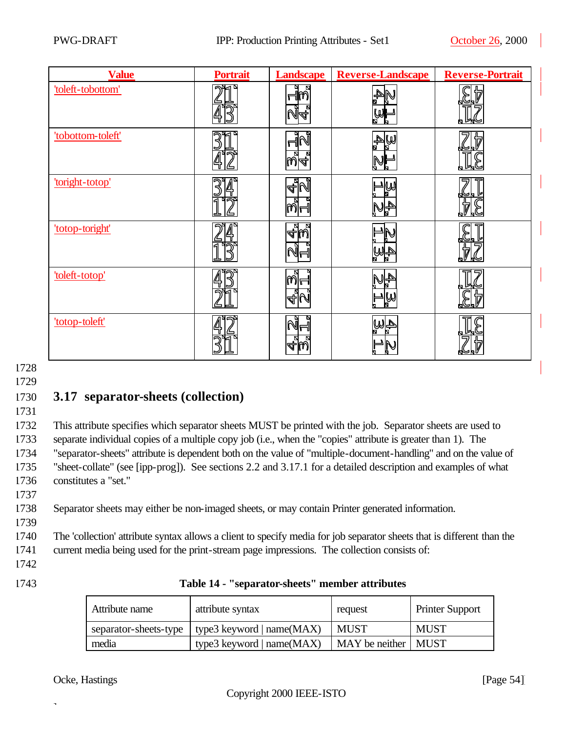| Value | Portrait | Landscape | Reverse-Landscape | Reverse-Portrait |
|---|---|---|---|---|
| 'toleft-tobottom' | | | | |
| 'tobottom-toleft' | | | | |
| 'toright-totop' | | | | |
| 'totop-toright' | | | | |
| 'toleft-totop' | | | | |
| 'totop-toleft' | | | | |

## 3.17 separator-sheets (collection)

This attribute specifies which separator sheets MUST be printed with the job. Separator sheets are used to separate individual copies of a multiple copy job (i.e., when the "copies" attribute is greater than 1). The "separator-sheets" attribute is dependent both on the value of "multiple-document-handling" and on the value of "sheet-collate" (see [ipp-prog]). See sections 2.2 and 3.17.1 for a detailed description and examples of what constitutes a "set."

Separator sheets may either be non-imaged sheets, or may contain Printer generated information.

The 'collection' attribute syntax allows a client to specify media for job separator sheets that is different than the current media being used for the print-stream page impressions. The collection consists of:

**Table 14 - "separator-sheets" member attributes**

| Attribute name | attribute syntax | request | Printer Support |
|---|---|---|---|
| separator-sheets-type | type3 keyword \| name(MAX) | MUST | MUST |
| media | type3 keyword \| name(MAX) | MAY be neither | MUST |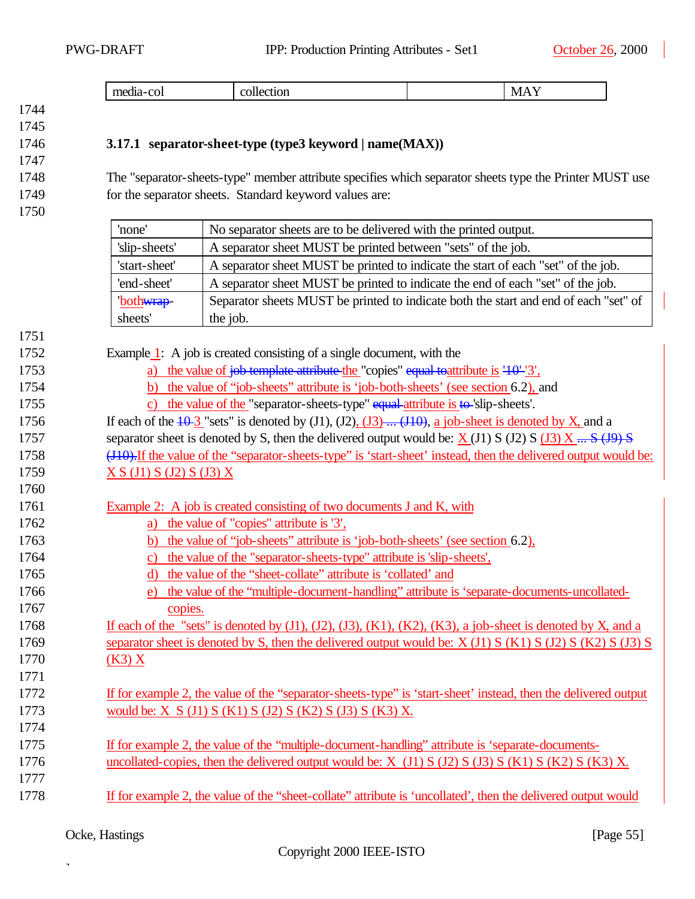| media-col | collection | | MAY |
|---|---|---|---|

### 3.17.1 separator-sheet-type (type3 keyword | name(MAX))

The "separator-sheets-type" member attribute specifies which separator sheets type the Printer MUST use for the separator sheets. Standard keyword values are:

| 'none' | No separator sheets are to be delivered with the printed output. |
|---|---|
| 'slip-sheets' | A separator sheet MUST be printed between "sets" of the job. |
| 'start-sheet' | A separator sheet MUST be printed to indicate the start of each "set" of the job. |
| 'end-sheet' | A separator sheet MUST be printed to indicate the end of each "set" of the job. |
| 'both-sheets' | Separator sheets MUST be printed to indicate both the start and end of each "set" of the job. |

Example 1: A job is created consisting of a single document, with the

a) the value of the "copies" attribute is '3',
b) the value of "job-sheets" attribute is 'job-both-sheets' (see section 6.2), and
c) the value of the "separator-sheets-type" attribute is 'slip-sheets'.

If each of the 3 "sets" is denoted by (J1), (J2), (J3), a job-sheet is denoted by X, and a separator sheet is denoted by S, then the delivered output would be: X (J1) S (J2) S (J3) X. If the value of the "separator-sheets-type" is 'start-sheet' instead, then the delivered output would be: X S (J1) S (J2) S (J3) X

Example 2: A job is created consisting of two documents J and K, with

a) the value of "copies" attribute is '3',
b) the value of "job-sheets" attribute is 'job-both-sheets' (see section 6.2),
c) the value of the "separator-sheets-type" attribute is 'slip-sheets',
d) the value of the "sheet-collate" attribute is 'collated' and
e) the value of the "multiple-document-handling" attribute is 'separate-documents-uncollated-copies.

If each of the "sets" is denoted by (J1), (J2), (J3), (K1), (K2), (K3), a job-sheet is denoted by X, and a separator sheet is denoted by S, then the delivered output would be: X (J1) S (K1) S (J2) S (K2) S (J3) S (K3) X

If for example 2, the value of the "separator-sheets-type" is 'start-sheet' instead, then the delivered output would be: X S (J1) S (K1) S (J2) S (K2) S (J3) S (K3) X.

If for example 2, the value of the "multiple-document-handling" attribute is 'separate-documents-uncollated-copies, then the delivered output would be: X (J1) S (J2) S (J3) S (K1) S (K2) S (K3) X.

If for example 2, the value of the "sheet-collate" attribute is 'uncollated', then the delivered output would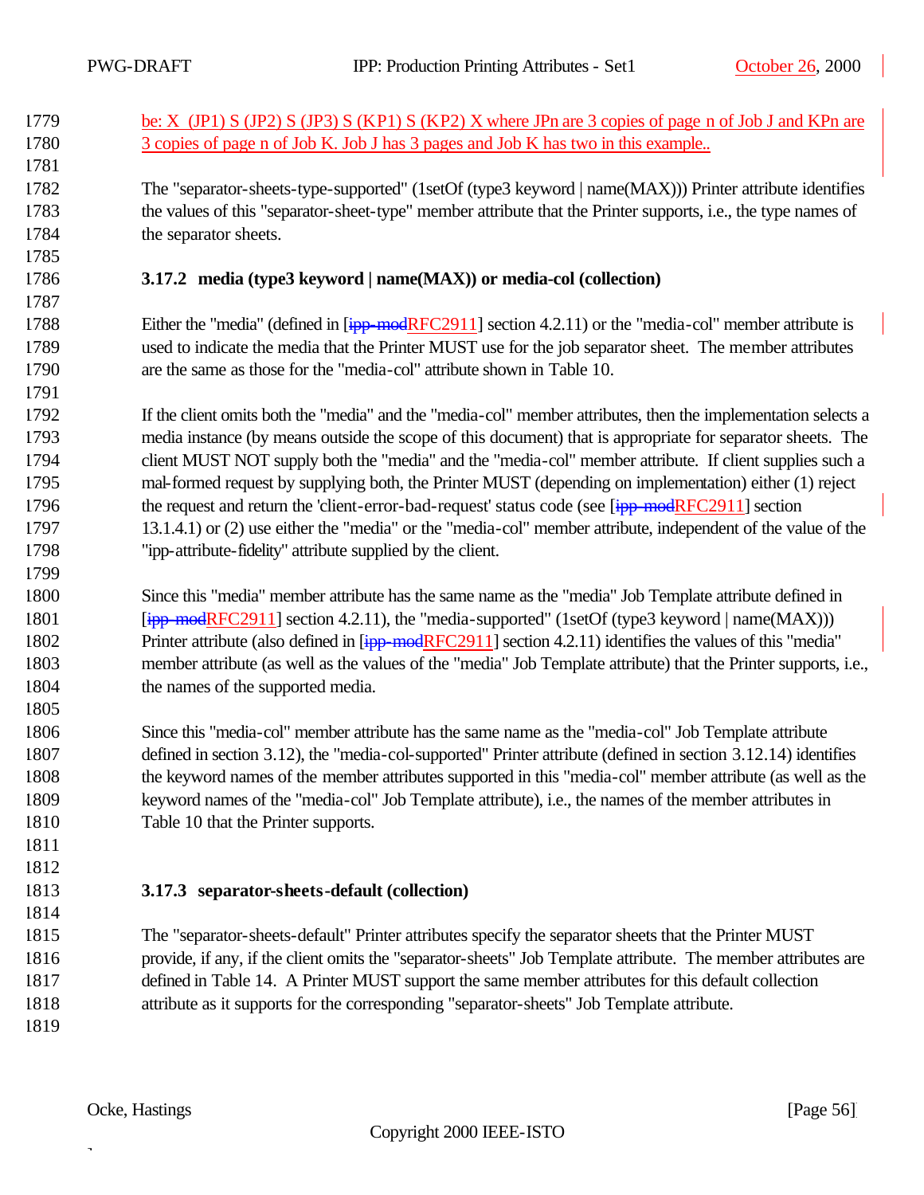be: X (JP1) S (JP2) S (JP3) S (KP1) S (KP2) X where JPn are 3 copies of page n of Job J and KPn are 3 copies of page n of Job K. Job J has 3 pages and Job K has two in this example..

The "separator-sheets-type-supported" (1setOf (type3 keyword | name(MAX))) Printer attribute identifies the values of this "separator-sheet-type" member attribute that the Printer supports, i.e., the type names of the separator sheets.

### 3.17.2 media (type3 keyword | name(MAX)) or media-col (collection)

Either the "media" (defined in [ipp-modRFC2911] section 4.2.11) or the "media-col" member attribute is used to indicate the media that the Printer MUST use for the job separator sheet. The member attributes are the same as those for the "media-col" attribute shown in Table 10.

If the client omits both the "media" and the "media-col" member attributes, then the implementation selects a media instance (by means outside the scope of this document) that is appropriate for separator sheets. The client MUST NOT supply both the "media" and the "media-col" member attribute. If client supplies such a mal-formed request by supplying both, the Printer MUST (depending on implementation) either (1) reject the request and return the 'client-error-bad-request' status code (see [ipp-modRFC2911] section 13.1.4.1) or (2) use either the "media" or the "media-col" member attribute, independent of the value of the "ipp-attribute-fidelity" attribute supplied by the client.

Since this "media" member attribute has the same name as the "media" Job Template attribute defined in [ipp-modRFC2911] section 4.2.11), the "media-supported" (1setOf (type3 keyword | name(MAX))) Printer attribute (also defined in [ipp-modRFC2911] section 4.2.11) identifies the values of this "media" member attribute (as well as the values of the "media" Job Template attribute) that the Printer supports, i.e., the names of the supported media.

Since this "media-col" member attribute has the same name as the "media-col" Job Template attribute defined in section 3.12), the "media-col-supported" Printer attribute (defined in section 3.12.14) identifies the keyword names of the member attributes supported in this "media-col" member attribute (as well as the keyword names of the "media-col" Job Template attribute), i.e., the names of the member attributes in Table 10 that the Printer supports.

### 3.17.3 separator-sheets-default (collection)

The "separator-sheets-default" Printer attributes specify the separator sheets that the Printer MUST provide, if any, if the client omits the "separator-sheets" Job Template attribute. The member attributes are defined in Table 14. A Printer MUST support the same member attributes for this default collection attribute as it supports for the corresponding "separator-sheets" Job Template attribute.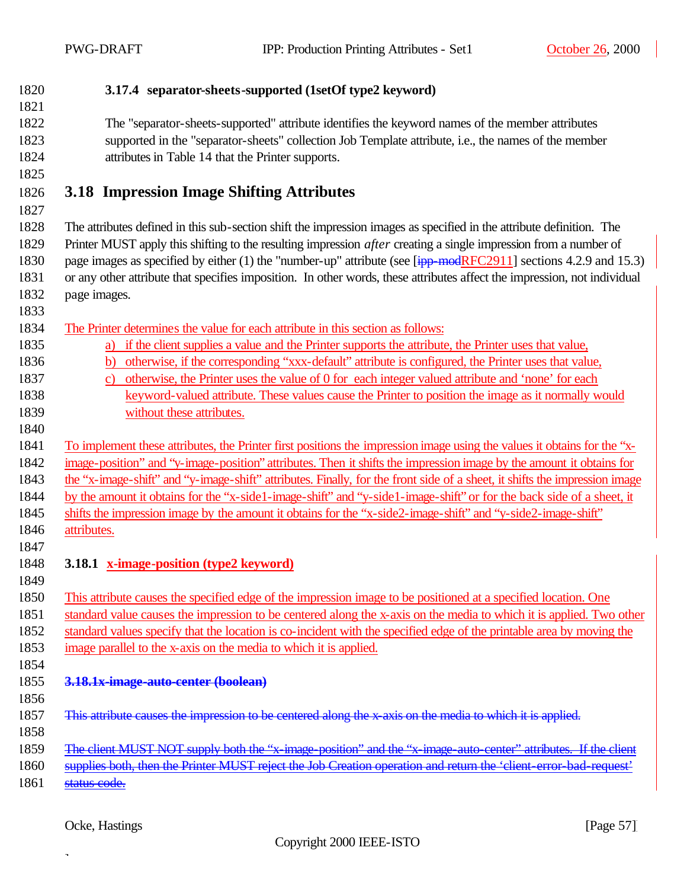#### 3.17.4 separator-sheets-supported (1setOf type2 keyword)

The "separator-sheets-supported" attribute identifies the keyword names of the member attributes supported in the "separator-sheets" collection Job Template attribute, i.e., the names of the member attributes in Table 14 that the Printer supports.

## 3.18 Impression Image Shifting Attributes

The attributes defined in this sub-section shift the impression images as specified in the attribute definition. The Printer MUST apply this shifting to the resulting impression *after* creating a single impression from a number of page images as specified by either (1) the "number-up" attribute (see [~~ipp-mod~~RFC2911] sections 4.2.9 and 15.3) or any other attribute that specifies imposition. In other words, these attributes affect the impression, not individual page images.

The Printer determines the value for each attribute in this section as follows:

a) if the client supplies a value and the Printer supports the attribute, the Printer uses that value,
b) otherwise, if the corresponding "xxx-default" attribute is configured, the Printer uses that value,
c) otherwise, the Printer uses the value of 0 for each integer valued attribute and 'none' for each keyword-valued attribute. These values cause the Printer to position the image as it normally would without these attributes.

To implement these attributes, the Printer first positions the impression image using the values it obtains for the "x-image-position" and "y-image-position" attributes. Then it shifts the impression image by the amount it obtains for the "x-image-shift" and "y-image-shift" attributes. Finally, for the front side of a sheet, it shifts the impression image by the amount it obtains for the "x-side1-image-shift" and "y-side1-image-shift" or for the back side of a sheet, it shifts the impression image by the amount it obtains for the "x-side2-image-shift" and "y-side2-image-shift" attributes.

### 3.18.1 x-image-position (type2 keyword)

This attribute causes the specified edge of the impression image to be positioned at a specified location. One standard value causes the impression to be centered along the x-axis on the media to which it is applied. Two other standard values specify that the location is co-incident with the specified edge of the printable area by moving the image parallel to the x-axis on the media to which it is applied.

~~3.18.1 x-image-auto-center (boolean)~~

~~This attribute causes the impression to be centered along the x-axis on the media to which it is applied.~~

~~The client MUST NOT supply both the "x-image-position" and the "x-image-auto-center" attributes. If the client supplies both, then the Printer MUST reject the Job Creation operation and return the 'client-error-bad-request' status code.~~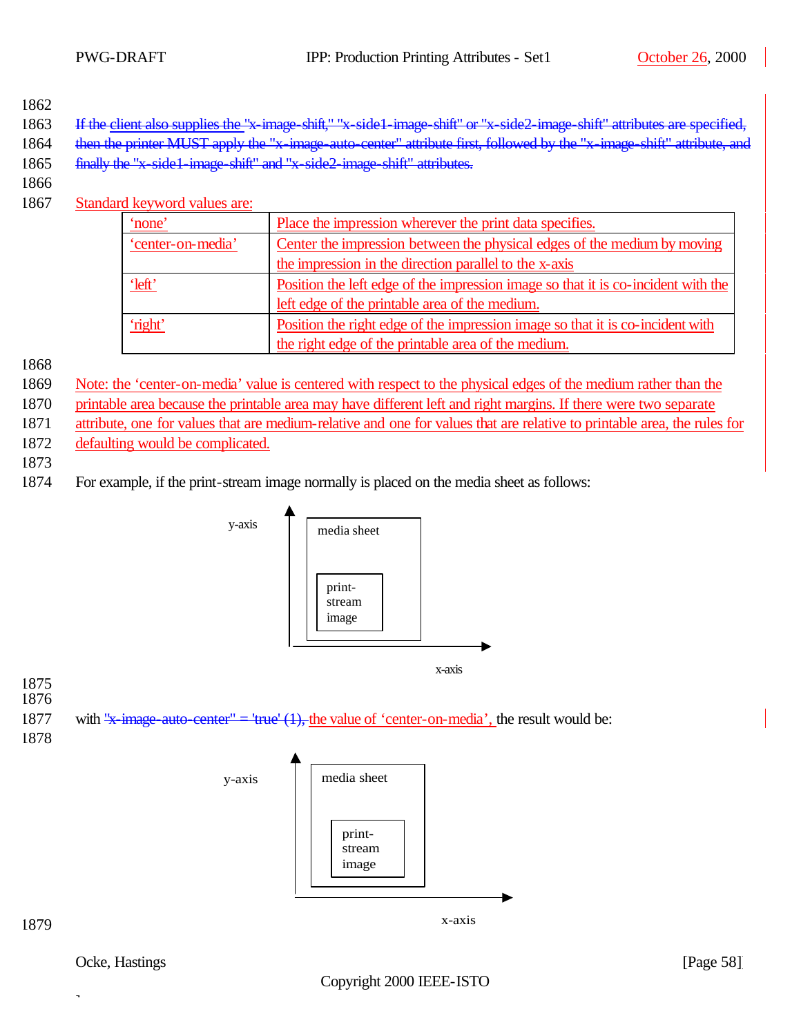~~If the client also supplies the "x-image-shift," "x-side1-image-shift" or "x-side2-image-shift" attributes are specified, then the printer MUST apply the "x-image-auto-center" attribute first, followed by the "x-image-shift" attribute, and finally the "x-side1-image-shift" and "x-side2-image-shift" attributes.~~

Standard keyword values are:

| | |
|---|---|
| 'none' | Place the impression wherever the print data specifies. |
| 'center-on-media' | Center the impression between the physical edges of the medium by moving the impression in the direction parallel to the x-axis |
| 'left' | Position the left edge of the impression image so that it is co-incident with the left edge of the printable area of the medium. |
| 'right' | Position the right edge of the impression image so that it is co-incident with the right edge of the printable area of the medium. |

Note: the 'center-on-media' value is centered with respect to the physical edges of the medium rather than the printable area because the printable area may have different left and right margins. If there were two separate attribute, one for values that are medium-relative and one for values that are relative to printable area, the rules for defaulting would be complicated.

For example, if the print-stream image normally is placed on the media sheet as follows:

y-axis

media sheet

print-stream image

x-axis

with ~~"x-image-auto-center" = 'true' (1),~~ the value of 'center-on-media', the result would be:

y-axis

media sheet

print-stream image

x-axis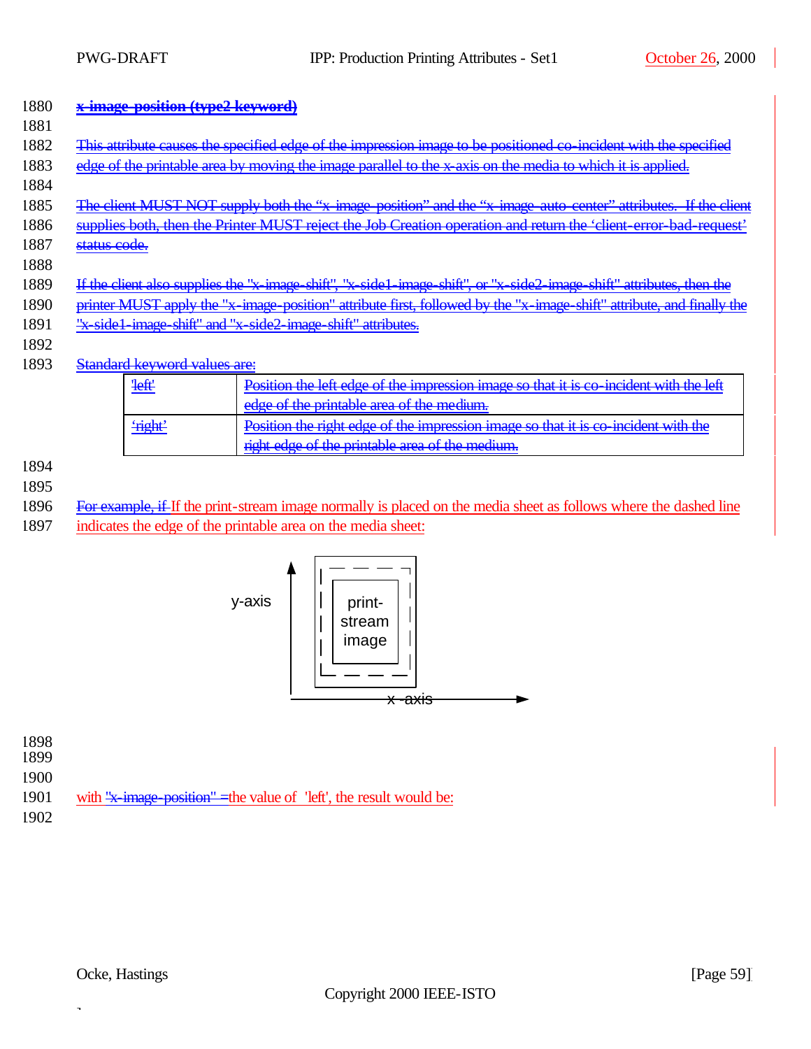**x-image-position (type2 keyword)**

This attribute causes the specified edge of the impression image to be positioned co-incident with the specified edge of the printable area by moving the image parallel to the x-axis on the media to which it is applied.

The client MUST NOT supply both the "x-image-position" and the "x-image-auto-center" attributes. If the client supplies both, then the Printer MUST reject the Job Creation operation and return the 'client-error-bad-request' status code.

If the client also supplies the "x-image-shift", "x-side1-image-shift", or "x-side2-image-shift" attributes, then the printer MUST apply the "x-image-position" attribute first, followed by the "x-image-shift" attribute, and finally the "x-side1-image-shift" and "x-side2-image-shift" attributes.

Standard keyword values are:

| | |
|---|---|
| 'left' | Position the left edge of the impression image so that it is co-incident with the left edge of the printable area of the medium. |
| 'right' | Position the right edge of the impression image so that it is co-incident with the right edge of the printable area of the medium. |

For example, if If the print-stream image normally is placed on the media sheet as follows where the dashed line indicates the edge of the printable area on the media sheet:

y-axis

print-stream image

x -axis

with "x-image-position" =the value of 'left', the result would be: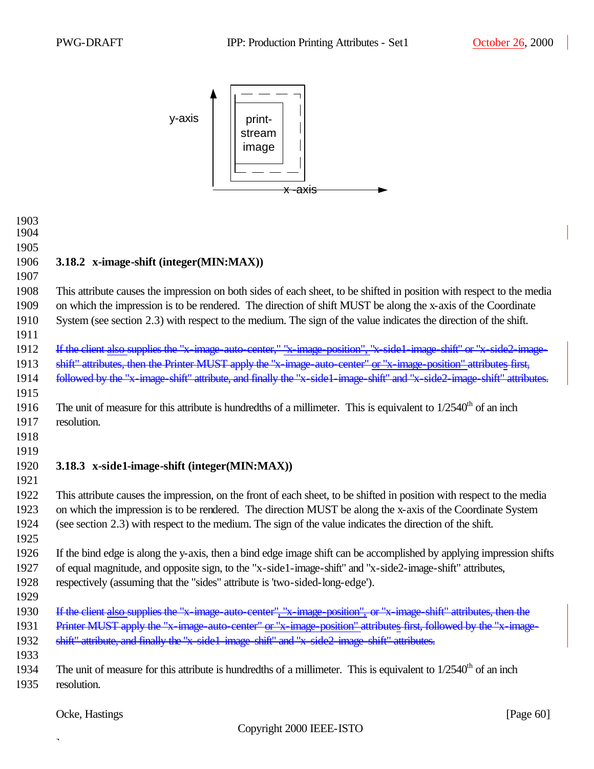y-axis

print-
stream
image

x -axis

### 3.18.2 x-image-shift (integer(MIN:MAX))

This attribute causes the impression on both sides of each sheet, to be shifted in position with respect to the media on which the impression is to be rendered. The direction of shift MUST be along the x-axis of the Coordinate System (see section 2.3) with respect to the medium. The sign of the value indicates the direction of the shift.

~~If the client also supplies the "x-image-auto-center," "x-image-position", "x-side1-image-shift" or "x-side2-image-shift" attributes, then the Printer MUST apply the "x-image-auto-center" or "x-image-position" attributes first, followed by the "x-image-shift" attribute, and finally the "x-side1-image-shift" and "x-side2-image-shift" attributes.~~

The unit of measure for this attribute is hundredths of a millimeter. This is equivalent to 1/2540th of an inch resolution.

### 3.18.3 x-side1-image-shift (integer(MIN:MAX))

This attribute causes the impression, on the front of each sheet, to be shifted in position with respect to the media on which the impression is to be rendered. The direction MUST be along the x-axis of the Coordinate System (see section 2.3) with respect to the medium. The sign of the value indicates the direction of the shift.

If the bind edge is along the y-axis, then a bind edge image shift can be accomplished by applying impression shifts of equal magnitude, and opposite sign, to the "x-side1-image-shift" and "x-side2-image-shift" attributes, respectively (assuming that the "sides" attribute is 'two-sided-long-edge').

~~If the client also supplies the "x-image-auto-center", "x-image-position", or "x-image-shift" attributes, then the Printer MUST apply the "x-image-auto-center" or "x-image-position" attributes first, followed by the "x-image-shift" attribute, and finally the "x-side1-image-shift" and "x-side2-image-shift" attributes.~~

The unit of measure for this attribute is hundredths of a millimeter. This is equivalent to 1/2540th of an inch resolution.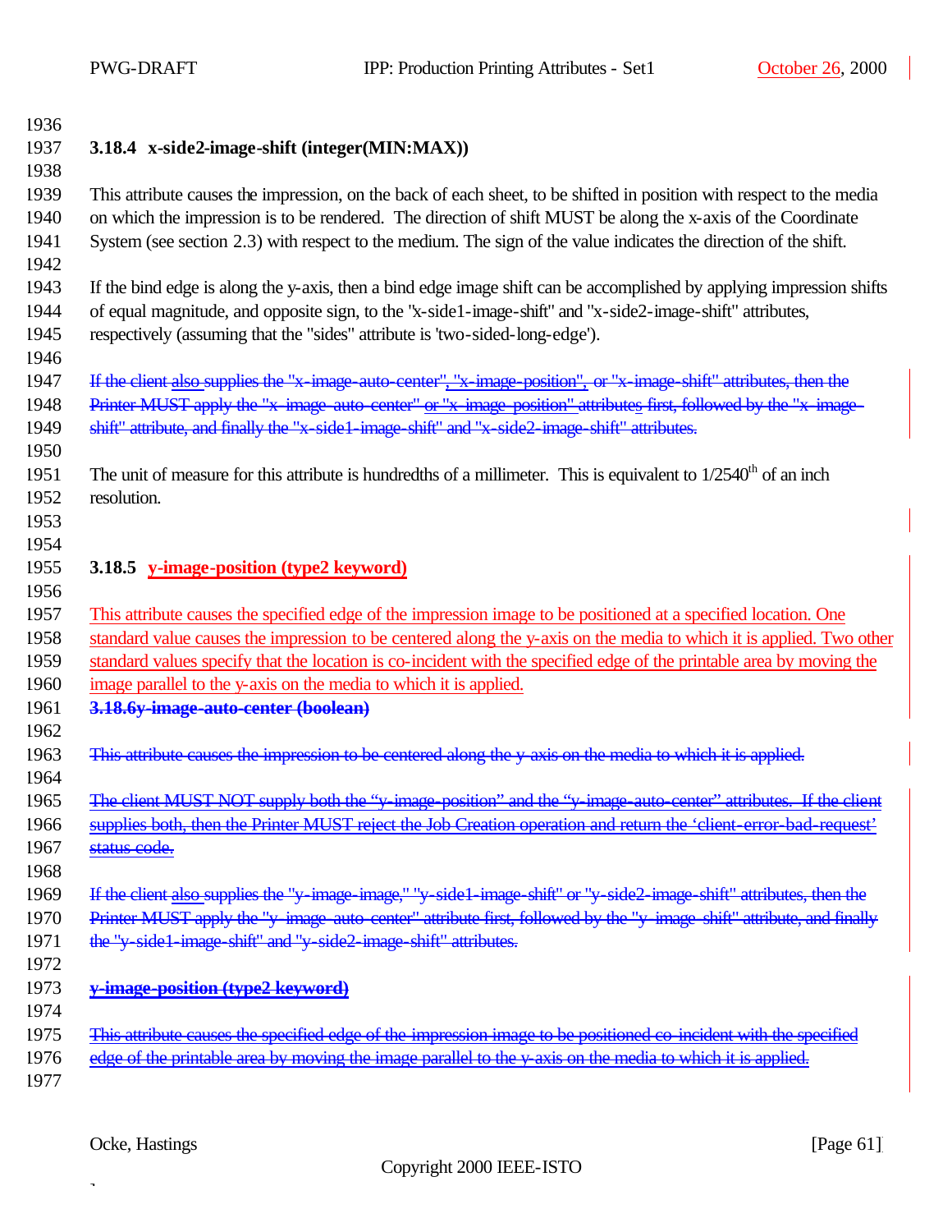### 3.18.4 x-side2-image-shift (integer(MIN:MAX))

This attribute causes the impression, on the back of each sheet, to be shifted in position with respect to the media on which the impression is to be rendered. The direction of shift MUST be along the x-axis of the Coordinate System (see section 2.3) with respect to the medium. The sign of the value indicates the direction of the shift.

If the bind edge is along the y-axis, then a bind edge image shift can be accomplished by applying impression shifts of equal magnitude, and opposite sign, to the "x-side1-image-shift" and "x-side2-image-shift" attributes, respectively (assuming that the "sides" attribute is 'two-sided-long-edge').

~~If the client also supplies the "x-image-auto-center", "x-image-position", or "x-image-shift" attributes, then the Printer MUST apply the "x-image-auto-center" or "x-image-position" attributes first, followed by the "x-image-shift" attribute, and finally the "x-side1-image-shift" and "x-side2-image-shift" attributes.~~

The unit of measure for this attribute is hundredths of a millimeter. This is equivalent to 1/2540th of an inch resolution.

### 3.18.5 y-image-position (type2 keyword)

This attribute causes the specified edge of the impression image to be positioned at a specified location. One standard value causes the impression to be centered along the y-axis on the media to which it is applied. Two other standard values specify that the location is co-incident with the specified edge of the printable area by moving the image parallel to the y-axis on the media to which it is applied.

~~**3.18.6y-image-auto-center (boolean)**~~

~~This attribute causes the impression to be centered along the y-axis on the media to which it is applied.~~

~~The client MUST NOT supply both the "y-image-position" and the "y-image-auto-center" attributes. If the client supplies both, then the Printer MUST reject the Job Creation operation and return the 'client-error-bad-request' status code.~~

~~If the client also supplies the "y-image-image," "y-side1-image-shift" or "y-side2-image-shift" attributes, then the Printer MUST apply the "y-image-auto-center" attribute first, followed by the "y-image-shift" attribute, and finally the "y-side1-image-shift" and "y-side2-image-shift" attributes.~~

~~**y-image-position (type2 keyword)**~~

~~This attribute causes the specified edge of the impression image to be positioned co-incident with the specified edge of the printable area by moving the image parallel to the y-axis on the media to which it is applied.~~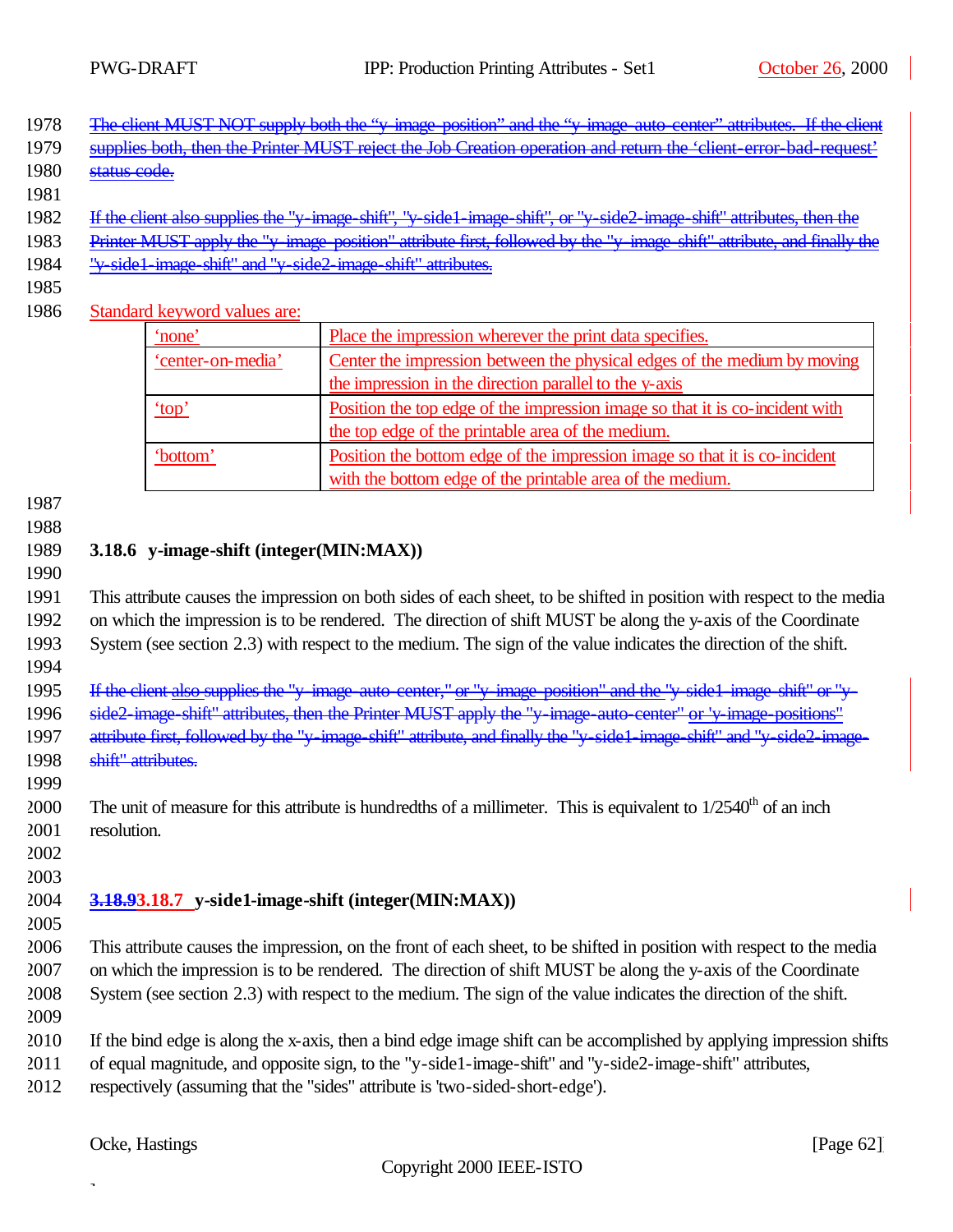~~The client MUST NOT supply both the "y-image-position" and the "y-image-auto-center" attributes. If the client supplies both, then the Printer MUST reject the Job Creation operation and return the 'client-error-bad-request' status code.~~

~~If the client also supplies the "y-image-shift", "y-side1-image-shift", or "y-side2-image-shift" attributes, then the Printer MUST apply the "y-image-position" attribute first, followed by the "y-image-shift" attribute, and finally the "y-side1-image-shift" and "y-side2-image-shift" attributes.~~

Standard keyword values are:

| | |
|---|---|
| 'none' | Place the impression wherever the print data specifies. |
| 'center-on-media' | Center the impression between the physical edges of the medium by moving the impression in the direction parallel to the y-axis |
| 'top' | Position the top edge of the impression image so that it is co-incident with the top edge of the printable area of the medium. |
| 'bottom' | Position the bottom edge of the impression image so that it is co-incident with the bottom edge of the printable area of the medium. |

### 3.18.6 y-image-shift (integer(MIN:MAX))

This attribute causes the impression on both sides of each sheet, to be shifted in position with respect to the media on which the impression is to be rendered. The direction of shift MUST be along the y-axis of the Coordinate System (see section 2.3) with respect to the medium. The sign of the value indicates the direction of the shift.

~~If the client also supplies the "y-image-auto-center," or "y-image-position" and the "y-side1-image-shift" or "y-side2-image-shift" attributes, then the Printer MUST apply the "y-image-auto-center" or 'y-image-positions" attribute first, followed by the "y-image-shift" attribute, and finally the "y-side1-image-shift" and "y-side2-image-shift" attributes.~~

The unit of measure for this attribute is hundredths of a millimeter. This is equivalent to 1/2540th of an inch resolution.

### ~~3.18.9~~3.18.7 y-side1-image-shift (integer(MIN:MAX))

This attribute causes the impression, on the front of each sheet, to be shifted in position with respect to the media on which the impression is to be rendered. The direction of shift MUST be along the y-axis of the Coordinate System (see section 2.3) with respect to the medium. The sign of the value indicates the direction of the shift.

If the bind edge is along the x-axis, then a bind edge image shift can be accomplished by applying impression shifts of equal magnitude, and opposite sign, to the "y-side1-image-shift" and "y-side2-image-shift" attributes, respectively (assuming that the "sides" attribute is 'two-sided-short-edge').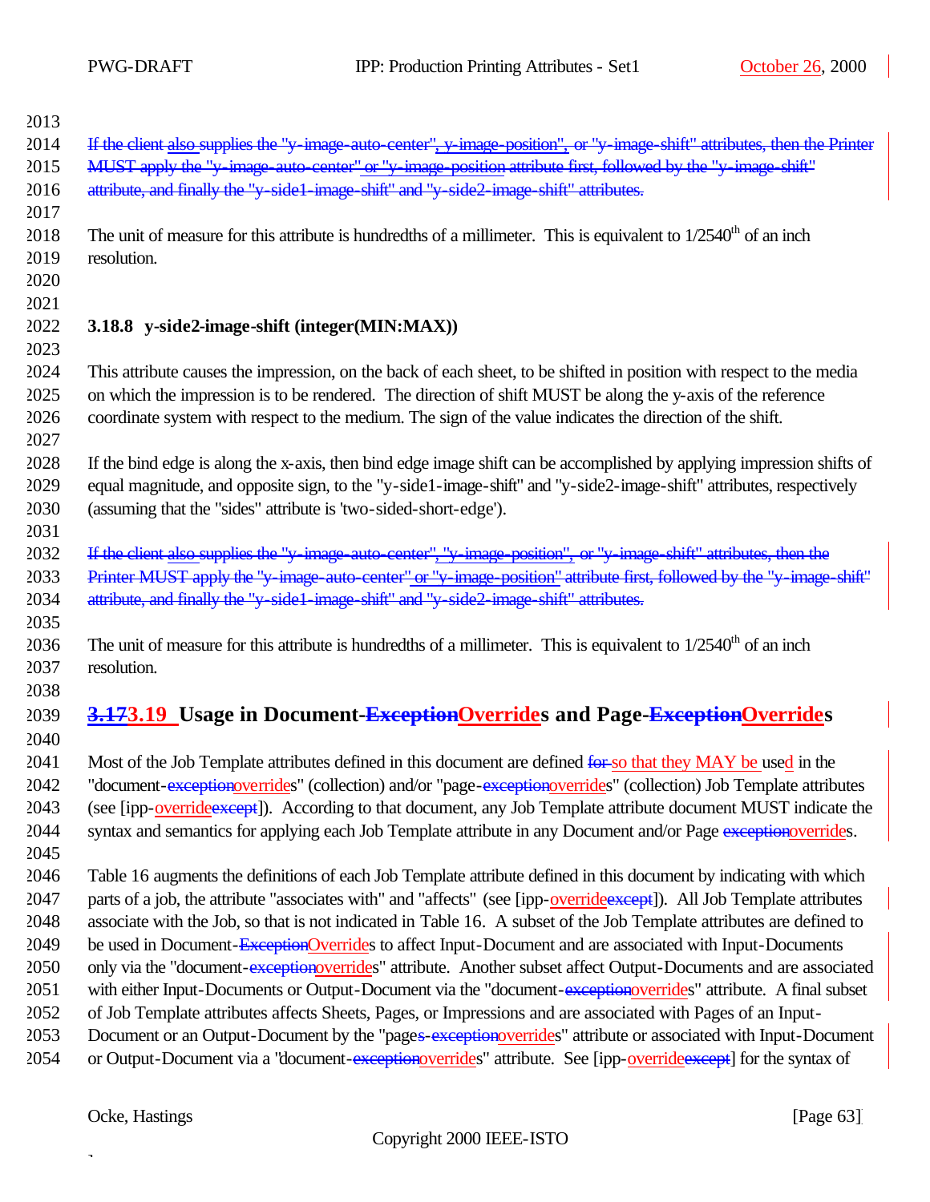~~If the client also supplies the "y-image-auto-center", y-image-position", or "y-image-shift" attributes, then the Printer MUST apply the "y-image-auto-center" or "y-image-position attribute first, followed by the "y-image-shift" attribute, and finally the "y-side1-image-shift" and "y-side2-image-shift" attributes.~~

The unit of measure for this attribute is hundredths of a millimeter. This is equivalent to 1/2540th of an inch resolution.

### 3.18.8 y-side2-image-shift (integer(MIN:MAX))

This attribute causes the impression, on the back of each sheet, to be shifted in position with respect to the media on which the impression is to be rendered. The direction of shift MUST be along the y-axis of the reference coordinate system with respect to the medium. The sign of the value indicates the direction of the shift.

If the bind edge is along the x-axis, then bind edge image shift can be accomplished by applying impression shifts of equal magnitude, and opposite sign, to the "y-side1-image-shift" and "y-side2-image-shift" attributes, respectively (assuming that the "sides" attribute is 'two-sided-short-edge').

~~If the client also supplies the "y-image-auto-center", "y-image-position", or "y-image-shift" attributes, then the Printer MUST apply the "y-image-auto-center" or "y-image-position" attribute first, followed by the "y-image-shift" attribute, and finally the "y-side1-image-shift" and "y-side2-image-shift" attributes.~~

The unit of measure for this attribute is hundredths of a millimeter. This is equivalent to 1/2540th of an inch resolution.

## ~~3.17~~3.19 Usage in Document-~~Exception~~Overrides and Page-~~Exception~~Overrides

Most of the Job Template attributes defined in this document are defined ~~for~~ so that they MAY be used in the "document-~~exception~~overrides" (collection) and/or "page-~~exception~~overrides" (collection) Job Template attributes (see [ipp-override~~except~~]). According to that document, any Job Template attribute document MUST indicate the syntax and semantics for applying each Job Template attribute in any Document and/or Page ~~exception~~overrides.

Table 16 augments the definitions of each Job Template attribute defined in this document by indicating with which parts of a job, the attribute "associates with" and "affects" (see [ipp-override~~except~~]). All Job Template attributes associate with the Job, so that is not indicated in Table 16. A subset of the Job Template attributes are defined to be used in Document-~~Exception~~Overrides to affect Input-Document and are associated with Input-Documents only via the "document-~~exception~~overrides" attribute. Another subset affect Output-Documents and are associated with either Input-Documents or Output-Document via the "document-~~exception~~overrides" attribute. A final subset of Job Template attributes affects Sheets, Pages, or Impressions and are associated with Pages of an Input-Document or an Output-Document by the "page~~s-exception~~overrides" attribute or associated with Input-Document or Output-Document via a "document-~~exception~~overrides" attribute. See [ipp-override~~except~~] for the syntax of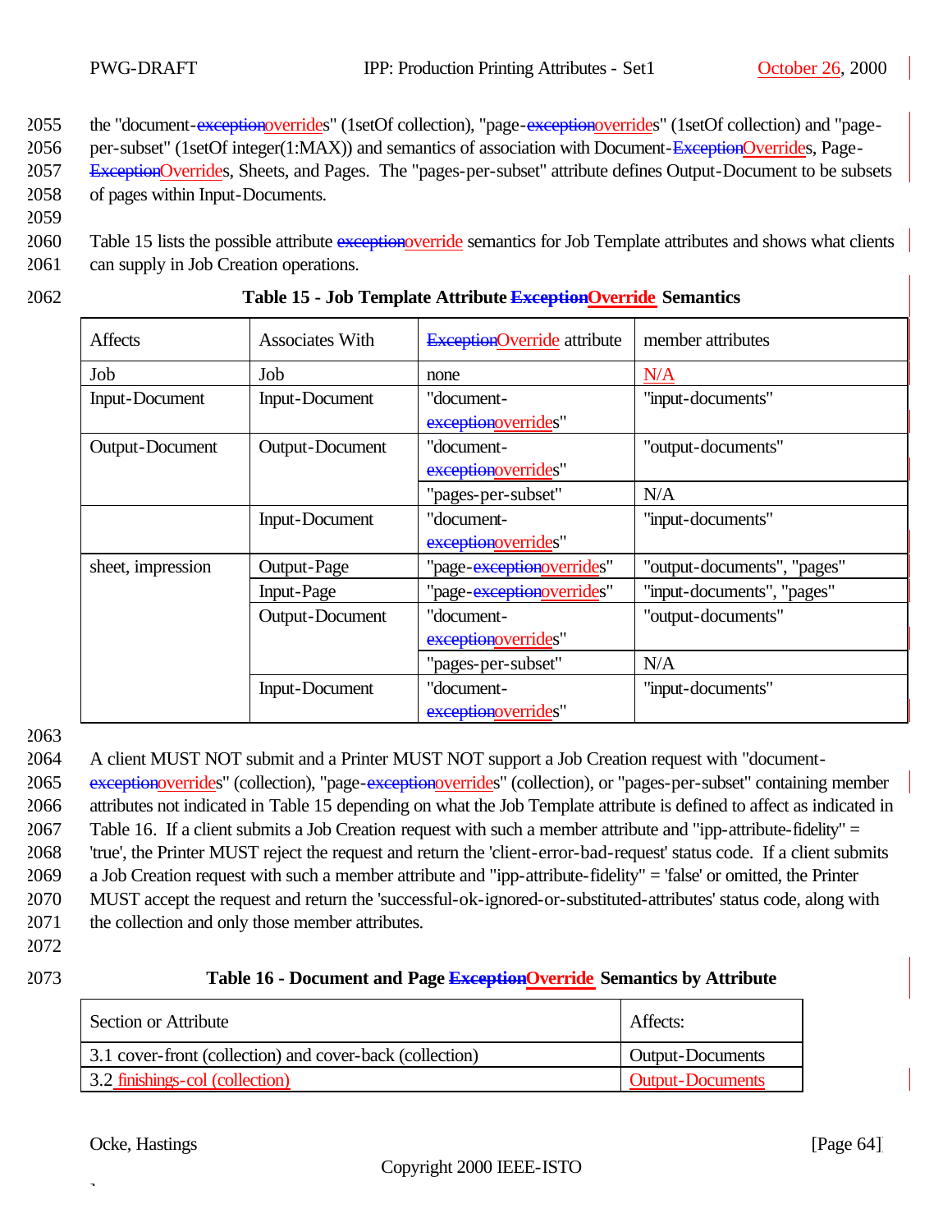the "document-~~exception~~overrides" (1setOf collection), "page-~~exception~~overrides" (1setOf collection) and "page-per-subset" (1setOf integer(1:MAX)) and semantics of association with Document-~~Exception~~Overrides, Page-~~Exception~~Overrides, Sheets, and Pages. The "pages-per-subset" attribute defines Output-Document to be subsets of pages within Input-Documents.

Table 15 lists the possible attribute ~~exception~~override semantics for Job Template attributes and shows what clients can supply in Job Creation operations.

**Table 15 - Job Template Attribute ~~Exception~~Override Semantics**

| Affects | Associates With | ~~Exception~~Override attribute | member attributes |
|---|---|---|---|
| Job | Job | none | N/A |
| Input-Document | Input-Document | "document-~~exception~~overrides" | "input-documents" |
| Output-Document | Output-Document | "document-~~exception~~overrides" | "output-documents" |
| | | "pages-per-subset" | N/A |
| | Input-Document | "document-~~exception~~overrides" | "input-documents" |
| sheet, impression | Output-Page | "page-~~exception~~overrides" | "output-documents", "pages" |
| | Input-Page | "page-~~exception~~overrides" | "input-documents", "pages" |
| | Output-Document | "document-~~exception~~overrides" | "output-documents" |
| | | "pages-per-subset" | N/A |
| | Input-Document | "document-~~exception~~overrides" | "input-documents" |

A client MUST NOT submit and a Printer MUST NOT support a Job Creation request with "document-~~exception~~overrides" (collection), "page-~~exception~~overrides" (collection), or "pages-per-subset" containing member attributes not indicated in Table 15 depending on what the Job Template attribute is defined to affect as indicated in Table 16. If a client submits a Job Creation request with such a member attribute and "ipp-attribute-fidelity" = 'true', the Printer MUST reject the request and return the 'client-error-bad-request' status code. If a client submits a Job Creation request with such a member attribute and "ipp-attribute-fidelity" = 'false' or omitted, the Printer MUST accept the request and return the 'successful-ok-ignored-or-substituted-attributes' status code, along with the collection and only those member attributes.

**Table 16 - Document and Page ~~Exception~~Override Semantics by Attribute**

| Section or Attribute | Affects: |
|---|---|
| 3.1 cover-front (collection) and cover-back (collection) | Output-Documents |
| 3.2 finishings-col (collection) | Output-Documents |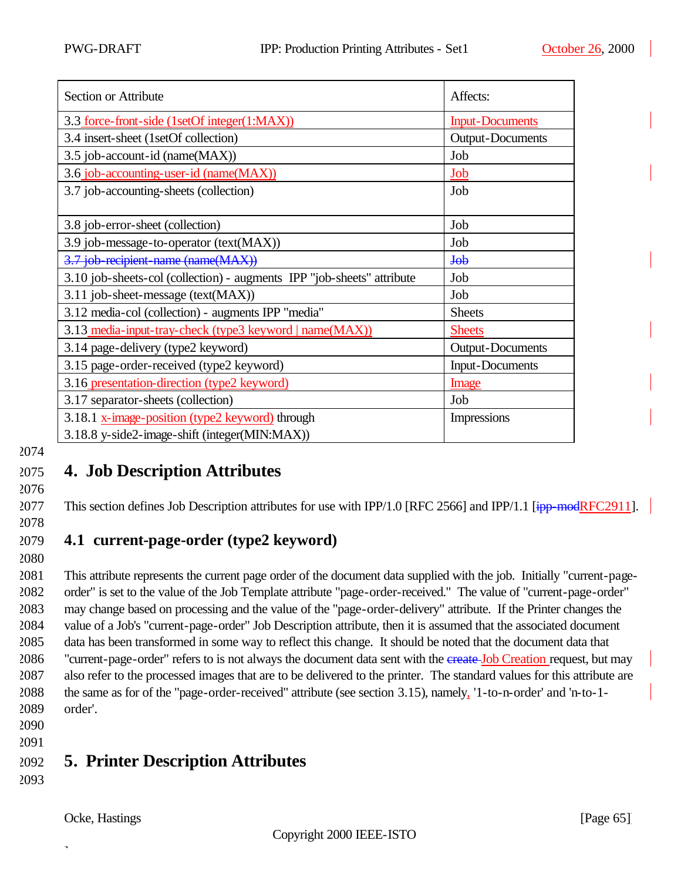| Section or Attribute | Affects: |
| --- | --- |
| 3.3 force-front-side (1setOf integer(1:MAX)) | Input-Documents |
| 3.4 insert-sheet (1setOf collection) | Output-Documents |
| 3.5 job-account-id (name(MAX)) | Job |
| 3.6 job-accounting-user-id (name(MAX)) | Job |
| 3.7 job-accounting-sheets (collection) | Job |
| 3.8 job-error-sheet (collection) | Job |
| 3.9 job-message-to-operator (text(MAX)) | Job |
| ~~3.7 job-recipient-name (name(MAX))~~ | ~~Job~~ |
| 3.10 job-sheets-col (collection) - augments IPP "job-sheets" attribute | Job |
| 3.11 job-sheet-message (text(MAX)) | Job |
| 3.12 media-col (collection) - augments IPP "media" | Sheets |
| 3.13 media-input-tray-check (type3 keyword \| name(MAX)) | Sheets |
| 3.14 page-delivery (type2 keyword) | Output-Documents |
| 3.15 page-order-received (type2 keyword) | Input-Documents |
| 3.16 presentation-direction (type2 keyword) | Image |
| 3.17 separator-sheets (collection) | Job |
| 3.18.1 x-image-position (type2 keyword) through 3.18.8 y-side2-image-shift (integer(MIN:MAX)) | Impressions |

# 4. Job Description Attributes

This section defines Job Description attributes for use with IPP/1.0 [RFC 2566] and IPP/1.1 [~~ipp-mod~~RFC2911].

## 4.1 current-page-order (type2 keyword)

This attribute represents the current page order of the document data supplied with the job. Initially "current-page-order" is set to the value of the Job Template attribute "page-order-received." The value of "current-page-order" may change based on processing and the value of the "page-order-delivery" attribute. If the Printer changes the value of a Job's "current-page-order" Job Description attribute, then it is assumed that the associated document data has been transformed in some way to reflect this change. It should be noted that the document data that "current-page-order" refers to is not always the document data sent with the ~~create~~ Job Creation request, but may also refer to the processed images that are to be delivered to the printer. The standard values for this attribute are the same as for of the "page-order-received" attribute (see section 3.15), namely, '1-to-n-order' and 'n-to-1-order'.

# 5. Printer Description Attributes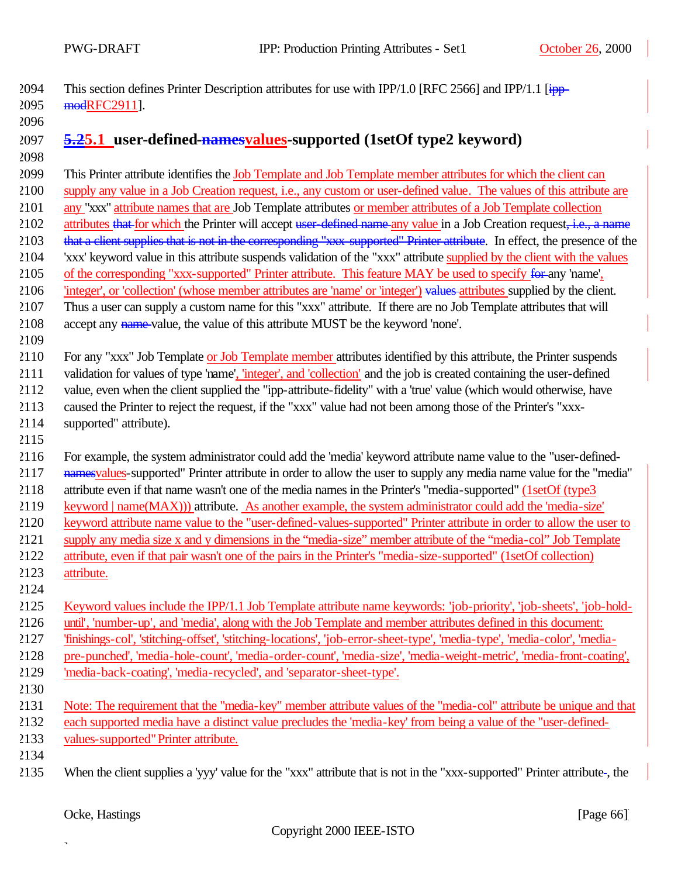This section defines Printer Description attributes for use with IPP/1.0 [RFC 2566] and IPP/1.1 [~~ipp-mod~~RFC2911].

### ~~5.2~~5.1 user-defined-~~names~~values-supported (1setOf type2 keyword)

This Printer attribute identifies the Job Template and Job Template member attributes for which the client can supply any value in a Job Creation request, i.e., any custom or user-defined value. The values of this attribute are any "xxx" attribute names that are Job Template attributes or member attributes of a Job Template collection attributes ~~that~~ for which the Printer will accept ~~user-defined name~~ any value in a Job Creation request~~, i.e., a name that a client supplies that is not in the corresponding "xxx-supported" Printer attribute~~. In effect, the presence of the 'xxx' keyword value in this attribute suspends validation of the "xxx" attribute supplied by the client with the values of the corresponding "xxx-supported" Printer attribute. This feature MAY be used to specify ~~for~~ any 'name', 'integer', or 'collection' (whose member attributes are 'name' or 'integer') ~~values~~ attributes supplied by the client. Thus a user can supply a custom name for this "xxx" attribute. If there are no Job Template attributes that will accept any ~~name~~ value, the value of this attribute MUST be the keyword 'none'.

For any "xxx" Job Template or Job Template member attributes identified by this attribute, the Printer suspends validation for values of type 'name', 'integer', and 'collection' and the job is created containing the user-defined value, even when the client supplied the "ipp-attribute-fidelity" with a 'true' value (which would otherwise, have caused the Printer to reject the request, if the "xxx" value had not been among those of the Printer's "xxx-supported" attribute).

For example, the system administrator could add the 'media' keyword attribute name value to the "user-defined-~~names~~values-supported" Printer attribute in order to allow the user to supply any media name value for the "media" attribute even if that name wasn't one of the media names in the Printer's "media-supported" (1setOf (type3 keyword | name(MAX))) attribute. As another example, the system administrator could add the 'media-size' keyword attribute name value to the "user-defined-values-supported" Printer attribute in order to allow the user to supply any media size x and y dimensions in the "media-size" member attribute of the "media-col" Job Template attribute, even if that pair wasn't one of the pairs in the Printer's "media-size-supported" (1setOf collection) attribute.

Keyword values include the IPP/1.1 Job Template attribute name keywords: 'job-priority', 'job-sheets', 'job-hold-until', 'number-up', and 'media', along with the Job Template and member attributes defined in this document: 'finishings-col', 'stitching-offset', 'stitching-locations', 'job-error-sheet-type', 'media-type', 'media-color', 'media-pre-punched', 'media-hole-count', 'media-order-count', 'media-size', 'media-weight-metric', 'media-front-coating', 'media-back-coating', 'media-recycled', and 'separator-sheet-type'.

Note: The requirement that the "media-key" member attribute values of the "media-col" attribute be unique and that each supported media have a distinct value precludes the 'media-key' from being a value of the "user-defined-values-supported" Printer attribute.

When the client supplies a 'yyy' value for the "xxx" attribute that is not in the "xxx-supported" Printer attribute~~-~~, the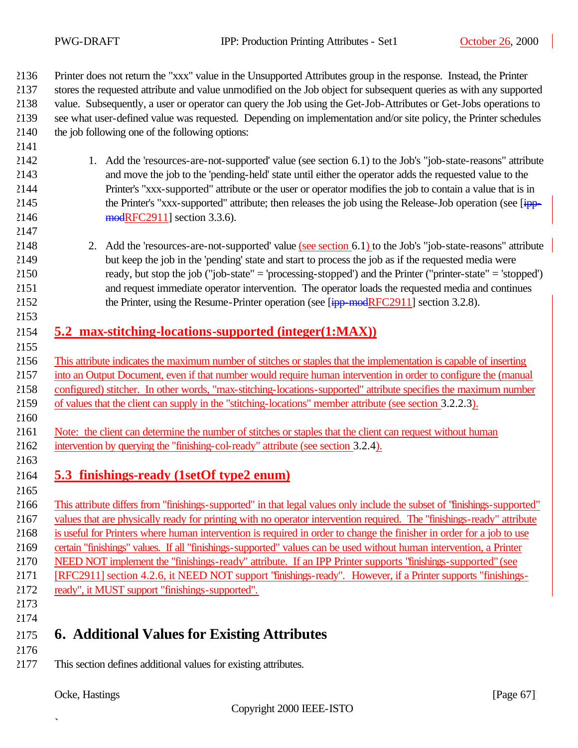Printer does not return the "xxx" value in the Unsupported Attributes group in the response. Instead, the Printer stores the requested attribute and value unmodified on the Job object for subsequent queries as with any supported value. Subsequently, a user or operator can query the Job using the Get-Job-Attributes or Get-Jobs operations to see what user-defined value was requested. Depending on implementation and/or site policy, the Printer schedules the job following one of the following options:

1. Add the 'resources-are-not-supported' value (see section 6.1) to the Job's "job-state-reasons" attribute and move the job to the 'pending-held' state until either the operator adds the requested value to the Printer's "xxx-supported" attribute or the user or operator modifies the job to contain a value that is in the Printer's "xxx-supported" attribute; then releases the job using the Release-Job operation (see [ipp-modRFC2911] section 3.3.6).

2. Add the 'resources-are-not-supported' value (see section 6.1) to the Job's "job-state-reasons" attribute but keep the job in the 'pending' state and start to process the job as if the requested media were ready, but stop the job ("job-state" = 'processing-stopped') and the Printer ("printer-state" = 'stopped') and request immediate operator intervention. The operator loads the requested media and continues the Printer, using the Resume-Printer operation (see [ipp-modRFC2911] section 3.2.8).

## 5.2 max-stitching-locations-supported (integer(1:MAX))

This attribute indicates the maximum number of stitches or staples that the implementation is capable of inserting into an Output Document, even if that number would require human intervention in order to configure the (manual configured) stitcher. In other words, "max-stitching-locations-supported" attribute specifies the maximum number of values that the client can supply in the "stitching-locations" member attribute (see section 3.2.2.3).

Note: the client can determine the number of stitches or staples that the client can request without human intervention by querying the "finishing-col-ready" attribute (see section 3.2.4).

## 5.3 finishings-ready (1setOf type2 enum)

This attribute differs from "finishings-supported" in that legal values only include the subset of "finishings-supported" values that are physically ready for printing with no operator intervention required. The "finishings-ready" attribute is useful for Printers where human intervention is required in order to change the finisher in order for a job to use certain "finishings" values. If all "finishings-supported" values can be used without human intervention, a Printer NEED NOT implement the "finishings-ready" attribute. If an IPP Printer supports "finishings-supported" (see [RFC2911] section 4.2.6, it NEED NOT support "finishings-ready". However, if a Printer supports "finishings-ready", it MUST support "finishings-supported".

# 6. Additional Values for Existing Attributes

This section defines additional values for existing attributes.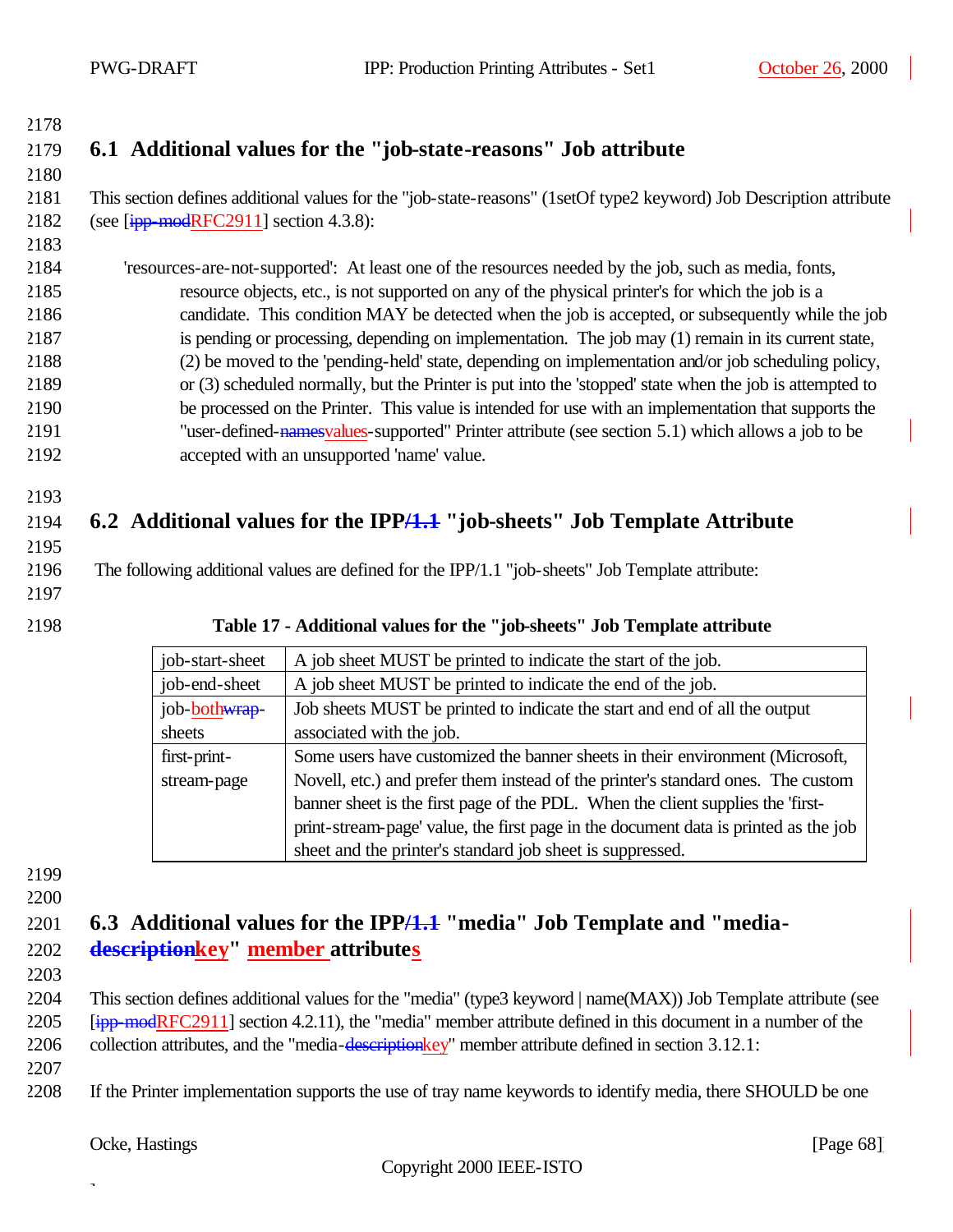## 6.1 Additional values for the "job-state-reasons" Job attribute

This section defines additional values for the "job-state-reasons" (1setOf type2 keyword) Job Description attribute (see [ipp-modRFC2911] section 4.3.8):

'resources-are-not-supported': At least one of the resources needed by the job, such as media, fonts, resource objects, etc., is not supported on any of the physical printer's for which the job is a candidate. This condition MAY be detected when the job is accepted, or subsequently while the job is pending or processing, depending on implementation. The job may (1) remain in its current state, (2) be moved to the 'pending-held' state, depending on implementation and/or job scheduling policy, or (3) scheduled normally, but the Printer is put into the 'stopped' state when the job is attempted to be processed on the Printer. This value is intended for use with an implementation that supports the "user-defined-namesvalues-supported" Printer attribute (see section 5.1) which allows a job to be accepted with an unsupported 'name' value.

## 6.2 Additional values for the IPP/1.1 "job-sheets" Job Template Attribute

The following additional values are defined for the IPP/1.1 "job-sheets" Job Template attribute:

**Table 17 - Additional values for the "job-sheets" Job Template attribute**

| | |
|---|---|
| job-start-sheet | A job sheet MUST be printed to indicate the start of the job. |
| job-end-sheet | A job sheet MUST be printed to indicate the end of the job. |
| job-bothwrap-sheets | Job sheets MUST be printed to indicate the start and end of all the output associated with the job. |
| first-print-stream-page | Some users have customized the banner sheets in their environment (Microsoft, Novell, etc.) and prefer them instead of the printer's standard ones. The custom banner sheet is the first page of the PDL. When the client supplies the 'first-print-stream-page' value, the first page in the document data is printed as the job sheet and the printer's standard job sheet is suppressed. |

## 6.3 Additional values for the IPP/1.1 "media" Job Template and "media-descriptionkey" member attributes

This section defines additional values for the "media" (type3 keyword | name(MAX)) Job Template attribute (see [ipp-modRFC2911] section 4.2.11), the "media" member attribute defined in this document in a number of the collection attributes, and the "media-descriptionkey" member attribute defined in section 3.12.1:

If the Printer implementation supports the use of tray name keywords to identify media, there SHOULD be one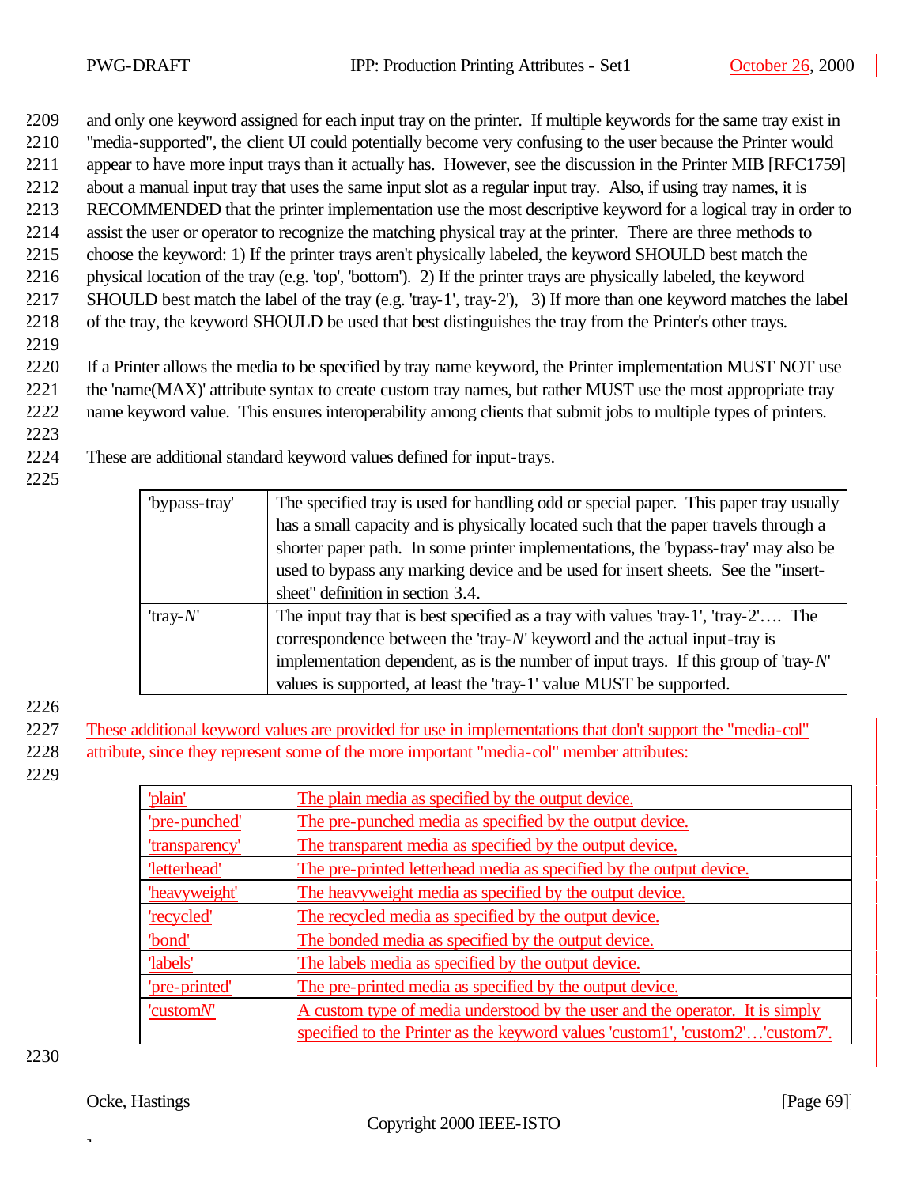and only one keyword assigned for each input tray on the printer. If multiple keywords for the same tray exist in "media-supported", the client UI could potentially become very confusing to the user because the Printer would appear to have more input trays than it actually has. However, see the discussion in the Printer MIB [RFC1759] about a manual input tray that uses the same input slot as a regular input tray. Also, if using tray names, it is RECOMMENDED that the printer implementation use the most descriptive keyword for a logical tray in order to assist the user or operator to recognize the matching physical tray at the printer. There are three methods to choose the keyword: 1) If the printer trays aren't physically labeled, the keyword SHOULD best match the physical location of the tray (e.g. 'top', 'bottom'). 2) If the printer trays are physically labeled, the keyword SHOULD best match the label of the tray (e.g. 'tray-1', tray-2'), 3) If more than one keyword matches the label of the tray, the keyword SHOULD be used that best distinguishes the tray from the Printer's other trays.

If a Printer allows the media to be specified by tray name keyword, the Printer implementation MUST NOT use the 'name(MAX)' attribute syntax to create custom tray names, but rather MUST use the most appropriate tray name keyword value. This ensures interoperability among clients that submit jobs to multiple types of printers.

These are additional standard keyword values defined for input-trays.

| | |
|---|---|
| 'bypass-tray' | The specified tray is used for handling odd or special paper. This paper tray usually has a small capacity and is physically located such that the paper travels through a shorter paper path. In some printer implementations, the 'bypass-tray' may also be used to bypass any marking device and be used for insert sheets. See the "insert-sheet" definition in section 3.4. |
| 'tray-*N*' | The input tray that is best specified as a tray with values 'tray-1', 'tray-2'…. The correspondence between the 'tray-*N*' keyword and the actual input-tray is implementation dependent, as is the number of input trays. If this group of 'tray-*N*' values is supported, at least the 'tray-1' value MUST be supported. |

These additional keyword values are provided for use in implementations that don't support the "media-col" attribute, since they represent some of the more important "media-col" member attributes:

| | |
|---|---|
| 'plain' | The plain media as specified by the output device. |
| 'pre-punched' | The pre-punched media as specified by the output device. |
| 'transparency' | The transparent media as specified by the output device. |
| 'letterhead' | The pre-printed letterhead media as specified by the output device. |
| 'heavyweight' | The heavyweight media as specified by the output device. |
| 'recycled' | The recycled media as specified by the output device. |
| 'bond' | The bonded media as specified by the output device. |
| 'labels' | The labels media as specified by the output device. |
| 'pre-printed' | The pre-printed media as specified by the output device. |
| 'custom*N*' | A custom type of media understood by the user and the operator. It is simply specified to the Printer as the keyword values 'custom1', 'custom2'…'custom7'. |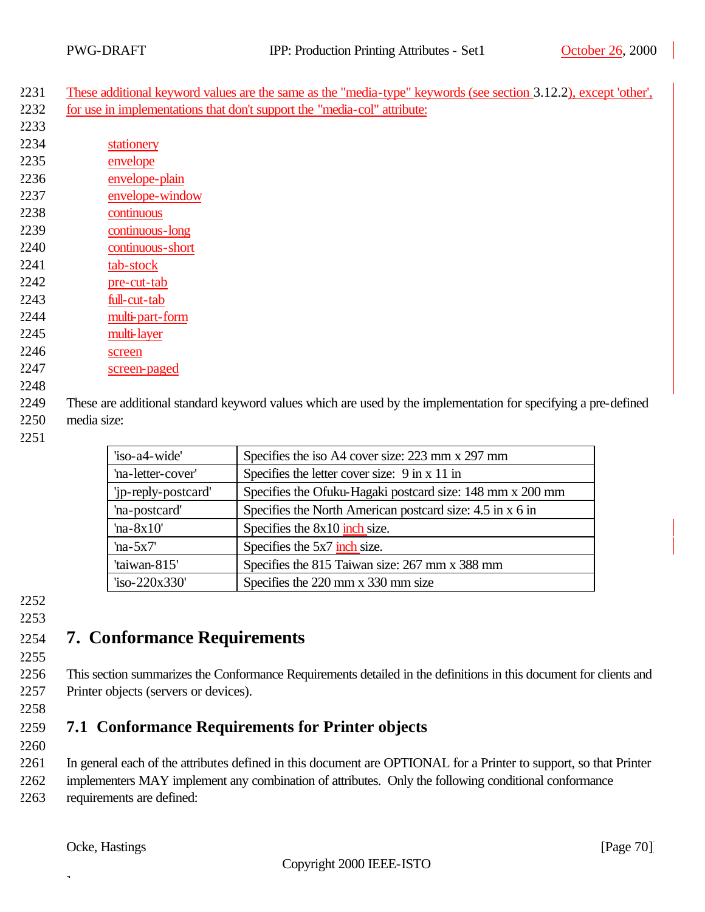These additional keyword values are the same as the "media-type" keywords (see section 3.12.2), except 'other', for use in implementations that don't support the "media-col" attribute:

- stationery
- envelope
- envelope-plain
- envelope-window
- continuous
- continuous-long
- continuous-short
- tab-stock
- pre-cut-tab
- full-cut-tab
- multi-part-form
- multi-layer
- screen
- screen-paged

These are additional standard keyword values which are used by the implementation for specifying a pre-defined media size:

| | |
|---|---|
| 'iso-a4-wide' | Specifies the iso A4 cover size: 223 mm x 297 mm |
| 'na-letter-cover' | Specifies the letter cover size: 9 in x 11 in |
| 'jp-reply-postcard' | Specifies the Ofuku-Hagaki postcard size: 148 mm x 200 mm |
| 'na-postcard' | Specifies the North American postcard size: 4.5 in x 6 in |
| 'na-8x10' | Specifies the 8x10 inch size. |
| 'na-5x7' | Specifies the 5x7 inch size. |
| 'taiwan-815' | Specifies the 815 Taiwan size: 267 mm x 388 mm |
| 'iso-220x330' | Specifies the 220 mm x 330 mm size |

# 7. Conformance Requirements

This section summarizes the Conformance Requirements detailed in the definitions in this document for clients and Printer objects (servers or devices).

## 7.1 Conformance Requirements for Printer objects

In general each of the attributes defined in this document are OPTIONAL for a Printer to support, so that Printer implementers MAY implement any combination of attributes. Only the following conditional conformance requirements are defined: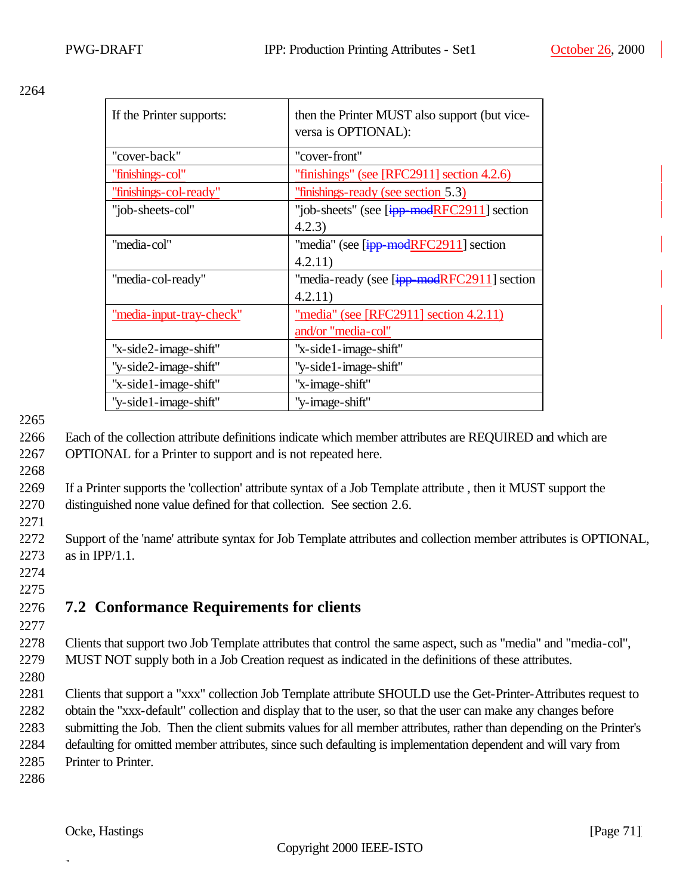| If the Printer supports: | then the Printer MUST also support (but vice-versa is OPTIONAL): |
|---|---|
| "cover-back" | "cover-front" |
| "finishings-col" | "finishings" (see [RFC2911] section 4.2.6) |
| "finishings-col-ready" | "finishings-ready (see section 5.3) |
| "job-sheets-col" | "job-sheets" (see [ipp-modRFC2911] section 4.2.3) |
| "media-col" | "media" (see [ipp-modRFC2911] section 4.2.11) |
| "media-col-ready" | "media-ready (see [ipp-modRFC2911] section 4.2.11) |
| "media-input-tray-check" | "media" (see [RFC2911] section 4.2.11) and/or "media-col" |
| "x-side2-image-shift" | "x-side1-image-shift" |
| "y-side2-image-shift" | "y-side1-image-shift" |
| "x-side1-image-shift" | "x-image-shift" |
| "y-side1-image-shift" | "y-image-shift" |

Each of the collection attribute definitions indicate which member attributes are REQUIRED and which are OPTIONAL for a Printer to support and is not repeated here.

If a Printer supports the 'collection' attribute syntax of a Job Template attribute , then it MUST support the distinguished none value defined for that collection. See section 2.6.

Support of the 'name' attribute syntax for Job Template attributes and collection member attributes is OPTIONAL, as in IPP/1.1.

## 7.2 Conformance Requirements for clients

Clients that support two Job Template attributes that control the same aspect, such as "media" and "media-col", MUST NOT supply both in a Job Creation request as indicated in the definitions of these attributes.

Clients that support a "xxx" collection Job Template attribute SHOULD use the Get-Printer-Attributes request to obtain the "xxx-default" collection and display that to the user, so that the user can make any changes before submitting the Job. Then the client submits values for all member attributes, rather than depending on the Printer's defaulting for omitted member attributes, since such defaulting is implementation dependent and will vary from Printer to Printer.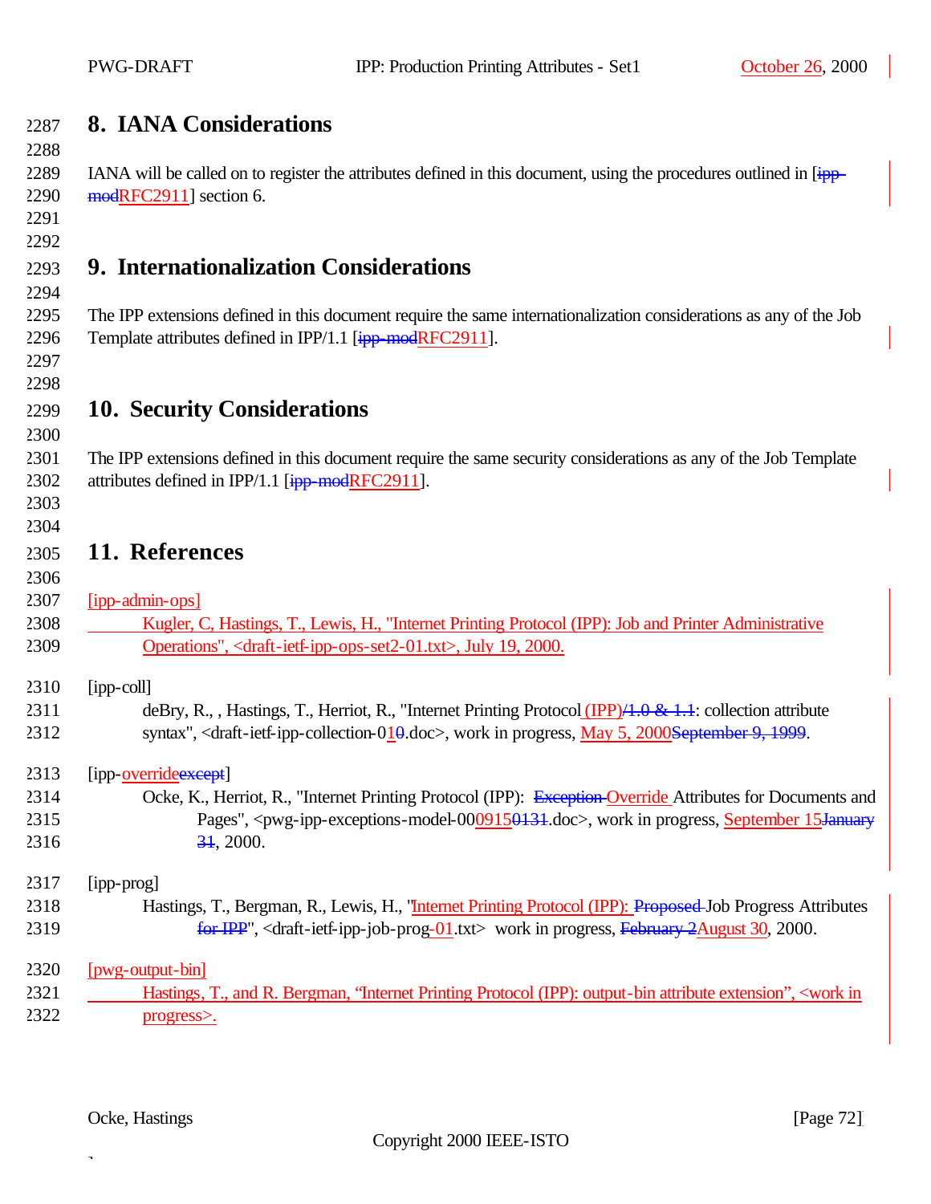# 8. IANA Considerations

IANA will be called on to register the attributes defined in this document, using the procedures outlined in [~~ipp-mod~~RFC2911] section 6.

# 9. Internationalization Considerations

The IPP extensions defined in this document require the same internationalization considerations as any of the Job Template attributes defined in IPP/1.1 [~~ipp-mod~~RFC2911].

# 10. Security Considerations

The IPP extensions defined in this document require the same security considerations as any of the Job Template attributes defined in IPP/1.1 [~~ipp-mod~~RFC2911].

# 11. References

[ipp-admin-ops]
Kugler, C, Hastings, T., Lewis, H., "Internet Printing Protocol (IPP): Job and Printer Administrative Operations", <draft-ietf-ipp-ops-set2-01.txt>, July 19, 2000.

[ipp-coll]
deBry, R., , Hastings, T., Herriot, R., "Internet Printing Protocol (IPP)~~/1.0 & 1.1~~: collection attribute syntax", <draft-ietf-ipp-collection-01~~0~~.doc>, work in progress, May 5, 2000~~September 9, 1999~~.

[ipp-override~~except~~]
Ocke, K., Herriot, R., "Internet Printing Protocol (IPP): ~~Exception~~ Override Attributes for Documents and Pages", <pwg-ipp-exceptions-model-000915~~0131~~.doc>, work in progress, September 15~~January 31~~, 2000.

[ipp-prog]
Hastings, T., Bergman, R., Lewis, H., "Internet Printing Protocol (IPP): ~~Proposed~~ Job Progress Attributes ~~for IPP~~", <draft-ietf-ipp-job-prog-01.txt> work in progress, ~~February 2~~August 30, 2000.

[pwg-output-bin]
Hastings, T., and R. Bergman, "Internet Printing Protocol (IPP): output-bin attribute extension", <work in progress>.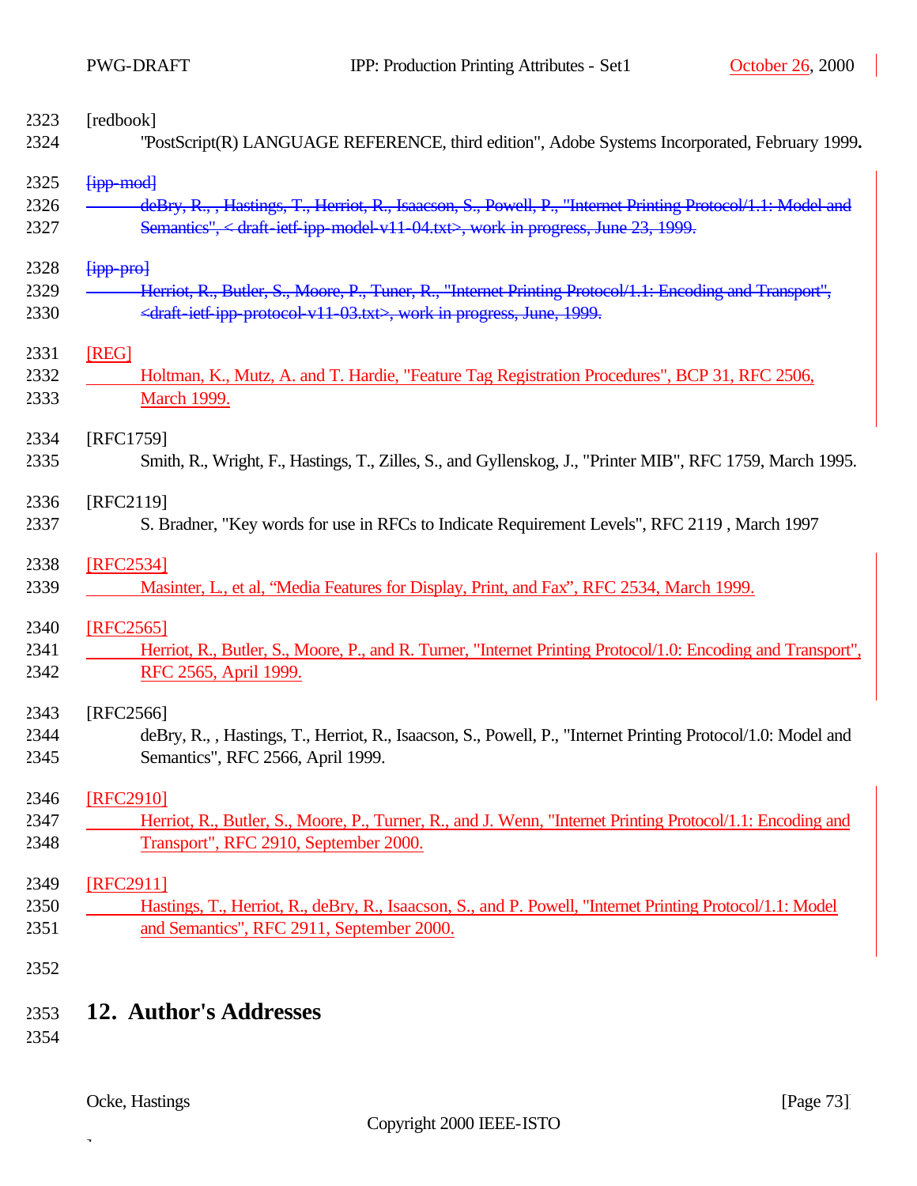[redbook]

"PostScript(R) LANGUAGE REFERENCE, third edition", Adobe Systems Incorporated, February 1999.

~~[ipp-mod]~~

~~deBry, R., , Hastings, T., Herriot, R., Isaacson, S., Powell, P., "Internet Printing Protocol/1.1: Model and Semantics", < draft-ietf-ipp-model-v11-04.txt>, work in progress, June 23, 1999.~~

~~[ipp-pro]~~

~~Herriot, R., Butler, S., Moore, P., Tuner, R., "Internet Printing Protocol/1.1: Encoding and Transport", <draft-ietf-ipp-protocol-v11-03.txt>, work in progress, June, 1999.~~

[REG]

Holtman, K., Mutz, A. and T. Hardie, "Feature Tag Registration Procedures", BCP 31, RFC 2506, March 1999.

[RFC1759]

Smith, R., Wright, F., Hastings, T., Zilles, S., and Gyllenskog, J., "Printer MIB", RFC 1759, March 1995.

[RFC2119]

S. Bradner, "Key words for use in RFCs to Indicate Requirement Levels", RFC 2119 , March 1997

[RFC2534]

Masinter, L., et al, "Media Features for Display, Print, and Fax", RFC 2534, March 1999.

[RFC2565]

Herriot, R., Butler, S., Moore, P., and R. Turner, "Internet Printing Protocol/1.0: Encoding and Transport", RFC 2565, April 1999.

[RFC2566]

deBry, R., , Hastings, T., Herriot, R., Isaacson, S., Powell, P., "Internet Printing Protocol/1.0: Model and Semantics", RFC 2566, April 1999.

[RFC2910]

Herriot, R., Butler, S., Moore, P., Turner, R., and J. Wenn, "Internet Printing Protocol/1.1: Encoding and Transport", RFC 2910, September 2000.

[RFC2911]

Hastings, T., Herriot, R., deBry, R., Isaacson, S., and P. Powell, "Internet Printing Protocol/1.1: Model and Semantics", RFC 2911, September 2000.

## 12. Author's Addresses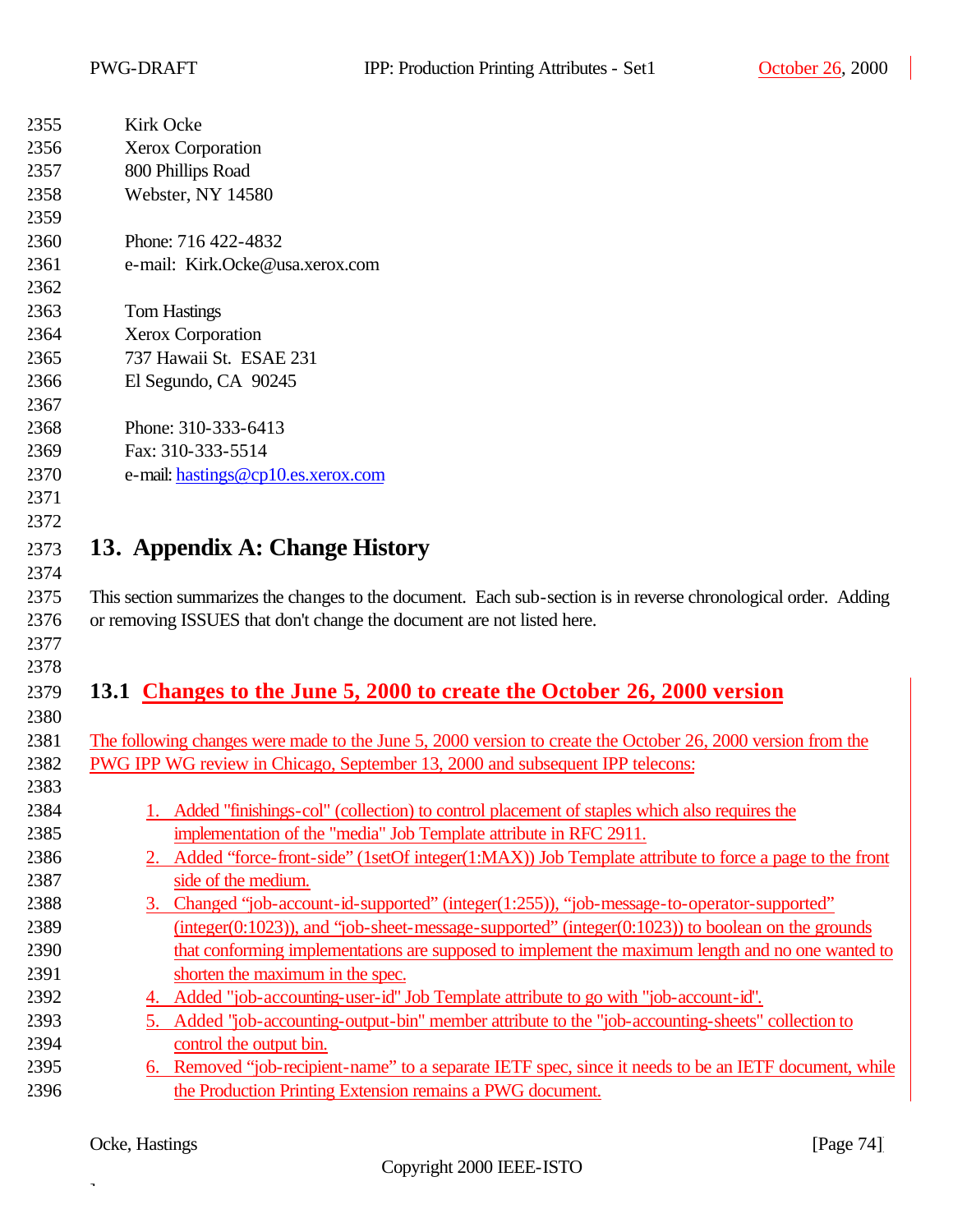Kirk Ocke
Xerox Corporation
800 Phillips Road
Webster, NY 14580

Phone: 716 422-4832
e-mail: Kirk.Ocke@usa.xerox.com

Tom Hastings
Xerox Corporation
737 Hawaii St. ESAE 231
El Segundo, CA 90245

Phone: 310-333-6413
Fax: 310-333-5514
e-mail: hastings@cp10.es.xerox.com

# 13. Appendix A: Change History

This section summarizes the changes to the document. Each sub-section is in reverse chronological order. Adding or removing ISSUES that don't change the document are not listed here.

## 13.1 Changes to the June 5, 2000 to create the October 26, 2000 version

The following changes were made to the June 5, 2000 version to create the October 26, 2000 version from the PWG IPP WG review in Chicago, September 13, 2000 and subsequent IPP telecons:

1. Added "finishings-col" (collection) to control placement of staples which also requires the implementation of the "media" Job Template attribute in RFC 2911.
2. Added "force-front-side" (1setOf integer(1:MAX)) Job Template attribute to force a page to the front side of the medium.
3. Changed "job-account-id-supported" (integer(1:255)), "job-message-to-operator-supported" (integer(0:1023)), and "job-sheet-message-supported" (integer(0:1023)) to boolean on the grounds that conforming implementations are supposed to implement the maximum length and no one wanted to shorten the maximum in the spec.
4. Added "job-accounting-user-id" Job Template attribute to go with "job-account-id".
5. Added "job-accounting-output-bin" member attribute to the "job-accounting-sheets" collection to control the output bin.
6. Removed "job-recipient-name" to a separate IETF spec, since it needs to be an IETF document, while the Production Printing Extension remains a PWG document.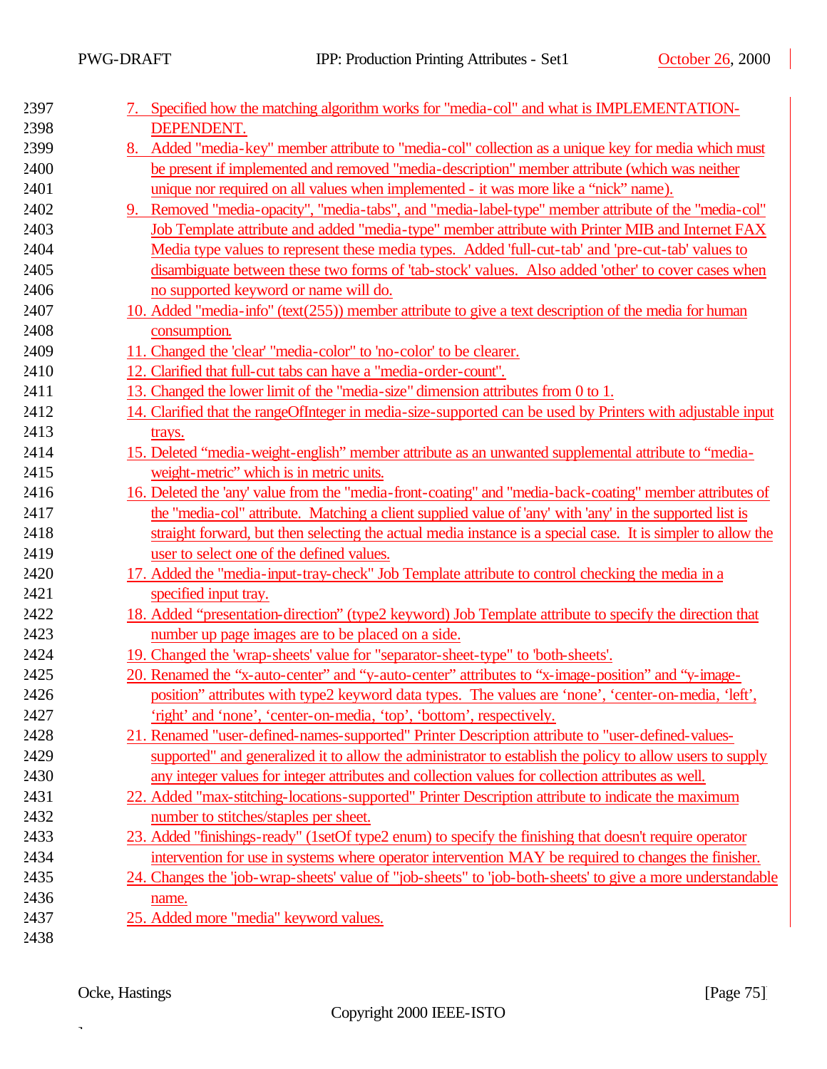7. Specified how the matching algorithm works for "media-col" and what is IMPLEMENTATION-DEPENDENT.
8. Added "media-key" member attribute to "media-col" collection as a unique key for media which must be present if implemented and removed "media-description" member attribute (which was neither unique nor required on all values when implemented - it was more like a “nick” name).
9. Removed "media-opacity", "media-tabs", and "media-label-type" member attribute of the "media-col" Job Template attribute and added "media-type" member attribute with Printer MIB and Internet FAX Media type values to represent these media types. Added 'full-cut-tab' and 'pre-cut-tab' values to disambiguate between these two forms of 'tab-stock' values. Also added 'other' to cover cases when no supported keyword or name will do.
10. Added "media-info" (text(255)) member attribute to give a text description of the media for human consumption.
11. Changed the 'clear' "media-color" to 'no-color' to be clearer.
12. Clarified that full-cut tabs can have a "media-order-count".
13. Changed the lower limit of the "media-size" dimension attributes from 0 to 1.
14. Clarified that the rangeOfInteger in media-size-supported can be used by Printers with adjustable input trays.
15. Deleted “media-weight-english” member attribute as an unwanted supplemental attribute to “media-weight-metric” which is in metric units.
16. Deleted the 'any' value from the "media-front-coating" and "media-back-coating" member attributes of the "media-col" attribute. Matching a client supplied value of 'any' with 'any' in the supported list is straight forward, but then selecting the actual media instance is a special case. It is simpler to allow the user to select one of the defined values.
17. Added the "media-input-tray-check" Job Template attribute to control checking the media in a specified input tray.
18. Added “presentation-direction” (type2 keyword) Job Template attribute to specify the direction that number up page images are to be placed on a side.
19. Changed the 'wrap-sheets' value for "separator-sheet-type" to 'both-sheets'.
20. Renamed the “x-auto-center” and “y-auto-center” attributes to “x-image-position” and “y-image-position” attributes with type2 keyword data types. The values are ‘none’, ‘center-on-media, ‘left’, ‘right’ and ‘none’, ‘center-on-media, ‘top’, ‘bottom’, respectively.
21. Renamed "user-defined-names-supported" Printer Description attribute to "user-defined-values-supported" and generalized it to allow the administrator to establish the policy to allow users to supply any integer values for integer attributes and collection values for collection attributes as well.
22. Added "max-stitching-locations-supported" Printer Description attribute to indicate the maximum number to stitches/staples per sheet.
23. Added "finishings-ready" (1setOf type2 enum) to specify the finishing that doesn't require operator intervention for use in systems where operator intervention MAY be required to changes the finisher.
24. Changes the 'job-wrap-sheets' value of "job-sheets" to 'job-both-sheets' to give a more understandable name.
25. Added more "media" keyword values.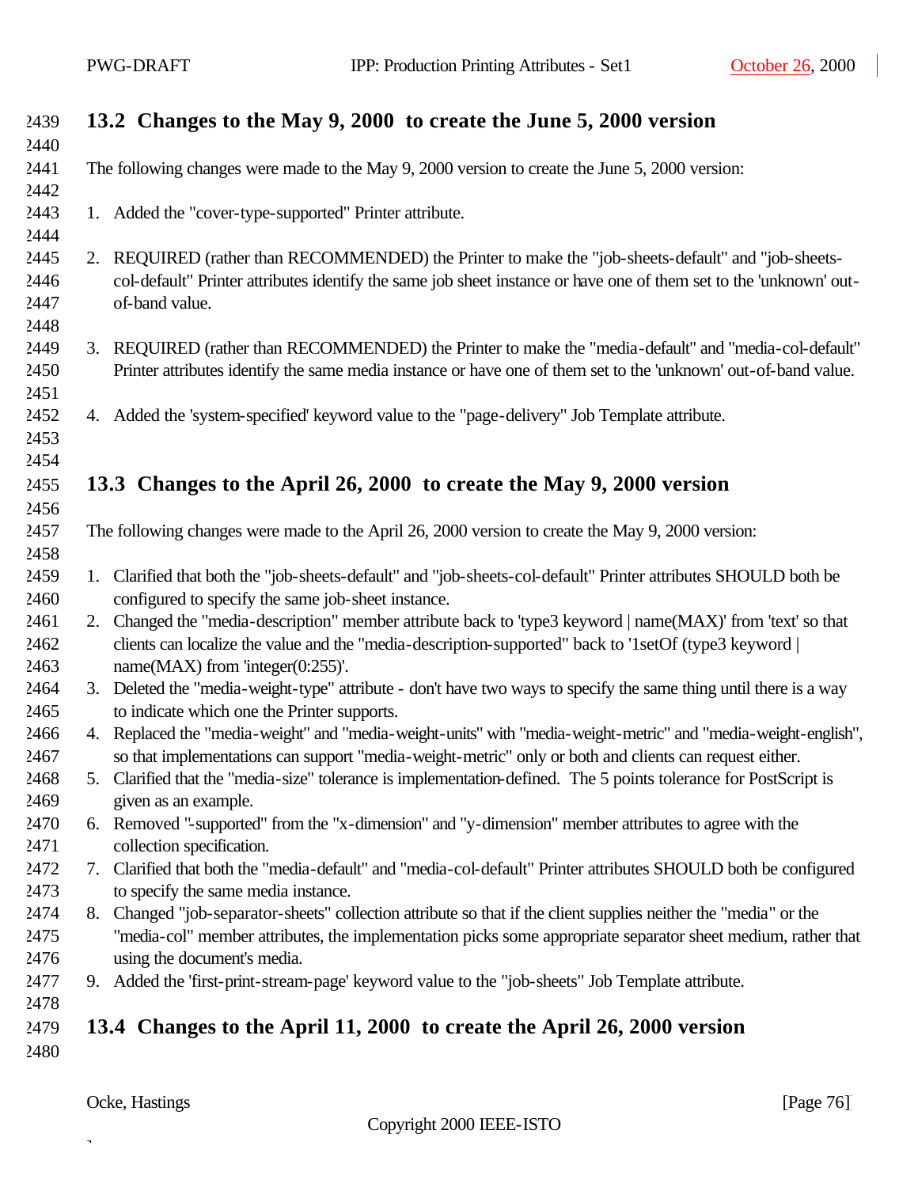## 13.2 Changes to the May 9, 2000 to create the June 5, 2000 version

The following changes were made to the May 9, 2000 version to create the June 5, 2000 version:

1. Added the "cover-type-supported" Printer attribute.

2. REQUIRED (rather than RECOMMENDED) the Printer to make the "job-sheets-default" and "job-sheets-col-default" Printer attributes identify the same job sheet instance or have one of them set to the 'unknown' out-of-band value.

3. REQUIRED (rather than RECOMMENDED) the Printer to make the "media-default" and "media-col-default" Printer attributes identify the same media instance or have one of them set to the 'unknown' out-of-band value.

4. Added the 'system-specified' keyword value to the "page-delivery" Job Template attribute.

## 13.3 Changes to the April 26, 2000 to create the May 9, 2000 version

The following changes were made to the April 26, 2000 version to create the May 9, 2000 version:

1. Clarified that both the "job-sheets-default" and "job-sheets-col-default" Printer attributes SHOULD both be configured to specify the same job-sheet instance.
2. Changed the "media-description" member attribute back to 'type3 keyword | name(MAX)' from 'text' so that clients can localize the value and the "media-description-supported" back to '1setOf (type3 keyword | name(MAX) from 'integer(0:255)'.
3. Deleted the "media-weight-type" attribute - don't have two ways to specify the same thing until there is a way to indicate which one the Printer supports.
4. Replaced the "media-weight" and "media-weight-units" with "media-weight-metric" and "media-weight-english", so that implementations can support "media-weight-metric" only or both and clients can request either.
5. Clarified that the "media-size" tolerance is implementation-defined. The 5 points tolerance for PostScript is given as an example.
6. Removed "-supported" from the "x-dimension" and "y-dimension" member attributes to agree with the collection specification.
7. Clarified that both the "media-default" and "media-col-default" Printer attributes SHOULD both be configured to specify the same media instance.
8. Changed "job-separator-sheets" collection attribute so that if the client supplies neither the "media" or the "media-col" member attributes, the implementation picks some appropriate separator sheet medium, rather that using the document's media.
9. Added the 'first-print-stream-page' keyword value to the "job-sheets" Job Template attribute.

## 13.4 Changes to the April 11, 2000 to create the April 26, 2000 version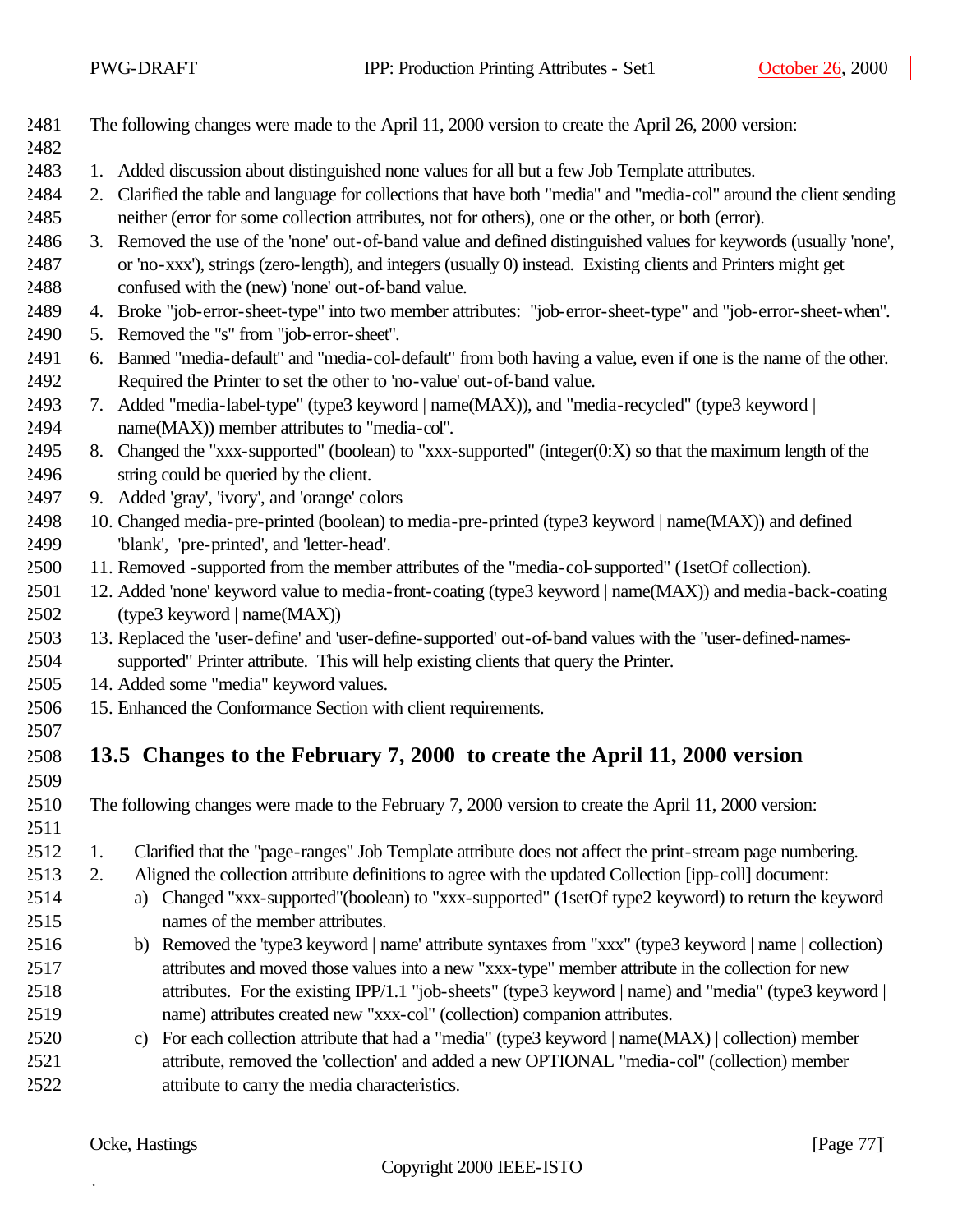The following changes were made to the April 11, 2000 version to create the April 26, 2000 version:

1. Added discussion about distinguished none values for all but a few Job Template attributes.
2. Clarified the table and language for collections that have both "media" and "media-col" around the client sending neither (error for some collection attributes, not for others), one or the other, or both (error).
3. Removed the use of the 'none' out-of-band value and defined distinguished values for keywords (usually 'none', or 'no-xxx'), strings (zero-length), and integers (usually 0) instead. Existing clients and Printers might get confused with the (new) 'none' out-of-band value.
4. Broke "job-error-sheet-type" into two member attributes: "job-error-sheet-type" and "job-error-sheet-when".
5. Removed the "s" from "job-error-sheet".
6. Banned "media-default" and "media-col-default" from both having a value, even if one is the name of the other. Required the Printer to set the other to 'no-value' out-of-band value.
7. Added "media-label-type" (type3 keyword | name(MAX)), and "media-recycled" (type3 keyword | name(MAX)) member attributes to "media-col".
8. Changed the "xxx-supported" (boolean) to "xxx-supported" (integer(0:X) so that the maximum length of the string could be queried by the client.
9. Added 'gray', 'ivory', and 'orange' colors
10. Changed media-pre-printed (boolean) to media-pre-printed (type3 keyword | name(MAX)) and defined 'blank', 'pre-printed', and 'letter-head'.
11. Removed -supported from the member attributes of the "media-col-supported" (1setOf collection).
12. Added 'none' keyword value to media-front-coating (type3 keyword | name(MAX)) and media-back-coating (type3 keyword | name(MAX))
13. Replaced the 'user-define' and 'user-define-supported' out-of-band values with the "user-defined-names-supported" Printer attribute. This will help existing clients that query the Printer.
14. Added some "media" keyword values.
15. Enhanced the Conformance Section with client requirements.

## 13.5 Changes to the February 7, 2000 to create the April 11, 2000 version

The following changes were made to the February 7, 2000 version to create the April 11, 2000 version:

1. Clarified that the "page-ranges" Job Template attribute does not affect the print-stream page numbering.
2. Aligned the collection attribute definitions to agree with the updated Collection [ipp-coll] document:
   a) Changed "xxx-supported"(boolean) to "xxx-supported" (1setOf type2 keyword) to return the keyword names of the member attributes.
   b) Removed the 'type3 keyword | name' attribute syntaxes from "xxx" (type3 keyword | name | collection) attributes and moved those values into a new "xxx-type" member attribute in the collection for new attributes. For the existing IPP/1.1 "job-sheets" (type3 keyword | name) and "media" (type3 keyword | name) attributes created new "xxx-col" (collection) companion attributes.
   c) For each collection attribute that had a "media" (type3 keyword | name(MAX) | collection) member attribute, removed the 'collection' and added a new OPTIONAL "media-col" (collection) member attribute to carry the media characteristics.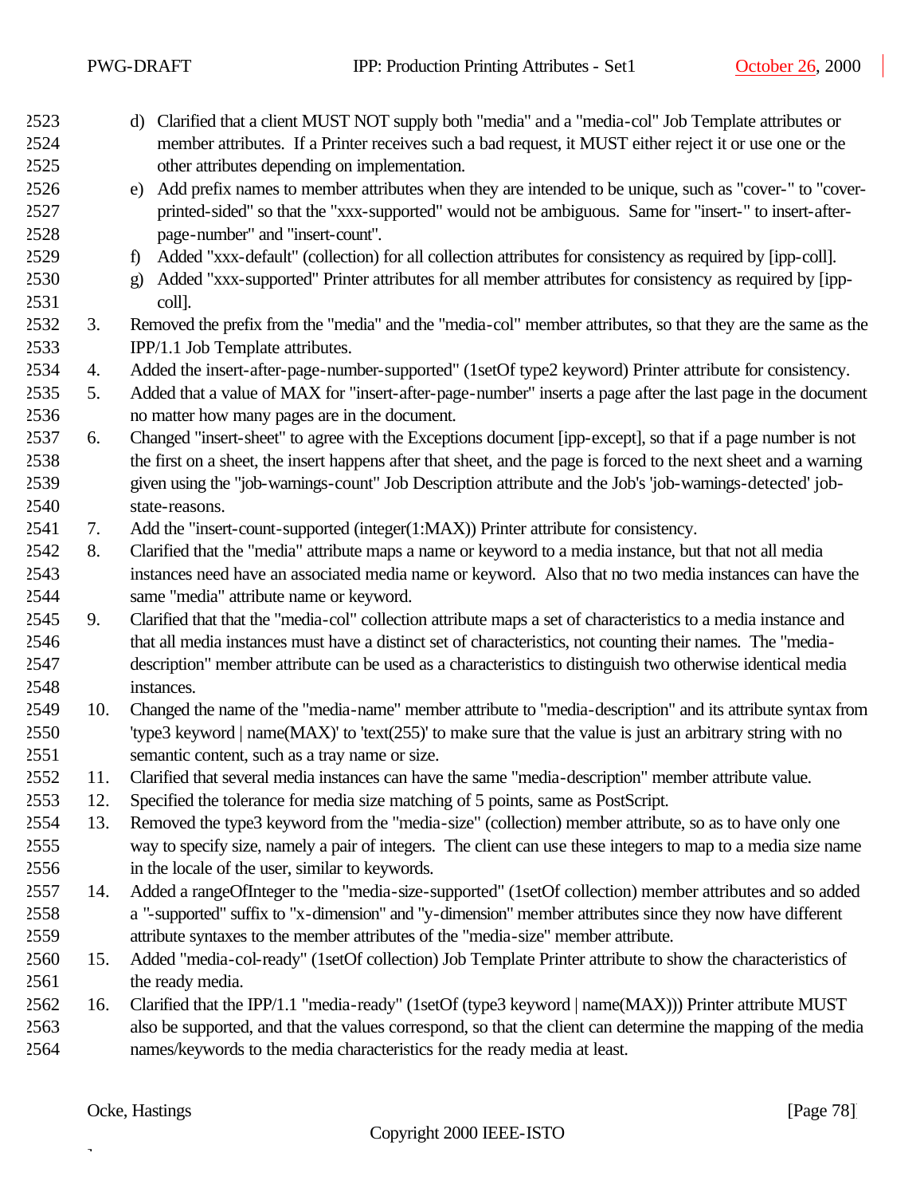d) Clarified that a client MUST NOT supply both "media" and a "media-col" Job Template attributes or member attributes. If a Printer receives such a bad request, it MUST either reject it or use one or the other attributes depending on implementation.

e) Add prefix names to member attributes when they are intended to be unique, such as "cover-" to "cover-printed-sided" so that the "xxx-supported" would not be ambiguous. Same for "insert-" to insert-after-page-number" and "insert-count".

f) Added "xxx-default" (collection) for all collection attributes for consistency as required by [ipp-coll].

g) Added "xxx-supported" Printer attributes for all member attributes for consistency as required by [ipp-coll].

3. Removed the prefix from the "media" and the "media-col" member attributes, so that they are the same as the IPP/1.1 Job Template attributes.
4. Added the insert-after-page-number-supported" (1setOf type2 keyword) Printer attribute for consistency.
5. Added that a value of MAX for "insert-after-page-number" inserts a page after the last page in the document no matter how many pages are in the document.
6. Changed "insert-sheet" to agree with the Exceptions document [ipp-except], so that if a page number is not the first on a sheet, the insert happens after that sheet, and the page is forced to the next sheet and a warning given using the "job-warnings-count" Job Description attribute and the Job's 'job-warnings-detected' job-state-reasons.
7. Add the "insert-count-supported (integer(1:MAX)) Printer attribute for consistency.
8. Clarified that the "media" attribute maps a name or keyword to a media instance, but that not all media instances need have an associated media name or keyword. Also that no two media instances can have the same "media" attribute name or keyword.
9. Clarified that that the "media-col" collection attribute maps a set of characteristics to a media instance and that all media instances must have a distinct set of characteristics, not counting their names. The "media-description" member attribute can be used as a characteristics to distinguish two otherwise identical media instances.
10. Changed the name of the "media-name" member attribute to "media-description" and its attribute syntax from 'type3 keyword | name(MAX)' to 'text(255)' to make sure that the value is just an arbitrary string with no semantic content, such as a tray name or size.
11. Clarified that several media instances can have the same "media-description" member attribute value.
12. Specified the tolerance for media size matching of 5 points, same as PostScript.
13. Removed the type3 keyword from the "media-size" (collection) member attribute, so as to have only one way to specify size, namely a pair of integers. The client can use these integers to map to a media size name in the locale of the user, similar to keywords.
14. Added a rangeOfInteger to the "media-size-supported" (1setOf collection) member attributes and so added a "-supported" suffix to "x-dimension" and "y-dimension" member attributes since they now have different attribute syntaxes to the member attributes of the "media-size" member attribute.
15. Added "media-col-ready" (1setOf collection) Job Template Printer attribute to show the characteristics of the ready media.
16. Clarified that the IPP/1.1 "media-ready" (1setOf (type3 keyword | name(MAX))) Printer attribute MUST also be supported, and that the values correspond, so that the client can determine the mapping of the media names/keywords to the media characteristics for the ready media at least.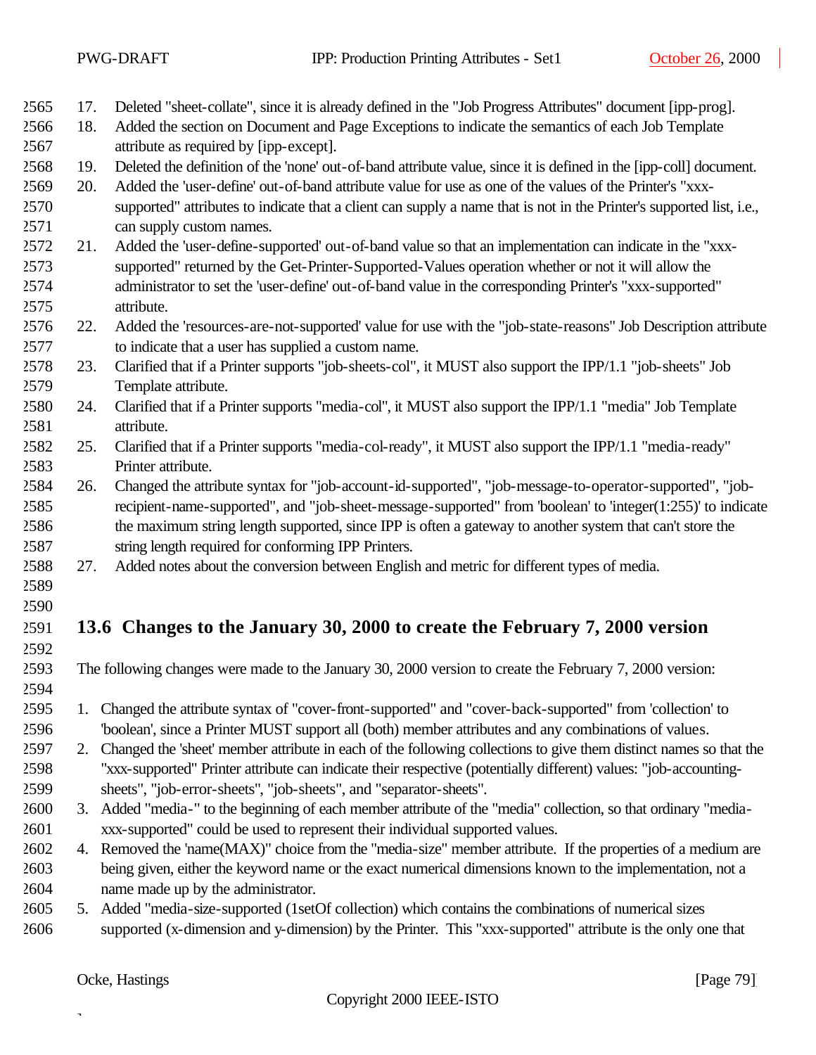17. Deleted "sheet-collate", since it is already defined in the "Job Progress Attributes" document [ipp-prog].
18. Added the section on Document and Page Exceptions to indicate the semantics of each Job Template attribute as required by [ipp-except].
19. Deleted the definition of the 'none' out-of-band attribute value, since it is defined in the [ipp-coll] document.
20. Added the 'user-define' out-of-band attribute value for use as one of the values of the Printer's "xxx-supported" attributes to indicate that a client can supply a name that is not in the Printer's supported list, i.e., can supply custom names.
21. Added the 'user-define-supported' out-of-band value so that an implementation can indicate in the "xxx-supported" returned by the Get-Printer-Supported-Values operation whether or not it will allow the administrator to set the 'user-define' out-of-band value in the corresponding Printer's "xxx-supported" attribute.
22. Added the 'resources-are-not-supported' value for use with the "job-state-reasons" Job Description attribute to indicate that a user has supplied a custom name.
23. Clarified that if a Printer supports "job-sheets-col", it MUST also support the IPP/1.1 "job-sheets" Job Template attribute.
24. Clarified that if a Printer supports "media-col", it MUST also support the IPP/1.1 "media" Job Template attribute.
25. Clarified that if a Printer supports "media-col-ready", it MUST also support the IPP/1.1 "media-ready" Printer attribute.
26. Changed the attribute syntax for "job-account-id-supported", "job-message-to-operator-supported", "job-recipient-name-supported", and "job-sheet-message-supported" from 'boolean' to 'integer(1:255)' to indicate the maximum string length supported, since IPP is often a gateway to another system that can't store the string length required for conforming IPP Printers.
27. Added notes about the conversion between English and metric for different types of media.

## 13.6 Changes to the January 30, 2000 to create the February 7, 2000 version

The following changes were made to the January 30, 2000 version to create the February 7, 2000 version:

1. Changed the attribute syntax of "cover-front-supported" and "cover-back-supported" from 'collection' to 'boolean', since a Printer MUST support all (both) member attributes and any combinations of values.
2. Changed the 'sheet' member attribute in each of the following collections to give them distinct names so that the "xxx-supported" Printer attribute can indicate their respective (potentially different) values: "job-accounting-sheets", "job-error-sheets", "job-sheets", and "separator-sheets".
3. Added "media-" to the beginning of each member attribute of the "media" collection, so that ordinary "media-xxx-supported" could be used to represent their individual supported values.
4. Removed the 'name(MAX)" choice from the "media-size" member attribute. If the properties of a medium are being given, either the keyword name or the exact numerical dimensions known to the implementation, not a name made up by the administrator.
5. Added "media-size-supported (1setOf collection) which contains the combinations of numerical sizes supported (x-dimension and y-dimension) by the Printer. This "xxx-supported" attribute is the only one that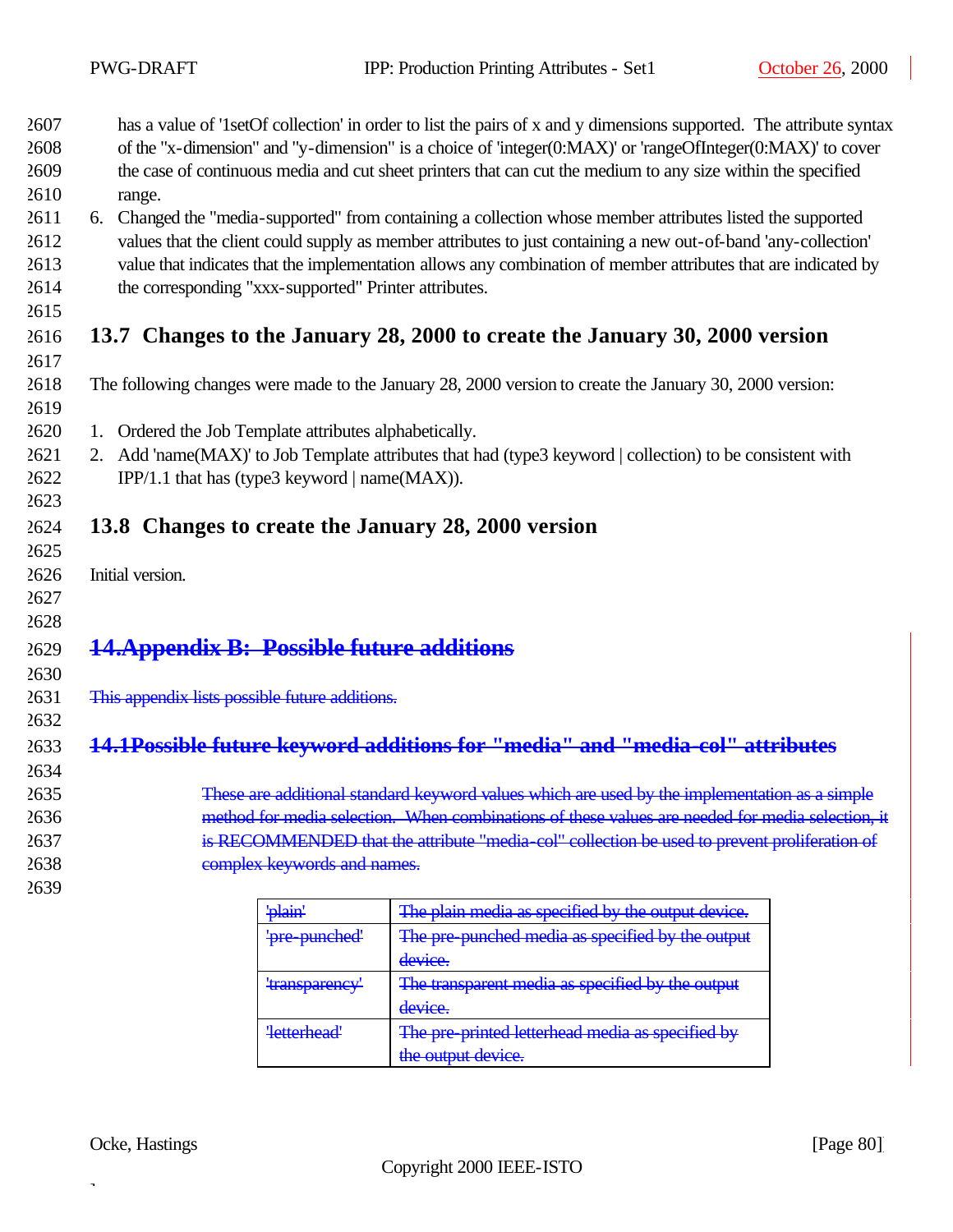has a value of '1setOf collection' in order to list the pairs of x and y dimensions supported. The attribute syntax of the "x-dimension" and "y-dimension" is a choice of 'integer(0:MAX)' or 'rangeOfInteger(0:MAX)' to cover the case of continuous media and cut sheet printers that can cut the medium to any size within the specified range.

6. Changed the "media-supported" from containing a collection whose member attributes listed the supported values that the client could supply as member attributes to just containing a new out-of-band 'any-collection' value that indicates that the implementation allows any combination of member attributes that are indicated by the corresponding "xxx-supported" Printer attributes.

## 13.7 Changes to the January 28, 2000 to create the January 30, 2000 version

The following changes were made to the January 28, 2000 version to create the January 30, 2000 version:

1. Ordered the Job Template attributes alphabetically.
2. Add 'name(MAX)' to Job Template attributes that had (type3 keyword | collection) to be consistent with IPP/1.1 that has (type3 keyword | name(MAX)).

## 13.8 Changes to create the January 28, 2000 version

Initial version.

# ~~14. Appendix B: Possible future additions~~

~~This appendix lists possible future additions.~~

## ~~14.1 Possible future keyword additions for "media" and "media-col" attributes~~

~~These are additional standard keyword values which are used by the implementation as a simple method for media selection. When combinations of these values are needed for media selection, it is RECOMMENDED that the attribute "media-col" collection be used to prevent proliferation of complex keywords and names.~~

| | |
|---|---|
| ~~'plain'~~ | ~~The plain media as specified by the output device.~~ |
| ~~'pre-punched'~~ | ~~The pre-punched media as specified by the output device.~~ |
| ~~'transparency'~~ | ~~The transparent media as specified by the output device.~~ |
| ~~'letterhead'~~ | ~~The pre-printed letterhead media as specified by the output device.~~ |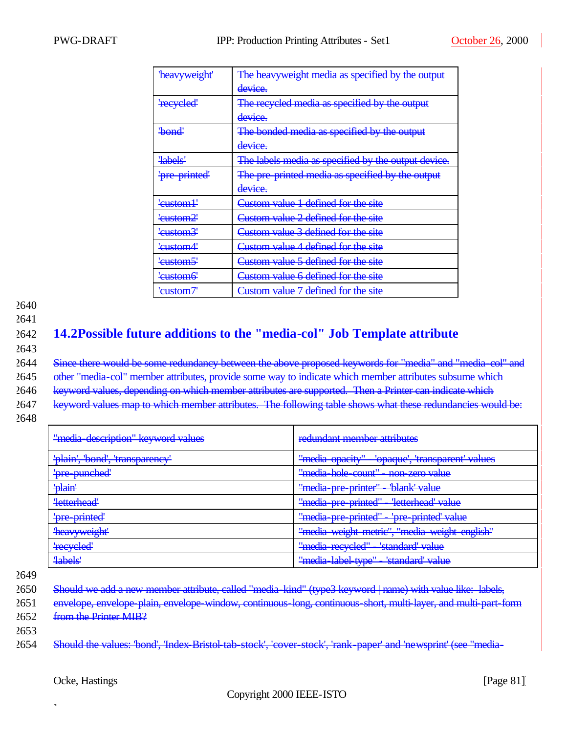| 'heavyweight' | The heavyweight media as specified by the output device. |
|---|---|
| 'recycled' | The recycled media as specified by the output device. |
| 'bond' | The bonded media as specified by the output device. |
| 'labels' | The labels media as specified by the output device. |
| 'pre-printed' | The pre-printed media as specified by the output device. |
| 'custom1' | Custom value 1 defined for the site |
| 'custom2' | Custom value 2 defined for the site |
| 'custom3' | Custom value 3 defined for the site |
| 'custom4' | Custom value 4 defined for the site |
| 'custom5' | Custom value 5 defined for the site |
| 'custom6' | Custom value 6 defined for the site |
| 'custom7' | Custom value 7 defined for the site |

## 14.2 Possible future additions to the "media-col" Job Template attribute

Since there would be some redundancy between the above proposed keywords for "media" and "media-col" and other "media-col" member attributes, provide some way to indicate which member attributes subsume which keyword values, depending on which member attributes are supported. Then a Printer can indicate which keyword values map to which member attributes. The following table shows what these redundancies would be:

| "media-description" keyword values | redundant member attributes |
|---|---|
| 'plain', 'bond', 'transparency' | "media-opacity" - 'opaque', 'transparent' values |
| 'pre-punched' | "media-hole-count" - non-zero value |
| 'plain' | "media-pre-printer" - 'blank' value |
| 'letterhead' | "media-pre-printed" - 'letterhead' value |
| 'pre-printed' | "media-pre-printed" - 'pre-printed' value |
| 'heavyweight' | "media-weight-metric", "media-weight-english" |
| 'recycled' | "media-recycled" - 'standard' value |
| 'labels' | "media-label-type" - 'standard' value |

Should we add a new member attribute, called "media-kind" (type3 keyword | name) with value like: labels, envelope, envelope-plain, envelope-window, continuous-long, continuous-short, multi-layer, and multi-part-form from the Printer MIB?

Should the values: 'bond', 'Index-Bristol-tab-stock', 'cover-stock', 'rank-paper' and 'newsprint' (see "media-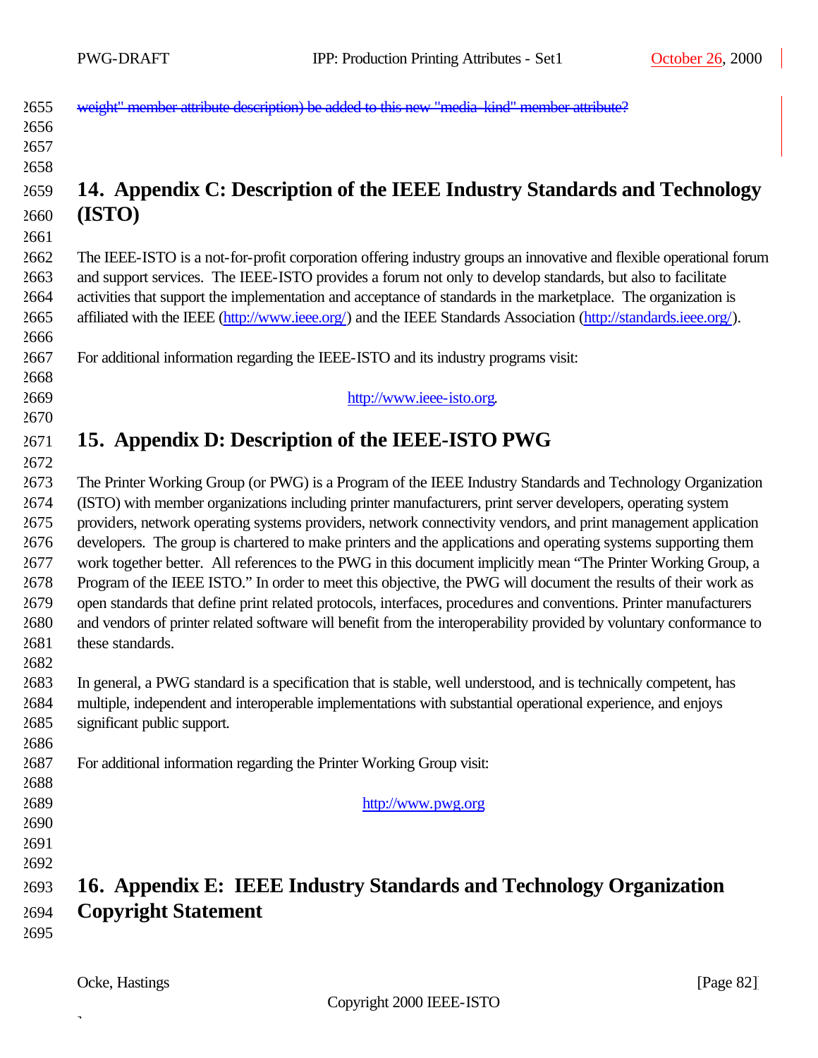~~weight" member attribute description) be added to this new "media-kind" member attribute?~~

# 14. Appendix C: Description of the IEEE Industry Standards and Technology (ISTO)

The IEEE-ISTO is a not-for-profit corporation offering industry groups an innovative and flexible operational forum and support services. The IEEE-ISTO provides a forum not only to develop standards, but also to facilitate activities that support the implementation and acceptance of standards in the marketplace. The organization is affiliated with the IEEE (http://www.ieee.org/) and the IEEE Standards Association (http://standards.ieee.org/).

For additional information regarding the IEEE-ISTO and its industry programs visit:

http://www.ieee-isto.org.

# 15. Appendix D: Description of the IEEE-ISTO PWG

The Printer Working Group (or PWG) is a Program of the IEEE Industry Standards and Technology Organization (ISTO) with member organizations including printer manufacturers, print server developers, operating system providers, network operating systems providers, network connectivity vendors, and print management application developers. The group is chartered to make printers and the applications and operating systems supporting them work together better. All references to the PWG in this document implicitly mean "The Printer Working Group, a Program of the IEEE ISTO." In order to meet this objective, the PWG will document the results of their work as open standards that define print related protocols, interfaces, procedures and conventions. Printer manufacturers and vendors of printer related software will benefit from the interoperability provided by voluntary conformance to these standards.

In general, a PWG standard is a specification that is stable, well understood, and is technically competent, has multiple, independent and interoperable implementations with substantial operational experience, and enjoys significant public support.

For additional information regarding the Printer Working Group visit:

http://www.pwg.org

# 16. Appendix E: IEEE Industry Standards and Technology Organization Copyright Statement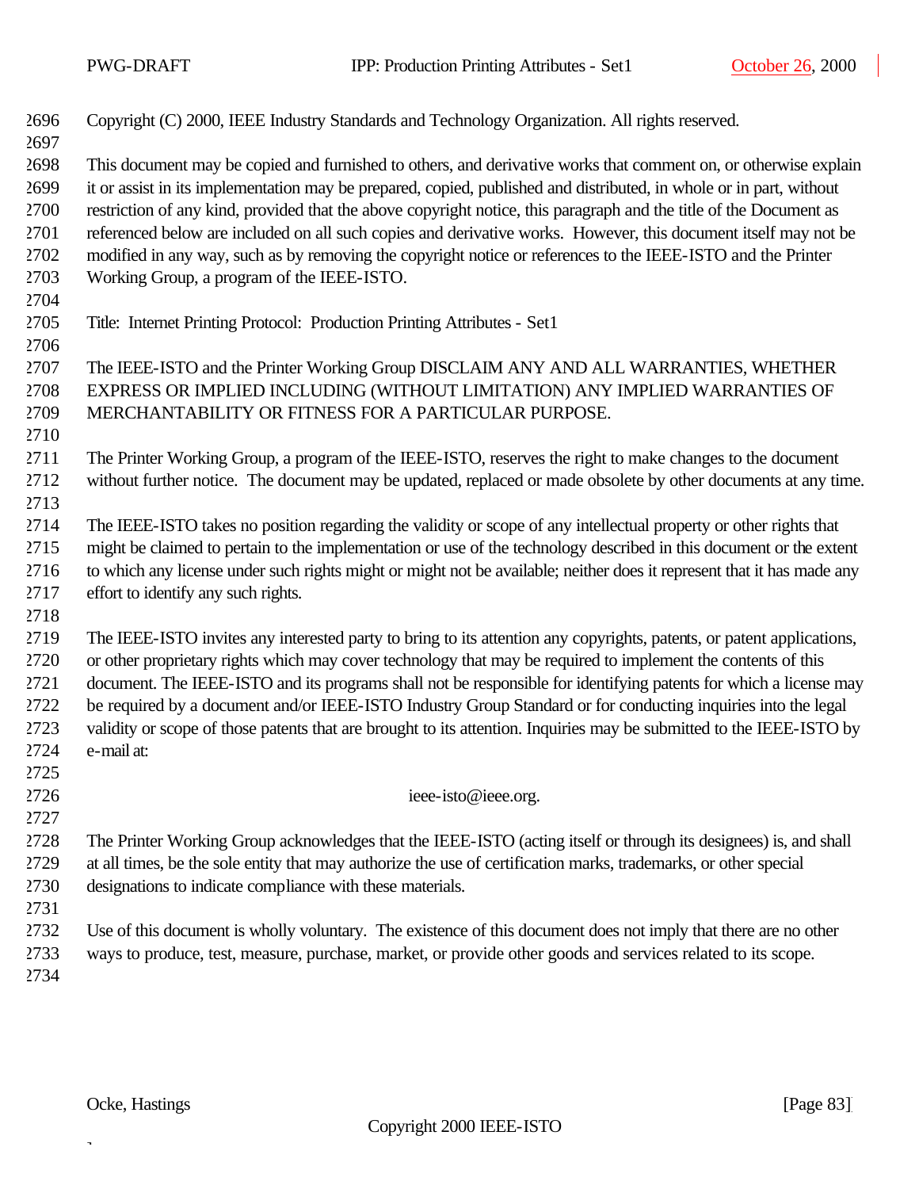Copyright (C) 2000, IEEE Industry Standards and Technology Organization. All rights reserved.

This document may be copied and furnished to others, and derivative works that comment on, or otherwise explain it or assist in its implementation may be prepared, copied, published and distributed, in whole or in part, without restriction of any kind, provided that the above copyright notice, this paragraph and the title of the Document as referenced below are included on all such copies and derivative works. However, this document itself may not be modified in any way, such as by removing the copyright notice or references to the IEEE-ISTO and the Printer Working Group, a program of the IEEE-ISTO.

Title: Internet Printing Protocol: Production Printing Attributes - Set1

The IEEE-ISTO and the Printer Working Group DISCLAIM ANY AND ALL WARRANTIES, WHETHER EXPRESS OR IMPLIED INCLUDING (WITHOUT LIMITATION) ANY IMPLIED WARRANTIES OF MERCHANTABILITY OR FITNESS FOR A PARTICULAR PURPOSE.

The Printer Working Group, a program of the IEEE-ISTO, reserves the right to make changes to the document without further notice. The document may be updated, replaced or made obsolete by other documents at any time.

The IEEE-ISTO takes no position regarding the validity or scope of any intellectual property or other rights that might be claimed to pertain to the implementation or use of the technology described in this document or the extent to which any license under such rights might or might not be available; neither does it represent that it has made any effort to identify any such rights.

The IEEE-ISTO invites any interested party to bring to its attention any copyrights, patents, or patent applications, or other proprietary rights which may cover technology that may be required to implement the contents of this document. The IEEE-ISTO and its programs shall not be responsible for identifying patents for which a license may be required by a document and/or IEEE-ISTO Industry Group Standard or for conducting inquiries into the legal validity or scope of those patents that are brought to its attention. Inquiries may be submitted to the IEEE-ISTO by e-mail at:

ieee-isto@ieee.org.

The Printer Working Group acknowledges that the IEEE-ISTO (acting itself or through its designees) is, and shall at all times, be the sole entity that may authorize the use of certification marks, trademarks, or other special designations to indicate compliance with these materials.

Use of this document is wholly voluntary. The existence of this document does not imply that there are no other ways to produce, test, measure, purchase, market, or provide other goods and services related to its scope.